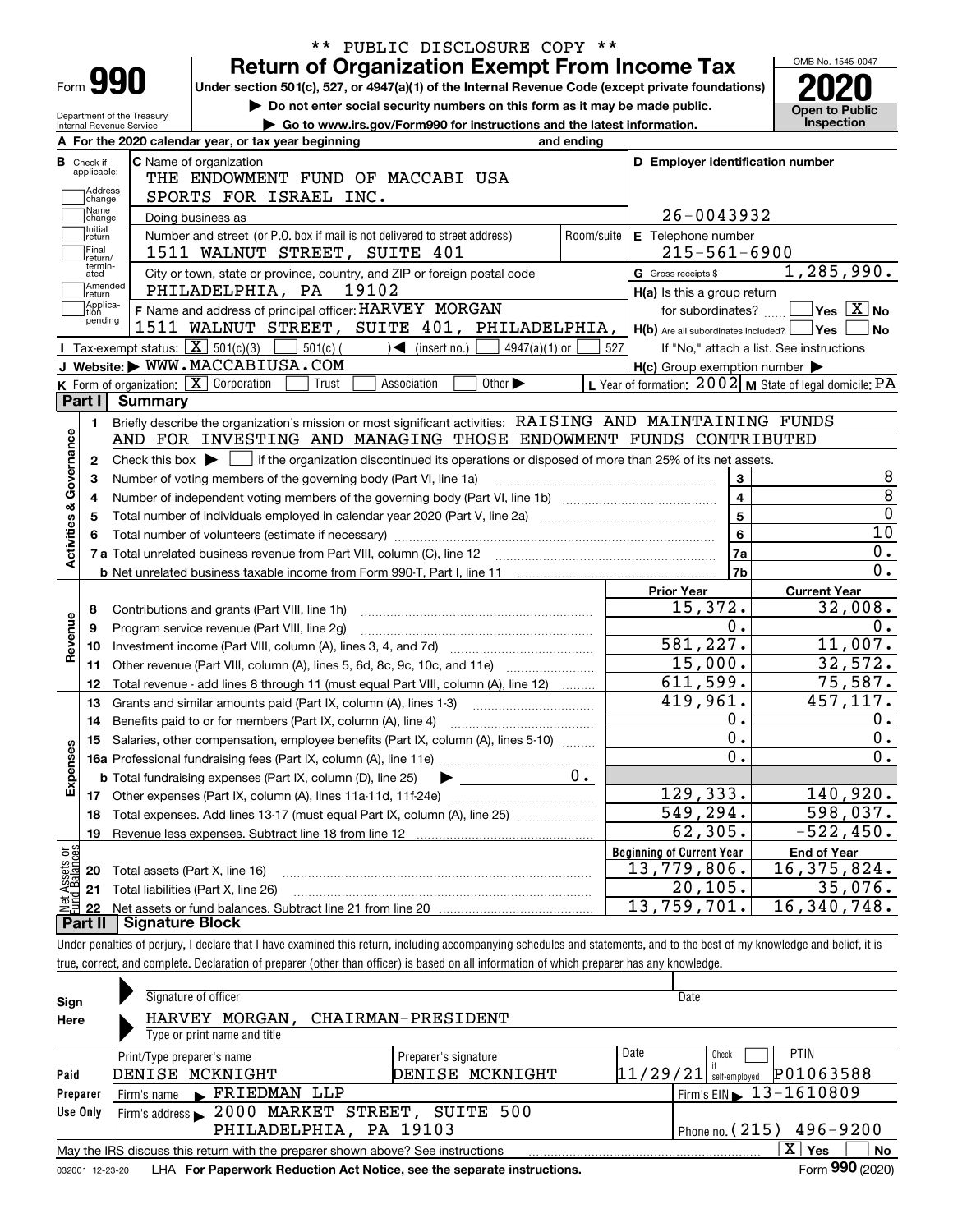** PUBLIC DISCLOSURE COPY **

Form **990**

# Return of Organization Exempt From Income Tax

**Under section 501(c), 527, or 4947(a)(1) of the Internal Revenue Code (except private foundations)**

▶ Do not enter social security numbers on this form as it may be made public.

▶ Go to www.irs.gov/Form990 for instructions and the latest information.

OMB No. 1545-0047

**2020**

**Open to Public Inspection**

Department of the Treasury
Internal Revenue Service

**A** For the 2020 calendar year, or tax year beginning and ending

**B** Check if applicable: Address change, Name change, Initial return, Final return/terminated, Amended return, Application pending

**C** Name of organization: THE ENDOWMENT FUND OF MACCABI USA SPORTS FOR ISRAEL INC.

Doing business as

Number and street (or P.O. box if mail is not delivered to street address) Room/suite: 1511 WALNUT STREET, SUITE 401

City or town, state or province, country, and ZIP or foreign postal code: PHILADELPHIA, PA 19102

**D** Employer identification number: 26-0043932

**E** Telephone number: 215-561-6900

**G** Gross receipts $ 1,285,990.

**F** Name and address of principal officer: HARVEY MORGAN, 1511 WALNUT STREET, SUITE 401, PHILADELPHIA,

**H(a)** Is this a group return for subordinates? Yes [ ] No [X]

**H(b)** Are all subordinates included? Yes [ ] No [ ]
If "No," attach a list. See instructions

**H(c)** Group exemption number ▶

**I** Tax-exempt status: [X] 501(c)(3) [ ] 501(c) ( ) ◀ (insert no.) [ ] 4947(a)(1) or [ ] 527

**J** Website: ▶ WWW.MACCABIUSA.COM

**K** Form of organization: [X] Corporation [ ] Trust [ ] Association [ ] Other ▶

**L** Year of formation: 2002 **M** State of legal domicile: PA

## Part I Summary

**Activities & Governance**

1. Briefly describe the organization's mission or most significant activities: RAISING AND MAINTAINING FUNDS AND FOR INVESTING AND MANAGING THOSE ENDOWMENT FUNDS CONTRIBUTED
2. Check this box ▶ [ ] if the organization discontinued its operations or disposed of more than 25% of its net assets.

| Line | Description | No. | Value |
|---|---|---|---|
| 3 | Number of voting members of the governing body (Part VI, line 1a) | 3 | 8 |
| 4 | Number of independent voting members of the governing body (Part VI, line 1b) | 4 | 8 |
| 5 | Total number of individuals employed in calendar year 2020 (Part V, line 2a) | 5 | 0 |
| 6 | Total number of volunteers (estimate if necessary) | 6 | 10 |
| 7a | Total unrelated business revenue from Part VIII, column (C), line 12 | 7a | 0. |
| 7b | Net unrelated business taxable income from Form 990-T, Part I, line 11 | 7b | 0. |

| Line | Description | Prior Year | Current Year |
|---|---|---|---|
| **Revenue** | | | |
| 8 | Contributions and grants (Part VIII, line 1h) | 15,372. | 32,008. |
| 9 | Program service revenue (Part VIII, line 2g) | 0. | 0. |
| 10 | Investment income (Part VIII, column (A), lines 3, 4, and 7d) | 581,227. | 11,007. |
| 11 | Other revenue (Part VIII, column (A), lines 5, 6d, 8c, 9c, 10c, and 11e) | 15,000. | 32,572. |
| 12 | Total revenue - add lines 8 through 11 (must equal Part VIII, column (A), line 12) | 611,599. | 75,587. |
| **Expenses** | | | |
| 13 | Grants and similar amounts paid (Part IX, column (A), lines 1-3) | 419,961. | 457,117. |
| 14 | Benefits paid to or for members (Part IX, column (A), line 4) | 0. | 0. |
| 15 | Salaries, other compensation, employee benefits (Part IX, column (A), lines 5-10) | 0. | 0. |
| 16a | Professional fundraising fees (Part IX, column (A), line 11e) | 0. | 0. |
| b | Total fundraising expenses (Part IX, column (D), line 25) ▶ 0. | | |
| 17 | Other expenses (Part IX, column (A), lines 11a-11d, 11f-24e) | 129,333. | 140,920. |
| 18 | Total expenses. Add lines 13-17 (must equal Part IX, column (A), line 25) | 549,294. | 598,037. |
| 19 | Revenue less expenses. Subtract line 18 from line 12 | 62,305. | -522,450. |
| **Net Assets or Fund Balances** | | **Beginning of Current Year** | **End of Year** |
| 20 | Total assets (Part X, line 16) | 13,779,806. | 16,375,824. |
| 21 | Total liabilities (Part X, line 26) | 20,105. | 35,076. |
| 22 | Net assets or fund balances. Subtract line 21 from line 20 | 13,759,701. | 16,340,748. |

## Part II Signature Block

Under penalties of perjury, I declare that I have examined this return, including accompanying schedules and statements, and to the best of my knowledge and belief, it is true, correct, and complete. Declaration of preparer (other than officer) is based on all information of which preparer has any knowledge.

**Sign Here**

Signature of officer | Date

HARVEY MORGAN, CHAIRMAN-PRESIDENT
Type or print name and title

**Paid Preparer Use Only**

| Print/Type preparer's name | Preparer's signature | Date | Check if self-employed | PTIN |
|---|---|---|---|---|
| DENISE MCKNIGHT | DENISE MCKNIGHT | 11/29/21 | [ ] | P01063588 |

Firm's name ▶ FRIEDMAN LLP — Firm's EIN ▶ 13-1610809

Firm's address ▶ 2000 MARKET STREET, SUITE 500, PHILADELPHIA, PA 19103 — Phone no. (215) 496-9200

May the IRS discuss this return with the preparer shown above? See instructions [X] Yes [ ] No

032001 12-23-20 LHA For Paperwork Reduction Act Notice, see the separate instructions. Form **990** (2020)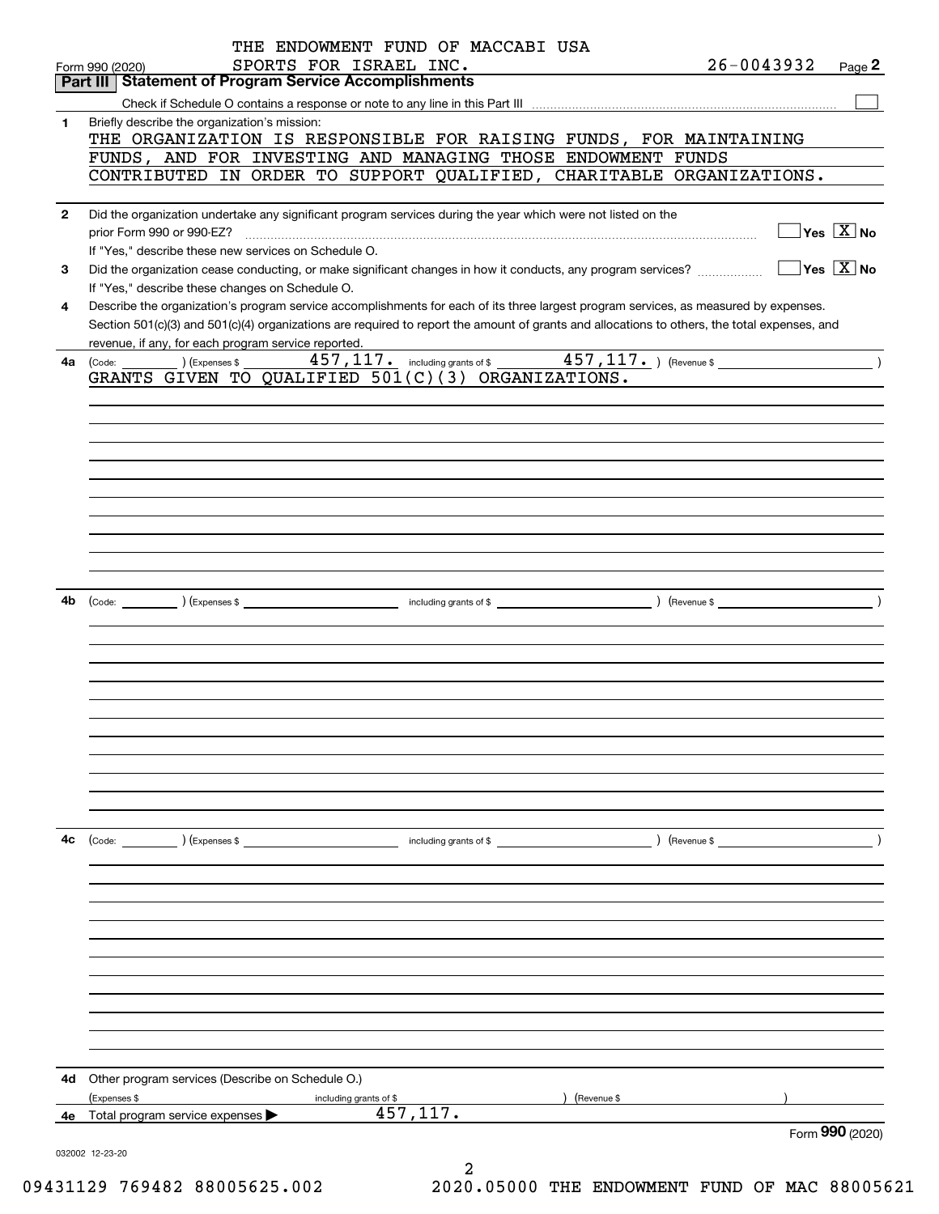THE ENDOWMENT FUND OF MACCABI USA SPORTS FOR ISRAEL INC. 26-0043932

Form 990 (2020) Page **2**

## Part III Statement of Program Service Accomplishments

Check if Schedule O contains a response or note to any line in this Part III ☐

**1** Briefly describe the organization's mission:

THE ORGANIZATION IS RESPONSIBLE FOR RAISING FUNDS, FOR MAINTAINING FUNDS, AND FOR INVESTING AND MANAGING THOSE ENDOWMENT FUNDS CONTRIBUTED IN ORDER TO SUPPORT QUALIFIED, CHARITABLE ORGANIZATIONS.

**2** Did the organization undertake any significant program services during the year which were not listed on the prior Form 990 or 990-EZ? ☐ Yes ☒ No

If "Yes," describe these new services on Schedule O.

**3** Did the organization cease conducting, or make significant changes in how it conducts, any program services? ☐ Yes ☒ No

If "Yes," describe these changes on Schedule O.

**4** Describe the organization's program service accomplishments for each of its three largest program services, as measured by expenses. Section 501(c)(3) and 501(c)(4) organizations are required to report the amount of grants and allocations to others, the total expenses, and revenue, if any, for each program service reported.

**4a** (Code: ) (Expenses $ 457,117. including grants of $ 457,117. ) (Revenue $ )

GRANTS GIVEN TO QUALIFIED 501(C)(3) ORGANIZATIONS.

**4b** (Code: ) (Expenses $ including grants of $ ) (Revenue $ )

**4c** (Code: ) (Expenses $ including grants of $ ) (Revenue $ )

**4d** Other program services (Describe on Schedule O.)

(Expenses $ including grants of $ ) (Revenue $ )

**4e** Total program service expenses ▶ 457,117.

Form **990** (2020)

032002 12-23-20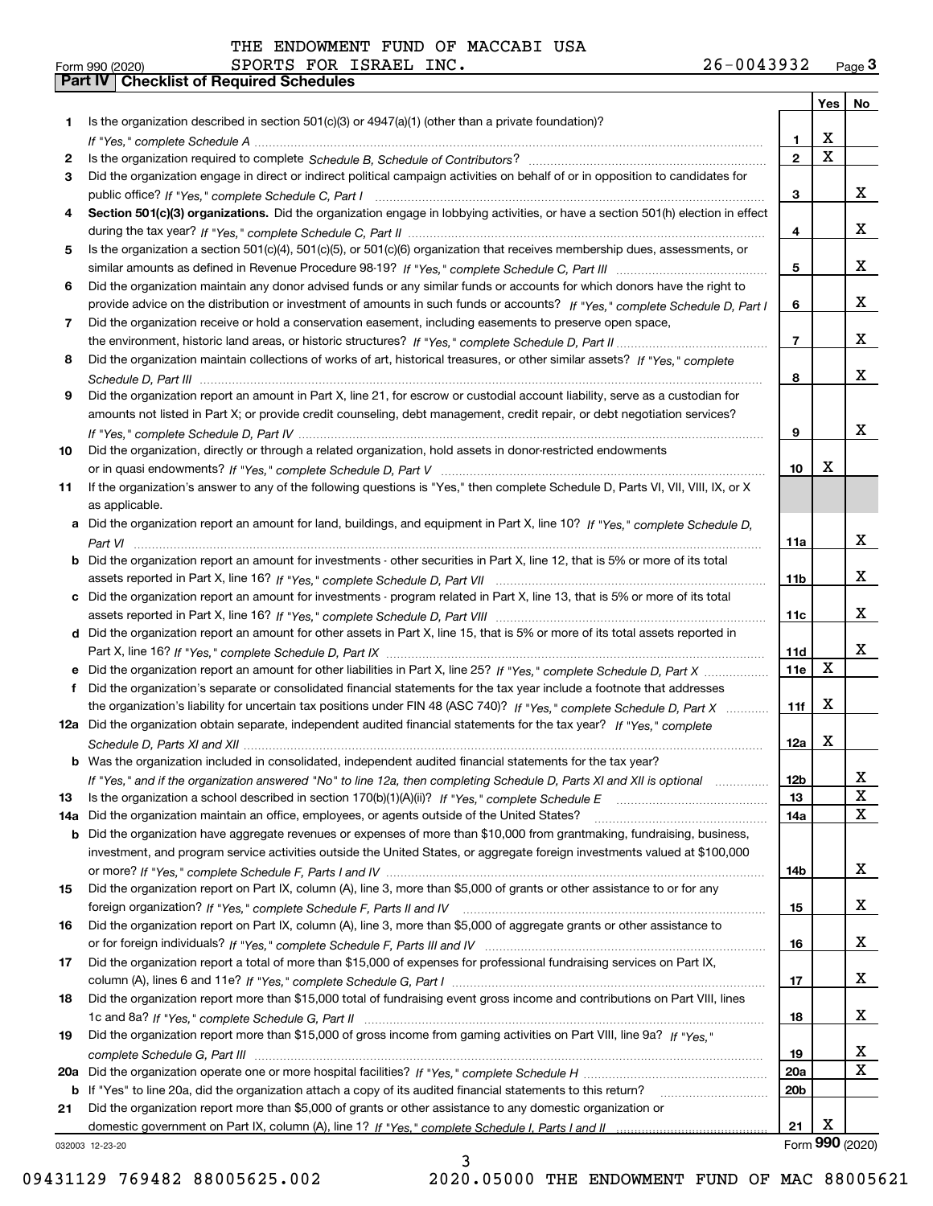THE ENDOWMENT FUND OF MACCABI USA
Form 990 (2020) SPORTS FOR ISRAEL INC. 26-0043932 Page 3

## Part IV Checklist of Required Schedules

| | | | Yes | No |
|---|---|---|---|---|
| 1 | Is the organization described in section 501(c)(3) or 4947(a)(1) (other than a private foundation)? *If "Yes," complete Schedule A* | 1 | X | |
| 2 | Is the organization required to complete *Schedule B, Schedule of Contributors*? | 2 | X | |
| 3 | Did the organization engage in direct or indirect political campaign activities on behalf of or in opposition to candidates for public office? *If "Yes," complete Schedule C, Part I* | 3 | | X |
| 4 | **Section 501(c)(3) organizations.** Did the organization engage in lobbying activities, or have a section 501(h) election in effect during the tax year? *If "Yes," complete Schedule C, Part II* | 4 | | X |
| 5 | Is the organization a section 501(c)(4), 501(c)(5), or 501(c)(6) organization that receives membership dues, assessments, or similar amounts as defined in Revenue Procedure 98-19? *If "Yes," complete Schedule C, Part III* | 5 | | X |
| 6 | Did the organization maintain any donor advised funds or any similar funds or accounts for which donors have the right to provide advice on the distribution or investment of amounts in such funds or accounts? *If "Yes," complete Schedule D, Part I* | 6 | | X |
| 7 | Did the organization receive or hold a conservation easement, including easements to preserve open space, the environment, historic land areas, or historic structures? *If "Yes," complete Schedule D, Part II* | 7 | | X |
| 8 | Did the organization maintain collections of works of art, historical treasures, or other similar assets? *If "Yes," complete Schedule D, Part III* | 8 | | X |
| 9 | Did the organization report an amount in Part X, line 21, for escrow or custodial account liability, serve as a custodian for amounts not listed in Part X; or provide credit counseling, debt management, credit repair, or debt negotiation services? *If "Yes," complete Schedule D, Part IV* | 9 | | X |
| 10 | Did the organization, directly or through a related organization, hold assets in donor-restricted endowments or in quasi endowments? *If "Yes," complete Schedule D, Part V* | 10 | X | |
| 11 | If the organization's answer to any of the following questions is "Yes," then complete Schedule D, Parts VI, VII, VIII, IX, or X as applicable. | | | |
| a | Did the organization report an amount for land, buildings, and equipment in Part X, line 10? *If "Yes," complete Schedule D, Part VI* | 11a | | X |
| b | Did the organization report an amount for investments - other securities in Part X, line 12, that is 5% or more of its total assets reported in Part X, line 16? *If "Yes," complete Schedule D, Part VII* | 11b | | X |
| c | Did the organization report an amount for investments - program related in Part X, line 13, that is 5% or more of its total assets reported in Part X, line 16? *If "Yes," complete Schedule D, Part VIII* | 11c | | X |
| d | Did the organization report an amount for other assets in Part X, line 15, that is 5% or more of its total assets reported in Part X, line 16? *If "Yes," complete Schedule D, Part IX* | 11d | | X |
| e | Did the organization report an amount for other liabilities in Part X, line 25? *If "Yes," complete Schedule D, Part X* | 11e | X | |
| f | Did the organization's separate or consolidated financial statements for the tax year include a footnote that addresses the organization's liability for uncertain tax positions under FIN 48 (ASC 740)? *If "Yes," complete Schedule D, Part X* | 11f | X | |
| 12a | Did the organization obtain separate, independent audited financial statements for the tax year? *If "Yes," complete Schedule D, Parts XI and XII* | 12a | X | |
| b | Was the organization included in consolidated, independent audited financial statements for the tax year? *If "Yes," and if the organization answered "No" to line 12a, then completing Schedule D, Parts XI and XII is optional* | 12b | | X |
| 13 | Is the organization a school described in section 170(b)(1)(A)(ii)? *If "Yes," complete Schedule E* | 13 | | X |
| 14a | Did the organization maintain an office, employees, or agents outside of the United States? | 14a | | X |
| b | Did the organization have aggregate revenues or expenses of more than $10,000 from grantmaking, fundraising, business, investment, and program service activities outside the United States, or aggregate foreign investments valued at $100,000 or more? *If "Yes," complete Schedule F, Parts I and IV* | 14b | | X |
| 15 | Did the organization report on Part IX, column (A), line 3, more than $5,000 of grants or other assistance to or for any foreign organization? *If "Yes," complete Schedule F, Parts II and IV* | 15 | | X |
| 16 | Did the organization report on Part IX, column (A), line 3, more than $5,000 of aggregate grants or other assistance to or for foreign individuals? *If "Yes," complete Schedule F, Parts III and IV* | 16 | | X |
| 17 | Did the organization report a total of more than $15,000 of expenses for professional fundraising services on Part IX, column (A), lines 6 and 11e? *If "Yes," complete Schedule G, Part I* | 17 | | X |
| 18 | Did the organization report more than $15,000 total of fundraising event gross income and contributions on Part VIII, lines 1c and 8a? *If "Yes," complete Schedule G, Part II* | 18 | | X |
| 19 | Did the organization report more than $15,000 of gross income from gaming activities on Part VIII, line 9a? *If "Yes," complete Schedule G, Part III* | 19 | | X |
| 20a | Did the organization operate one or more hospital facilities? *If "Yes," complete Schedule H* | 20a | | X |
| b | If "Yes" to line 20a, did the organization attach a copy of its audited financial statements to this return? | 20b | | |
| 21 | Did the organization report more than $5,000 of grants or other assistance to any domestic organization or domestic government on Part IX, column (A), line 1? *If "Yes," complete Schedule I, Parts I and II* | 21 | X | |

032003 12-23-20 Form **990** (2020)

09431129 769482 88005625.002 2020.05000 THE ENDOWMENT FUND OF MAC 88005621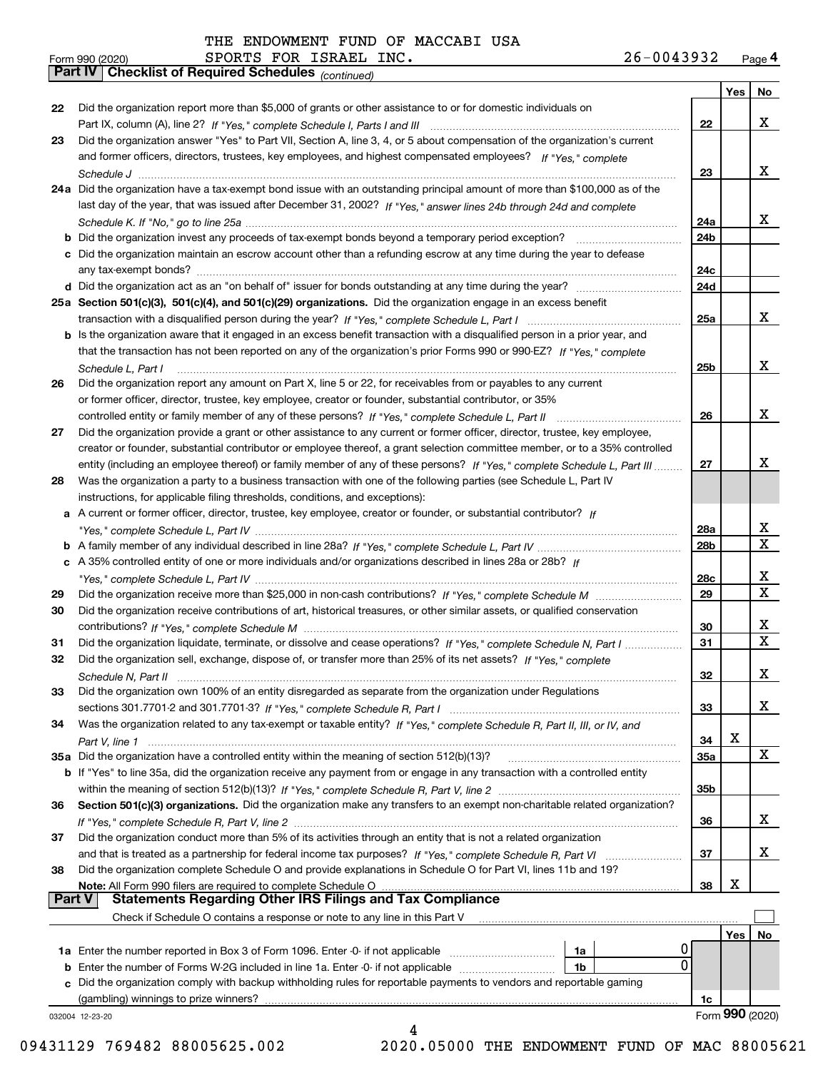THE ENDOWMENT FUND OF MACCABI USA

Form 990 (2020) SPORTS FOR ISRAEL INC. 26-0043932 Page 4

## Part IV Checklist of Required Schedules *(continued)*

| | | | Yes | No |
|---|---|---|---|---|
| 22 | Did the organization report more than $5,000 of grants or other assistance to or for domestic individuals on Part IX, column (A), line 2? *If "Yes," complete Schedule I, Parts I and III* | 22 | | X |
| 23 | Did the organization answer "Yes" to Part VII, Section A, line 3, 4, or 5 about compensation of the organization's current and former officers, directors, trustees, key employees, and highest compensated employees? *If "Yes," complete Schedule J* | 23 | | X |
| 24a | Did the organization have a tax-exempt bond issue with an outstanding principal amount of more than $100,000 as of the last day of the year, that was issued after December 31, 2002? *If "Yes," answer lines 24b through 24d and complete Schedule K. If "No," go to line 25a* | 24a | | X |
| b | Did the organization invest any proceeds of tax-exempt bonds beyond a temporary period exception? | 24b | | |
| c | Did the organization maintain an escrow account other than a refunding escrow at any time during the year to defease any tax-exempt bonds? | 24c | | |
| d | Did the organization act as an "on behalf of" issuer for bonds outstanding at any time during the year? | 24d | | |
| 25a | **Section 501(c)(3), 501(c)(4), and 501(c)(29) organizations.** Did the organization engage in an excess benefit transaction with a disqualified person during the year? *If "Yes," complete Schedule L, Part I* | 25a | | X |
| b | Is the organization aware that it engaged in an excess benefit transaction with a disqualified person in a prior year, and that the transaction has not been reported on any of the organization's prior Forms 990 or 990-EZ? *If "Yes," complete Schedule L, Part I* | 25b | | X |
| 26 | Did the organization report any amount on Part X, line 5 or 22, for receivables from or payables to any current or former officer, director, trustee, key employee, creator or founder, substantial contributor, or 35% controlled entity or family member of any of these persons? *If "Yes," complete Schedule L, Part II* | 26 | | X |
| 27 | Did the organization provide a grant or other assistance to any current or former officer, director, trustee, key employee, creator or founder, substantial contributor or employee thereof, a grant selection committee member, or to a 35% controlled entity (including an employee thereof) or family member of any of these persons? *If "Yes," complete Schedule L, Part III* | 27 | | X |
| 28 | Was the organization a party to a business transaction with one of the following parties (see Schedule L, Part IV instructions, for applicable filing thresholds, conditions, and exceptions): | | | |
| a | A current or former officer, director, trustee, key employee, creator or founder, or substantial contributor? *If "Yes," complete Schedule L, Part IV* | 28a | | X |
| b | A family member of any individual described in line 28a? *If "Yes," complete Schedule L, Part IV* | 28b | | X |
| c | A 35% controlled entity of one or more individuals and/or organizations described in lines 28a or 28b? *If "Yes," complete Schedule L, Part IV* | 28c | | X |
| 29 | Did the organization receive more than $25,000 in non-cash contributions? *If "Yes," complete Schedule M* | 29 | | X |
| 30 | Did the organization receive contributions of art, historical treasures, or other similar assets, or qualified conservation contributions? *If "Yes," complete Schedule M* | 30 | | X |
| 31 | Did the organization liquidate, terminate, or dissolve and cease operations? *If "Yes," complete Schedule N, Part I* | 31 | | X |
| 32 | Did the organization sell, exchange, dispose of, or transfer more than 25% of its net assets? *If "Yes," complete Schedule N, Part II* | 32 | | X |
| 33 | Did the organization own 100% of an entity disregarded as separate from the organization under Regulations sections 301.7701-2 and 301.7701-3? *If "Yes," complete Schedule R, Part I* | 33 | | X |
| 34 | Was the organization related to any tax-exempt or taxable entity? *If "Yes," complete Schedule R, Part II, III, or IV, and Part V, line 1* | 34 | X | |
| 35a | Did the organization have a controlled entity within the meaning of section 512(b)(13)? | 35a | | X |
| b | If "Yes" to line 35a, did the organization receive any payment from or engage in any transaction with a controlled entity within the meaning of section 512(b)(13)? *If "Yes," complete Schedule R, Part V, line 2* | 35b | | |
| 36 | **Section 501(c)(3) organizations.** Did the organization make any transfers to an exempt non-charitable related organization? *If "Yes," complete Schedule R, Part V, line 2* | 36 | | X |
| 37 | Did the organization conduct more than 5% of its activities through an entity that is not a related organization and that is treated as a partnership for federal income tax purposes? *If "Yes," complete Schedule R, Part VI* | 37 | | X |
| 38 | Did the organization complete Schedule O and provide explanations in Schedule O for Part VI, lines 11b and 19? **Note:** All Form 990 filers are required to complete Schedule O | 38 | X | |

## Part V Statements Regarding Other IRS Filings and Tax Compliance

Check if Schedule O contains a response or note to any line in this Part V

| | | | | | Yes | No |
|---|---|---|---|---|---|---|
| 1a | Enter the number reported in Box 3 of Form 1096. Enter -0- if not applicable | 1a | 0 | | | |
| b | Enter the number of Forms W-2G included in line 1a. Enter -0- if not applicable | 1b | 0 | | | |
| c | Did the organization comply with backup withholding rules for reportable payments to vendors and reportable gaming (gambling) winnings to prize winners? | | | 1c | | |

032004 12-23-20 Form **990** (2020)

09431129 769482 88005625.002 2020.05000 THE ENDOWMENT FUND OF MAC 88005621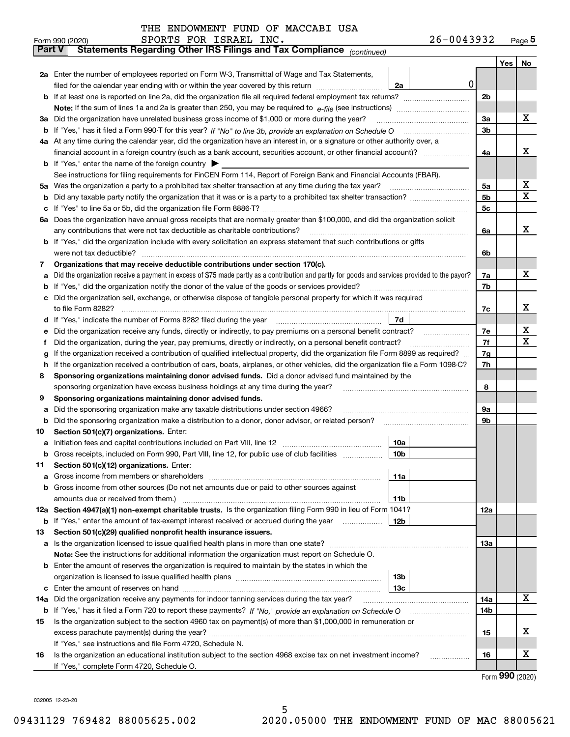THE ENDOWMENT FUND OF MACCABI USA
SPORTS FOR ISRAEL INC.	26-0043932

Form 990 (2020)

## Part V Statements Regarding Other IRS Filings and Tax Compliance *(continued)*

| | | | | Yes | No |
|---|---|---|---|---|---|
| **2a** | Enter the number of employees reported on Form W-3, Transmittal of Wage and Tax Statements, filed for the calendar year ending with or within the year covered by this return | 2a | 0 | | |
| **b** | If at least one is reported on line 2a, did the organization file all required federal employment tax returns? | 2b | | | |
| | **Note:** If the sum of lines 1a and 2a is greater than 250, you may be required to *e-file* (see instructions) | | | | |
| **3a** | Did the organization have unrelated business gross income of $1,000 or more during the year? | 3a | | | X |
| **b** | If "Yes," has it filed a Form 990-T for this year? *If "No" to line 3b, provide an explanation on Schedule O* | 3b | | | |
| **4a** | At any time during the calendar year, did the organization have an interest in, or a signature or other authority over, a financial account in a foreign country (such as a bank account, securities account, or other financial account)? | 4a | | | X |
| **b** | If "Yes," enter the name of the foreign country ▶ | | | | |
| | See instructions for filing requirements for FinCEN Form 114, Report of Foreign Bank and Financial Accounts (FBAR). | | | | |
| **5a** | Was the organization a party to a prohibited tax shelter transaction at any time during the tax year? | 5a | | | X |
| **b** | Did any taxable party notify the organization that it was or is a party to a prohibited tax shelter transaction? | 5b | | | X |
| **c** | If "Yes" to line 5a or 5b, did the organization file Form 8886-T? | 5c | | | |
| **6a** | Does the organization have annual gross receipts that are normally greater than $100,000, and did the organization solicit any contributions that were not tax deductible as charitable contributions? | 6a | | | X |
| **b** | If "Yes," did the organization include with every solicitation an express statement that such contributions or gifts were not tax deductible? | 6b | | | |
| **7** | **Organizations that may receive deductible contributions under section 170(c).** | | | | |
| **a** | Did the organization receive a payment in excess of $75 made partly as a contribution and partly for goods and services provided to the payor? | 7a | | | X |
| **b** | If "Yes," did the organization notify the donor of the value of the goods or services provided? | 7b | | | |
| **c** | Did the organization sell, exchange, or otherwise dispose of tangible personal property for which it was required to file Form 8282? | 7c | | | X |
| **d** | If "Yes," indicate the number of Forms 8282 filed during the year | 7d | | | |
| **e** | Did the organization receive any funds, directly or indirectly, to pay premiums on a personal benefit contract? | 7e | | | X |
| **f** | Did the organization, during the year, pay premiums, directly or indirectly, on a personal benefit contract? | 7f | | | X |
| **g** | If the organization received a contribution of qualified intellectual property, did the organization file Form 8899 as required? | 7g | | | |
| **h** | If the organization received a contribution of cars, boats, airplanes, or other vehicles, did the organization file a Form 1098-C? | 7h | | | |
| **8** | **Sponsoring organizations maintaining donor advised funds.** Did a donor advised fund maintained by the sponsoring organization have excess business holdings at any time during the year? | 8 | | | |
| **9** | **Sponsoring organizations maintaining donor advised funds.** | | | | |
| **a** | Did the sponsoring organization make any taxable distributions under section 4966? | 9a | | | |
| **b** | Did the sponsoring organization make a distribution to a donor, donor advisor, or related person? | 9b | | | |
| **10** | **Section 501(c)(7) organizations.** Enter: | | | | |
| **a** | Initiation fees and capital contributions included on Part VIII, line 12 | 10a | | | |
| **b** | Gross receipts, included on Form 990, Part VIII, line 12, for public use of club facilities | 10b | | | |
| **11** | **Section 501(c)(12) organizations.** Enter: | | | | |
| **a** | Gross income from members or shareholders | 11a | | | |
| **b** | Gross income from other sources (Do not net amounts due or paid to other sources against amounts due or received from them.) | 11b | | | |
| **12a** | **Section 4947(a)(1) non-exempt charitable trusts.** Is the organization filing Form 990 in lieu of Form 1041? | 12a | | | |
| **b** | If "Yes," enter the amount of tax-exempt interest received or accrued during the year | 12b | | | |
| **13** | **Section 501(c)(29) qualified nonprofit health insurance issuers.** | | | | |
| **a** | Is the organization licensed to issue qualified health plans in more than one state? | 13a | | | |
| | **Note:** See the instructions for additional information the organization must report on Schedule O. | | | | |
| **b** | Enter the amount of reserves the organization is required to maintain by the states in which the organization is licensed to issue qualified health plans | 13b | | | |
| **c** | Enter the amount of reserves on hand | 13c | | | |
| **14a** | Did the organization receive any payments for indoor tanning services during the tax year? | 14a | | | X |
| **b** | If "Yes," has it filed a Form 720 to report these payments? *If "No," provide an explanation on Schedule O* | 14b | | | |
| **15** | Is the organization subject to the section 4960 tax on payment(s) of more than $1,000,000 in remuneration or excess parachute payment(s) during the year? | 15 | | | X |
| | If "Yes," see instructions and file Form 4720, Schedule N. | | | | |
| **16** | Is the organization an educational institution subject to the section 4968 excise tax on net investment income? | 16 | | | X |
| | If "Yes," complete Form 4720, Schedule O. | | | | |

Form **990** (2020)

032005 12-23-20

09431129 769482 88005625.002 2020.05000 THE ENDOWMENT FUND OF MAC 88005621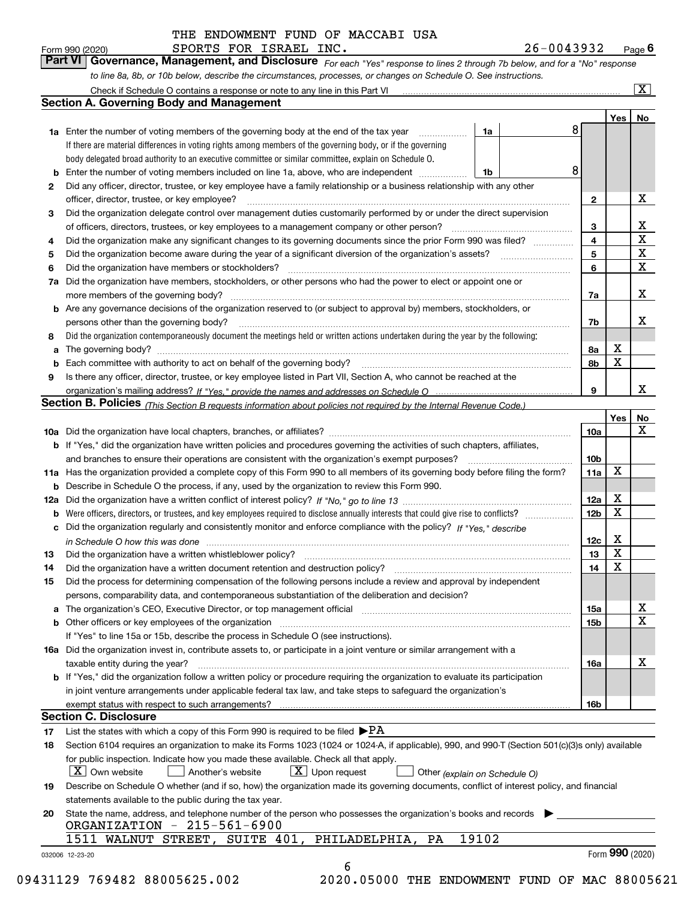THE ENDOWMENT FUND OF MACCABI USA

Form 990 (2020) SPORTS FOR ISRAEL INC. 26-0043932 Page **6**

## Part VI Governance, Management, and Disclosure

*For each "Yes" response to lines 2 through 7b below, and for a "No" response to line 8a, 8b, or 10b below, describe the circumstances, processes, or changes on Schedule O. See instructions.*

Check if Schedule O contains a response or note to any line in this Part VI [X]

### Section A. Governing Body and Management

| | | | | Yes | No |
|---|---|---|---|---|---|
| **1a** | Enter the number of voting members of the governing body at the end of the tax year. If there are material differences in voting rights among members of the governing body, or if the governing body delegated broad authority to an executive committee or similar committee, explain on Schedule O. | 1a: 8 | | | |
| **b** | Enter the number of voting members included on line 1a, above, who are independent | 1b: 8 | | | |
| **2** | Did any officer, director, trustee, or key employee have a family relationship or a business relationship with any other officer, director, trustee, or key employee? | | 2 | | X |
| **3** | Did the organization delegate control over management duties customarily performed by or under the direct supervision of officers, directors, trustees, or key employees to a management company or other person? | | 3 | | X |
| **4** | Did the organization make any significant changes to its governing documents since the prior Form 990 was filed? | | 4 | | X |
| **5** | Did the organization become aware during the year of a significant diversion of the organization's assets? | | 5 | | X |
| **6** | Did the organization have members or stockholders? | | 6 | | X |
| **7a** | Did the organization have members, stockholders, or other persons who had the power to elect or appoint one or more members of the governing body? | | 7a | | X |
| **b** | Are any governance decisions of the organization reserved to (or subject to approval by) members, stockholders, or persons other than the governing body? | | 7b | | X |
| **8** | Did the organization contemporaneously document the meetings held or written actions undertaken during the year by the following: | | | | |
| **a** | The governing body? | | 8a | X | |
| **b** | Each committee with authority to act on behalf of the governing body? | | 8b | X | |
| **9** | Is there any officer, director, trustee, or key employee listed in Part VII, Section A, who cannot be reached at the organization's mailing address? *If "Yes," provide the names and addresses on Schedule O* | | 9 | | X |

### Section B. Policies *(This Section B requests information about policies not required by the Internal Revenue Code.)*

| | | | Yes | No |
|---|---|---|---|---|
| **10a** | Did the organization have local chapters, branches, or affiliates? | 10a | | X |
| **b** | If "Yes," did the organization have written policies and procedures governing the activities of such chapters, affiliates, and branches to ensure their operations are consistent with the organization's exempt purposes? | 10b | | |
| **11a** | Has the organization provided a complete copy of this Form 990 to all members of its governing body before filing the form? | 11a | X | |
| **b** | Describe in Schedule O the process, if any, used by the organization to review this Form 990. | | | |
| **12a** | Did the organization have a written conflict of interest policy? *If "No," go to line 13* | 12a | X | |
| **b** | Were officers, directors, or trustees, and key employees required to disclose annually interests that could give rise to conflicts? | 12b | X | |
| **c** | Did the organization regularly and consistently monitor and enforce compliance with the policy? *If "Yes," describe in Schedule O how this was done* | 12c | X | |
| **13** | Did the organization have a written whistleblower policy? | 13 | X | |
| **14** | Did the organization have a written document retention and destruction policy? | 14 | X | |
| **15** | Did the process for determining compensation of the following persons include a review and approval by independent persons, comparability data, and contemporaneous substantiation of the deliberation and decision? | | | |
| **a** | The organization's CEO, Executive Director, or top management official | 15a | | X |
| **b** | Other officers or key employees of the organization | 15b | | X |
| | If "Yes" to line 15a or 15b, describe the process in Schedule O (see instructions). | | | |
| **16a** | Did the organization invest in, contribute assets to, or participate in a joint venture or similar arrangement with a taxable entity during the year? | 16a | | X |
| **b** | If "Yes," did the organization follow a written policy or procedure requiring the organization to evaluate its participation in joint venture arrangements under applicable federal tax law, and take steps to safeguard the organization's exempt status with respect to such arrangements? | 16b | | |

### Section C. Disclosure

**17** List the states with which a copy of this Form 990 is required to be filed ▶PA

**18** Section 6104 requires an organization to make its Forms 1023 (1024 or 1024-A, if applicable), 990, and 990-T (Section 501(c)(3)s only) available for public inspection. Indicate how you made these available. Check all that apply.

[X] Own website [ ] Another's website [X] Upon request [ ] Other *(explain on Schedule O)*

**19** Describe on Schedule O whether (and if so, how) the organization made its governing documents, conflict of interest policy, and financial statements available to the public during the tax year.

**20** State the name, address, and telephone number of the person who possesses the organization's books and records ▶

ORGANIZATION - 215-561-6900
1511 WALNUT STREET, SUITE 401, PHILADELPHIA, PA 19102

032006 12-23-20 Form **990** (2020)

09431129 769482 88005625.002 2020.05000 THE ENDOWMENT FUND OF MAC 88005621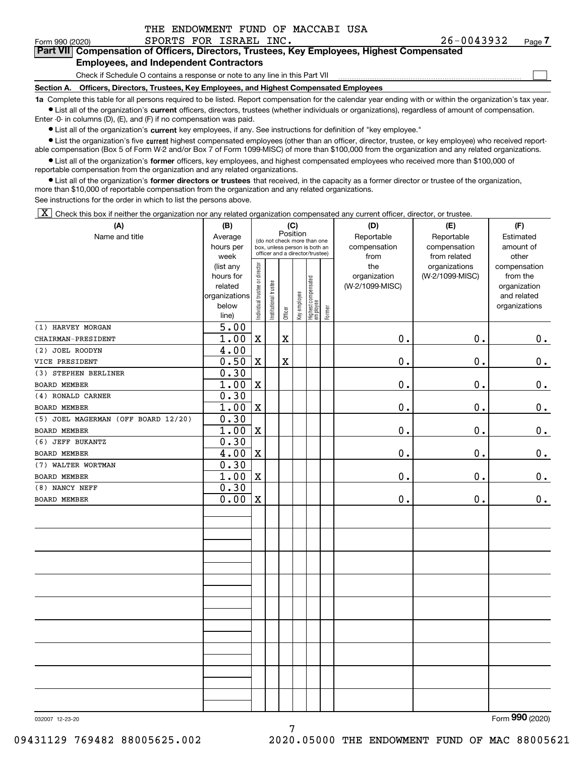THE ENDOWMENT FUND OF MACCABI USA SPORTS FOR ISRAEL INC. 26-0043932

Form 990 (2020) Page 7

## Part VII Compensation of Officers, Directors, Trustees, Key Employees, Highest Compensated Employees, and Independent Contractors

Check if Schedule O contains a response or note to any line in this Part VII ☐

### Section A. Officers, Directors, Trustees, Key Employees, and Highest Compensated Employees

**1a** Complete this table for all persons required to be listed. Report compensation for the calendar year ending with or within the organization's tax year.

- List all of the organization's **current** officers, directors, trustees (whether individuals or organizations), regardless of amount of compensation. Enter -0- in columns (D), (E), and (F) if no compensation was paid.
- List all of the organization's **current** key employees, if any. See instructions for definition of "key employee."
- List the organization's five **current** highest compensated employees (other than an officer, director, trustee, or key employee) who received reportable compensation (Box 5 of Form W-2 and/or Box 7 of Form 1099-MISC) of more than $100,000 from the organization and any related organizations.
- List all of the organization's **former** officers, key employees, and highest compensated employees who received more than $100,000 of reportable compensation from the organization and any related organizations.
- List all of the organization's **former directors or trustees** that received, in the capacity as a former director or trustee of the organization, more than $10,000 of reportable compensation from the organization and any related organizations.

See instructions for the order in which to list the persons above.

☒ Check this box if neither the organization nor any related organization compensated any current officer, director, or trustee.

| (A) Name and title | (B) Average hours per week (list any hours for related organizations below line) | (C) Position: Individual trustee or director | Institutional trustee | Officer | Key employee | Highest compensated employee | Former | (D) Reportable compensation from the organization (W-2/1099-MISC) | (E) Reportable compensation from related organizations (W-2/1099-MISC) | (F) Estimated amount of other compensation from the organization and related organizations |
|---|---|---|---|---|---|---|---|---|---|---|
| (1) HARVEY MORGAN<br>CHAIRMAN-PRESIDENT | 5.00<br>1.00 | X | | X | | | | 0. | 0. | 0. |
| (2) JOEL ROODYN<br>VICE PRESIDENT | 4.00<br>0.50 | X | | X | | | | 0. | 0. | 0. |
| (3) STEPHEN BERLINER<br>BOARD MEMBER | 0.30<br>1.00 | X | | | | | | 0. | 0. | 0. |
| (4) RONALD CARNER<br>BOARD MEMBER | 0.30<br>1.00 | X | | | | | | 0. | 0. | 0. |
| (5) JOEL MAGERMAN (OFF BOARD 12/20)<br>BOARD MEMBER | 0.30<br>1.00 | X | | | | | | 0. | 0. | 0. |
| (6) JEFF BUKANTZ<br>BOARD MEMBER | 0.30<br>4.00 | X | | | | | | 0. | 0. | 0. |
| (7) WALTER WORTMAN<br>BOARD MEMBER | 0.30<br>1.00 | X | | | | | | 0. | 0. | 0. |
| (8) NANCY NEFF<br>BOARD MEMBER | 0.30<br>0.00 | X | | | | | | 0. | 0. | 0. |

032007 12-23-20

Form **990** (2020)

09431129 769482 88005625.002 2020.05000 THE ENDOWMENT FUND OF MAC 88005621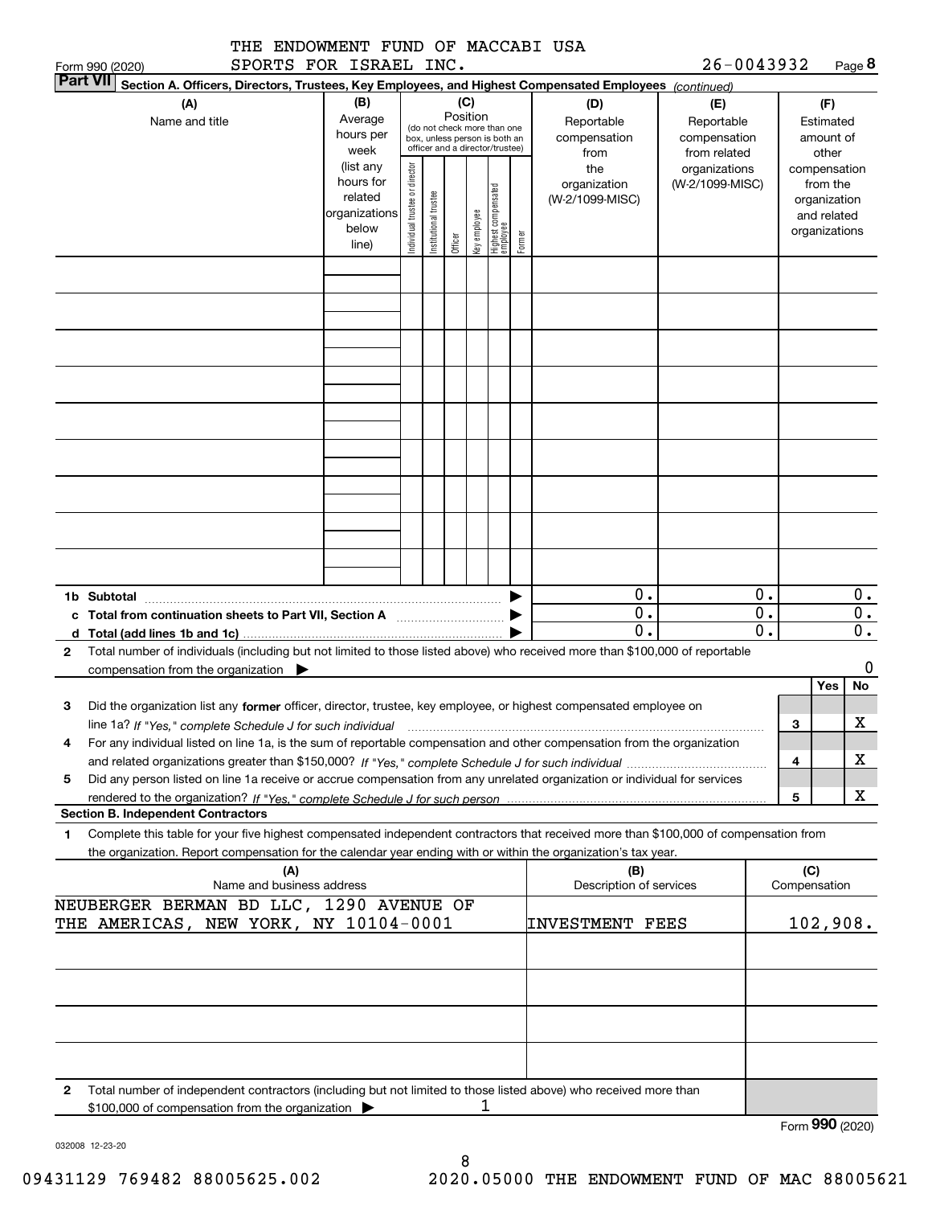THE ENDOWMENT FUND OF MACCABI USA SPORTS FOR ISRAEL INC.

Form 990 (2020) 26-0043932 Page 8

**Part VII Section A. Officers, Directors, Trustees, Key Employees, and Highest Compensated Employees** *(continued)*

| (A) Name and title | (B) Average hours per week (list any hours for related organizations below line) | (C) Position (do not check more than one box, unless person is both an officer and a director/trustee): Individual trustee or director | Institutional trustee | Officer | Key employee | Highest compensated employee | Former | (D) Reportable compensation from the organization (W-2/1099-MISC) | (E) Reportable compensation from related organizations (W-2/1099-MISC) | (F) Estimated amount of other compensation from the organization and related organizations |
|---|---|---|---|---|---|---|---|---|---|---|
| | | | | | | | | | | |
| | | | | | | | | | | |
| | | | | | | | | | | |
| | | | | | | | | | | |
| | | | | | | | | | | |
| | | | | | | | | | | |
| | | | | | | | | | | |
| | | | | | | | | | | |
| | | | | | | | | | | |
| **1b Subtotal** | | | | | | | ▶ | 0. | 0. | 0. |
| **c Total from continuation sheets to Part VII, Section A** | | | | | | | ▶ | 0. | 0. | 0. |
| **d Total (add lines 1b and 1c)** | | | | | | | ▶ | 0. | 0. | 0. |

**2** Total number of individuals (including but not limited to those listed above) who received more than $100,000 of reportable compensation from the organization ▶ 0

| | | Yes | No |
|---|---|---|---|
| **3** Did the organization list any **former** officer, director, trustee, key employee, or highest compensated employee on line 1a? *If "Yes," complete Schedule J for such individual* | 3 | | X |
| **4** For any individual listed on line 1a, is the sum of reportable compensation and other compensation from the organization and related organizations greater than $150,000? *If "Yes," complete Schedule J for such individual* | 4 | | X |
| **5** Did any person listed on line 1a receive or accrue compensation from any unrelated organization or individual for services rendered to the organization? *If "Yes," complete Schedule J for such person* | 5 | | X |

**Section B. Independent Contractors**

**1** Complete this table for your five highest compensated independent contractors that received more than $100,000 of compensation from the organization. Report compensation for the calendar year ending with or within the organization's tax year.

| (A) Name and business address | (B) Description of services | (C) Compensation |
|---|---|---|
| NEUBERGER BERMAN BD LLC, 1290 AVENUE OF THE AMERICAS, NEW YORK, NY 10104-0001 | INVESTMENT FEES | 102,908. |
| | | |
| | | |
| | | |
| | | |

**2** Total number of independent contractors (including but not limited to those listed above) who received more than $100,000 of compensation from the organization ▶ 1

Form **990** (2020)

032008 12-23-20

09431129 769482 88005625.002 2020.05000 THE ENDOWMENT FUND OF MAC 88005621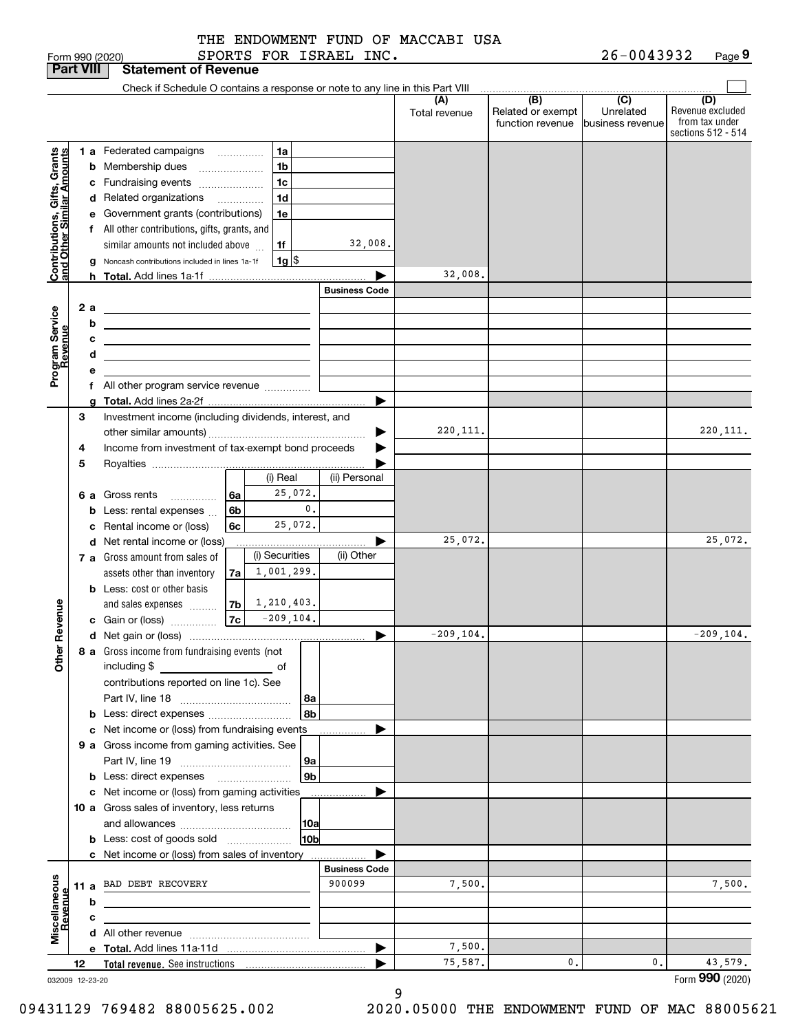THE ENDOWMENT FUND OF MACCABI USA SPORTS FOR ISRAEL INC. 26-0043932

Form 990 (2020) Page 9

## Part VIII Statement of Revenue

Check if Schedule O contains a response or note to any line in this Part VIII

| | | | | (A) Total revenue | (B) Related or exempt function revenue | (C) Unrelated business revenue | (D) Revenue excluded from tax under sections 512 - 514 |
|---|---|---|---|---|---|---|---|
| **Contributions, Gifts, Grants and Other Similar Amounts** | 1 a Federated campaigns | 1a | | | | | |
| | b Membership dues | 1b | | | | | |
| | c Fundraising events | 1c | | | | | |
| | d Related organizations | 1d | | | | | |
| | e Government grants (contributions) | 1e | | | | | |
| | f All other contributions, gifts, grants, and similar amounts not included above | 1f | 32,008. | | | | |
| | g Noncash contributions included in lines 1a-1f | 1g $ | | | | | |
| | h **Total.** Add lines 1a-1f | | | 32,008. | | | |
| **Program Service Revenue** | | | Business Code | | | | |
| | 2 a | | | | | | |
| | b | | | | | | |
| | c | | | | | | |
| | d | | | | | | |
| | e | | | | | | |
| | f All other program service revenue | | | | | | |
| | g **Total.** Add lines 2a-2f | | | | | | |
| **Other Revenue** | 3 Investment income (including dividends, interest, and other similar amounts) | | | 220,111. | | | 220,111. |
| | 4 Income from investment of tax-exempt bond proceeds | | | | | | |
| | 5 Royalties | | | | | | |
| | | (i) Real | (ii) Personal | | | | |
| | 6 a Gross rents (6a) | 25,072. | | | | | |
| | b Less: rental expenses (6b) | 0. | | | | | |
| | c Rental income or (loss) (6c) | 25,072. | | | | | |
| | d Net rental income or (loss) | | | 25,072. | | | 25,072. |
| | | (i) Securities | (ii) Other | | | | |
| | 7 a Gross amount from sales of assets other than inventory (7a) | 1,001,299. | | | | | |
| | b Less: cost or other basis and sales expenses (7b) | 1,210,403. | | | | | |
| | c Gain or (loss) (7c) | -209,104. | | | | | |
| | d Net gain or (loss) | | | -209,104. | | | -209,104. |
| | 8 a Gross income from fundraising events (not including $ ____ of contributions reported on line 1c). See Part IV, line 18 | 8a | | | | | |
| | b Less: direct expenses | 8b | | | | | |
| | c Net income or (loss) from fundraising events | | | | | | |
| | 9 a Gross income from gaming activities. See Part IV, line 19 | 9a | | | | | |
| | b Less: direct expenses | 9b | | | | | |
| | c Net income or (loss) from gaming activities | | | | | | |
| | 10 a Gross sales of inventory, less returns and allowances | 10a | | | | | |
| | b Less: cost of goods sold | 10b | | | | | |
| | c Net income or (loss) from sales of inventory | | | | | | |
| **Miscellaneous Revenue** | | | Business Code | | | | |
| | 11 a BAD DEBT RECOVERY | | 900099 | 7,500. | | | 7,500. |
| | b | | | | | | |
| | c | | | | | | |
| | d All other revenue | | | | | | |
| | e **Total.** Add lines 11a-11d | | | 7,500. | | | |
| | 12 **Total revenue.** See instructions | | | 75,587. | 0. | 0. | 43,579. |

032009 12-23-20 Form 990 (2020)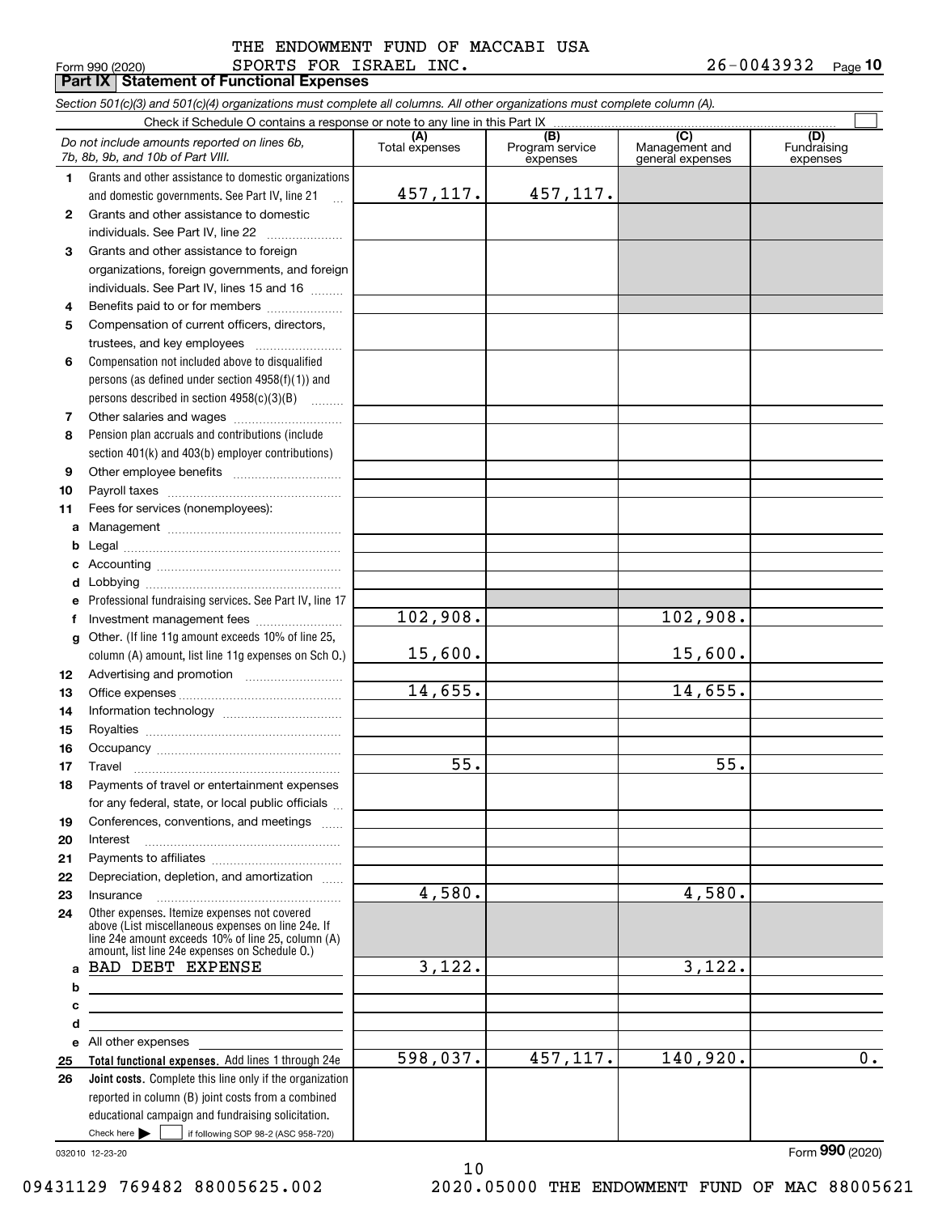THE ENDOWMENT FUND OF MACCABI USA
SPORTS FOR ISRAEL INC.

Form 990 (2020) 26-0043932 Page **10**

## Part IX Statement of Functional Expenses

*Section 501(c)(3) and 501(c)(4) organizations must complete all columns. All other organizations must complete column (A).*

Check if Schedule O contains a response or note to any line in this Part IX ☐

| | *Do not include amounts reported on lines 6b, 7b, 8b, 9b, and 10b of Part VIII.* | (A) Total expenses | (B) Program service expenses | (C) Management and general expenses | (D) Fundraising expenses |
|---|---|---|---|---|---|
| 1 | Grants and other assistance to domestic organizations and domestic governments. See Part IV, line 21 | 457,117. | 457,117. | | |
| 2 | Grants and other assistance to domestic individuals. See Part IV, line 22 | | | | |
| 3 | Grants and other assistance to foreign organizations, foreign governments, and foreign individuals. See Part IV, lines 15 and 16 | | | | |
| 4 | Benefits paid to or for members | | | | |
| 5 | Compensation of current officers, directors, trustees, and key employees | | | | |
| 6 | Compensation not included above to disqualified persons (as defined under section 4958(f)(1)) and persons described in section 4958(c)(3)(B) | | | | |
| 7 | Other salaries and wages | | | | |
| 8 | Pension plan accruals and contributions (include section 401(k) and 403(b) employer contributions) | | | | |
| 9 | Other employee benefits | | | | |
| 10 | Payroll taxes | | | | |
| 11 | Fees for services (nonemployees): | | | | |
| a | Management | | | | |
| b | Legal | | | | |
| c | Accounting | | | | |
| d | Lobbying | | | | |
| e | Professional fundraising services. See Part IV, line 17 | | | | |
| f | Investment management fees | 102,908. | | 102,908. | |
| g | Other. (If line 11g amount exceeds 10% of line 25, column (A) amount, list line 11g expenses on Sch O.) | 15,600. | | 15,600. | |
| 12 | Advertising and promotion | | | | |
| 13 | Office expenses | 14,655. | | 14,655. | |
| 14 | Information technology | | | | |
| 15 | Royalties | | | | |
| 16 | Occupancy | | | | |
| 17 | Travel | 55. | | 55. | |
| 18 | Payments of travel or entertainment expenses for any federal, state, or local public officials | | | | |
| 19 | Conferences, conventions, and meetings | | | | |
| 20 | Interest | | | | |
| 21 | Payments to affiliates | | | | |
| 22 | Depreciation, depletion, and amortization | | | | |
| 23 | Insurance | 4,580. | | 4,580. | |
| 24 | Other expenses. Itemize expenses not covered above (List miscellaneous expenses on line 24e. If line 24e amount exceeds 10% of line 25, column (A) amount, list line 24e expenses on Schedule O.) | | | | |
| a | BAD DEBT EXPENSE | 3,122. | | 3,122. | |
| b | | | | | |
| c | | | | | |
| d | | | | | |
| e | All other expenses | | | | |
| 25 | **Total functional expenses.** Add lines 1 through 24e | 598,037. | 457,117. | 140,920. | 0. |
| 26 | **Joint costs.** Complete this line only if the organization reported in column (B) joint costs from a combined educational campaign and fundraising solicitation. Check here ☐ if following SOP 98-2 (ASC 958-720) | | | | |

032010 12-23-20

Form **990** (2020)

09431129 769482 88005625.002 2020.05000 THE ENDOWMENT FUND OF MAC 88005621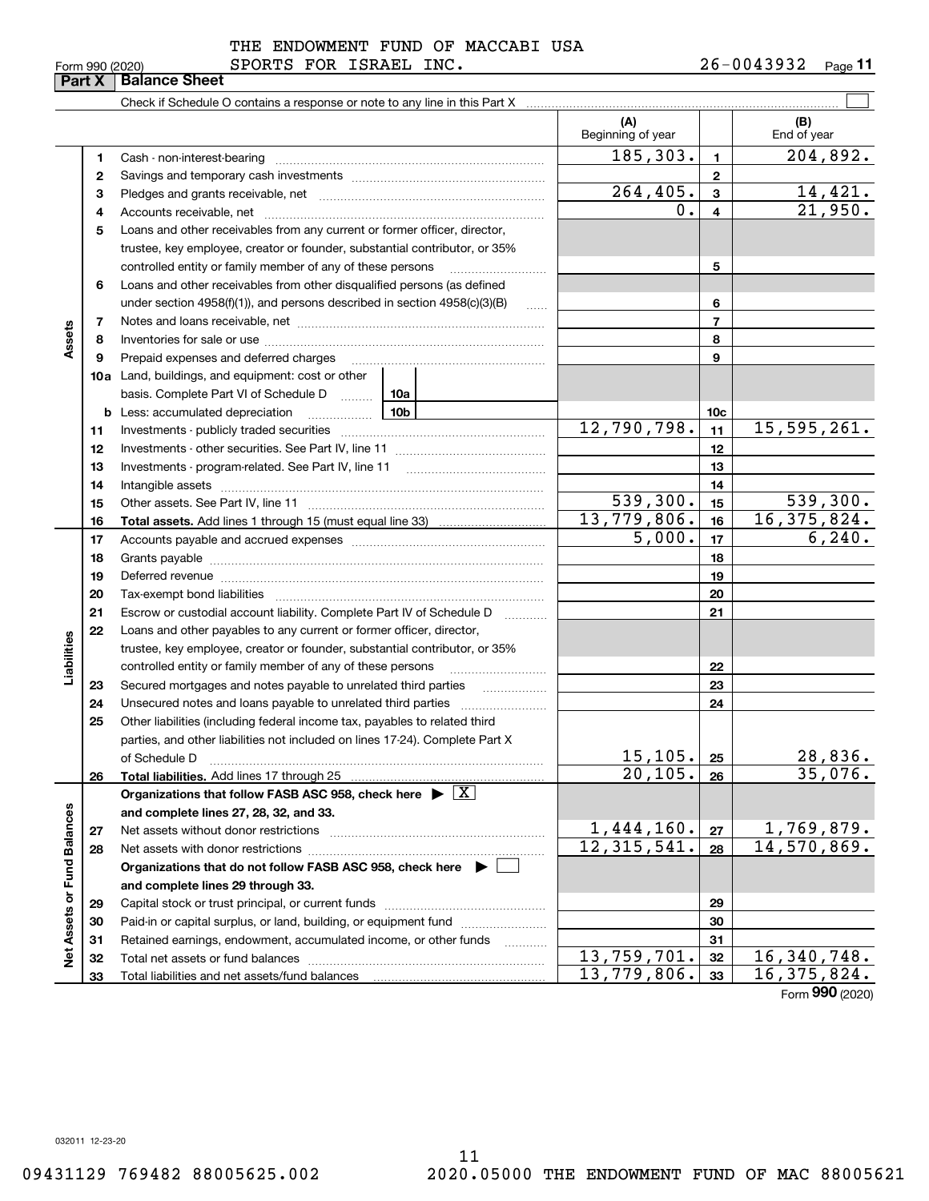THE ENDOWMENT FUND OF MACCABI USA SPORTS FOR ISRAEL INC. 26-0043932

Form 990 (2020)

## Part X Balance Sheet

Check if Schedule O contains a response or note to any line in this Part X ☐

| Section | Line | Description | (A) Beginning of year | Line | (B) End of year |
|---|---|---|---|---|---|
| Assets | 1 | Cash - non-interest-bearing | 185,303. | 1 | 204,892. |
| | 2 | Savings and temporary cash investments | | 2 | |
| | 3 | Pledges and grants receivable, net | 264,405. | 3 | 14,421. |
| | 4 | Accounts receivable, net | 0. | 4 | 21,950. |
| | 5 | Loans and other receivables from any current or former officer, director, trustee, key employee, creator or founder, substantial contributor, or 35% controlled entity or family member of any of these persons | | 5 | |
| | 6 | Loans and other receivables from other disqualified persons (as defined under section 4958(f)(1)), and persons described in section 4958(c)(3)(B) | | 6 | |
| | 7 | Notes and loans receivable, net | | 7 | |
| | 8 | Inventories for sale or use | | 8 | |
| | 9 | Prepaid expenses and deferred charges | | 9 | |
| | 10a | Land, buildings, and equipment: cost or other basis. Complete Part VI of Schedule D — 10a | | | |
| | b | Less: accumulated depreciation — 10b | | 10c | |
| | 11 | Investments - publicly traded securities | 12,790,798. | 11 | 15,595,261. |
| | 12 | Investments - other securities. See Part IV, line 11 | | 12 | |
| | 13 | Investments - program-related. See Part IV, line 11 | | 13 | |
| | 14 | Intangible assets | | 14 | |
| | 15 | Other assets. See Part IV, line 11 | 539,300. | 15 | 539,300. |
| | 16 | **Total assets.** Add lines 1 through 15 (must equal line 33) | 13,779,806. | 16 | 16,375,824. |
| Liabilities | 17 | Accounts payable and accrued expenses | 5,000. | 17 | 6,240. |
| | 18 | Grants payable | | 18 | |
| | 19 | Deferred revenue | | 19 | |
| | 20 | Tax-exempt bond liabilities | | 20 | |
| | 21 | Escrow or custodial account liability. Complete Part IV of Schedule D | | 21 | |
| | 22 | Loans and other payables to any current or former officer, director, trustee, key employee, creator or founder, substantial contributor, or 35% controlled entity or family member of any of these persons | | 22 | |
| | 23 | Secured mortgages and notes payable to unrelated third parties | | 23 | |
| | 24 | Unsecured notes and loans payable to unrelated third parties | | 24 | |
| | 25 | Other liabilities (including federal income tax, payables to related third parties, and other liabilities not included on lines 17-24). Complete Part X of Schedule D | 15,105. | 25 | 28,836. |
| | 26 | **Total liabilities.** Add lines 17 through 25 | 20,105. | 26 | 35,076. |
| Net Assets or Fund Balances | | **Organizations that follow FASB ASC 958, check here** ☒ **and complete lines 27, 28, 32, and 33.** | | | |
| | 27 | Net assets without donor restrictions | 1,444,160. | 27 | 1,769,879. |
| | 28 | Net assets with donor restrictions | 12,315,541. | 28 | 14,570,869. |
| | | **Organizations that do not follow FASB ASC 958, check here** ☐ **and complete lines 29 through 33.** | | | |
| | 29 | Capital stock or trust principal, or current funds | | 29 | |
| | 30 | Paid-in or capital surplus, or land, building, or equipment fund | | 30 | |
| | 31 | Retained earnings, endowment, accumulated income, or other funds | | 31 | |
| | 32 | Total net assets or fund balances | 13,759,701. | 32 | 16,340,748. |
| | 33 | Total liabilities and net assets/fund balances | 13,779,806. | 33 | 16,375,824. |

Form **990** (2020)

032011 12-23-20

09431129 769482 88005625.002 2020.05000 THE ENDOWMENT FUND OF MAC 88005621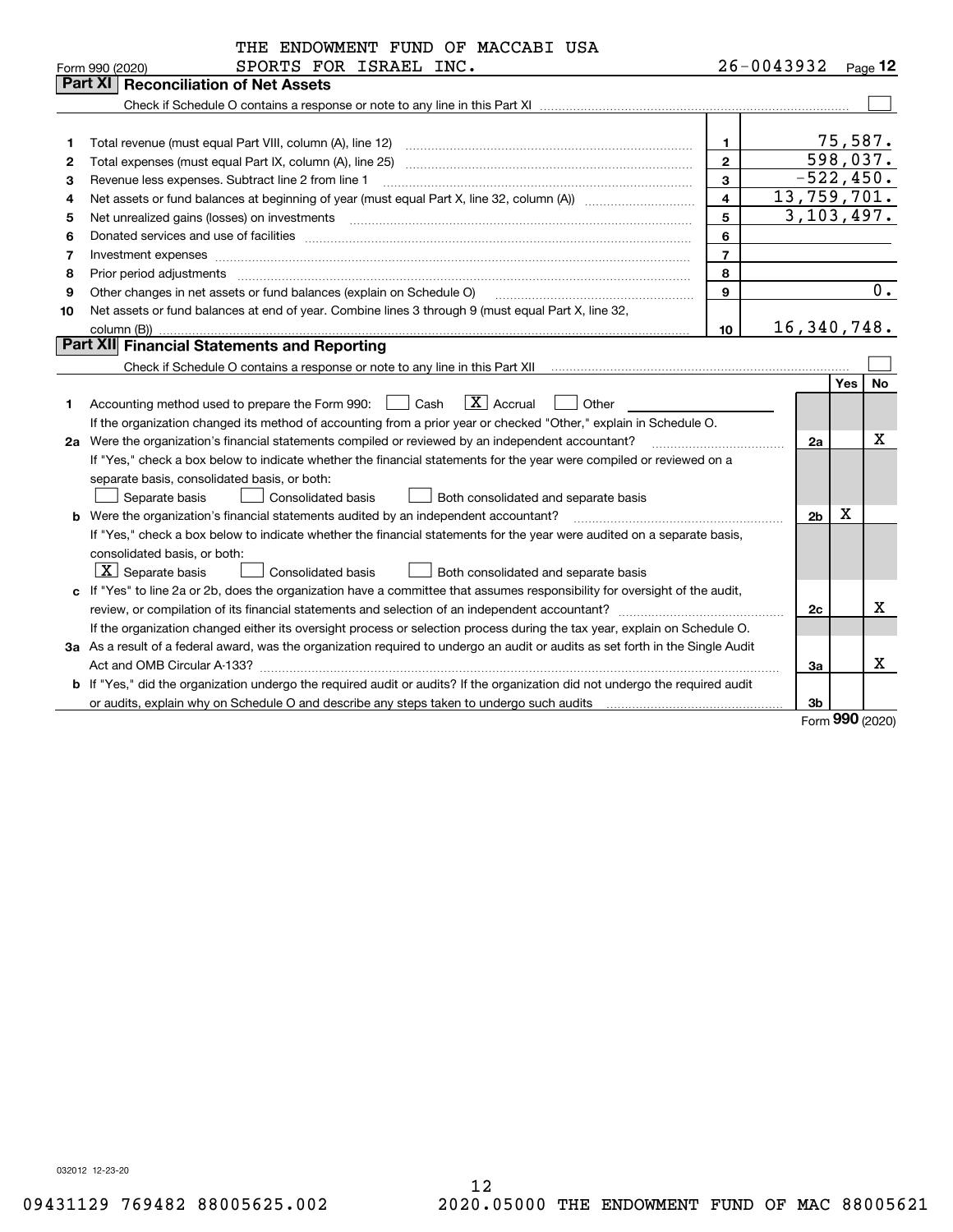THE ENDOWMENT FUND OF MACCABI USA SPORTS FOR ISRAEL INC. 26-0043932

Form 990 (2020)

## Part XI Reconciliation of Net Assets

Check if Schedule O contains a response or note to any line in this Part XI ☐

| | | | |
|---|---|---|---|
| 1 | Total revenue (must equal Part VIII, column (A), line 12) | 1 | 75,587. |
| 2 | Total expenses (must equal Part IX, column (A), line 25) | 2 | 598,037. |
| 3 | Revenue less expenses. Subtract line 2 from line 1 | 3 | -522,450. |
| 4 | Net assets or fund balances at beginning of year (must equal Part X, line 32, column (A)) | 4 | 13,759,701. |
| 5 | Net unrealized gains (losses) on investments | 5 | 3,103,497. |
| 6 | Donated services and use of facilities | 6 | |
| 7 | Investment expenses | 7 | |
| 8 | Prior period adjustments | 8 | |
| 9 | Other changes in net assets or fund balances (explain on Schedule O) | 9 | 0. |
| 10 | Net assets or fund balances at end of year. Combine lines 3 through 9 (must equal Part X, line 32, column (B)) | 10 | 16,340,748. |

## Part XII Financial Statements and Reporting

Check if Schedule O contains a response or note to any line in this Part XII ☐

| | | | Yes | No |
|---|---|---|---|---|
| 1 | Accounting method used to prepare the Form 990: ☐ Cash ☒ Accrual ☐ Other<br>If the organization changed its method of accounting from a prior year or checked "Other," explain in Schedule O. | | | |
| 2a | Were the organization's financial statements compiled or reviewed by an independent accountant?<br>If "Yes," check a box below to indicate whether the financial statements for the year were compiled or reviewed on a separate basis, consolidated basis, or both:<br>☐ Separate basis ☐ Consolidated basis ☐ Both consolidated and separate basis | 2a | | X |
| b | Were the organization's financial statements audited by an independent accountant?<br>If "Yes," check a box below to indicate whether the financial statements for the year were audited on a separate basis, consolidated basis, or both:<br>☒ Separate basis ☐ Consolidated basis ☐ Both consolidated and separate basis | 2b | X | |
| c | If "Yes" to line 2a or 2b, does the organization have a committee that assumes responsibility for oversight of the audit, review, or compilation of its financial statements and selection of an independent accountant?<br>If the organization changed either its oversight process or selection process during the tax year, explain on Schedule O. | 2c | | X |
| 3a | As a result of a federal award, was the organization required to undergo an audit or audits as set forth in the Single Audit Act and OMB Circular A-133? | 3a | | X |
| b | If "Yes," did the organization undergo the required audit or audits? If the organization did not undergo the required audit or audits, explain why on Schedule O and describe any steps taken to undergo such audits | 3b | | |

Form **990** (2020)

032012 12-23-20

09431129 769482 88005625.002 2020.05000 THE ENDOWMENT FUND OF MAC 88005621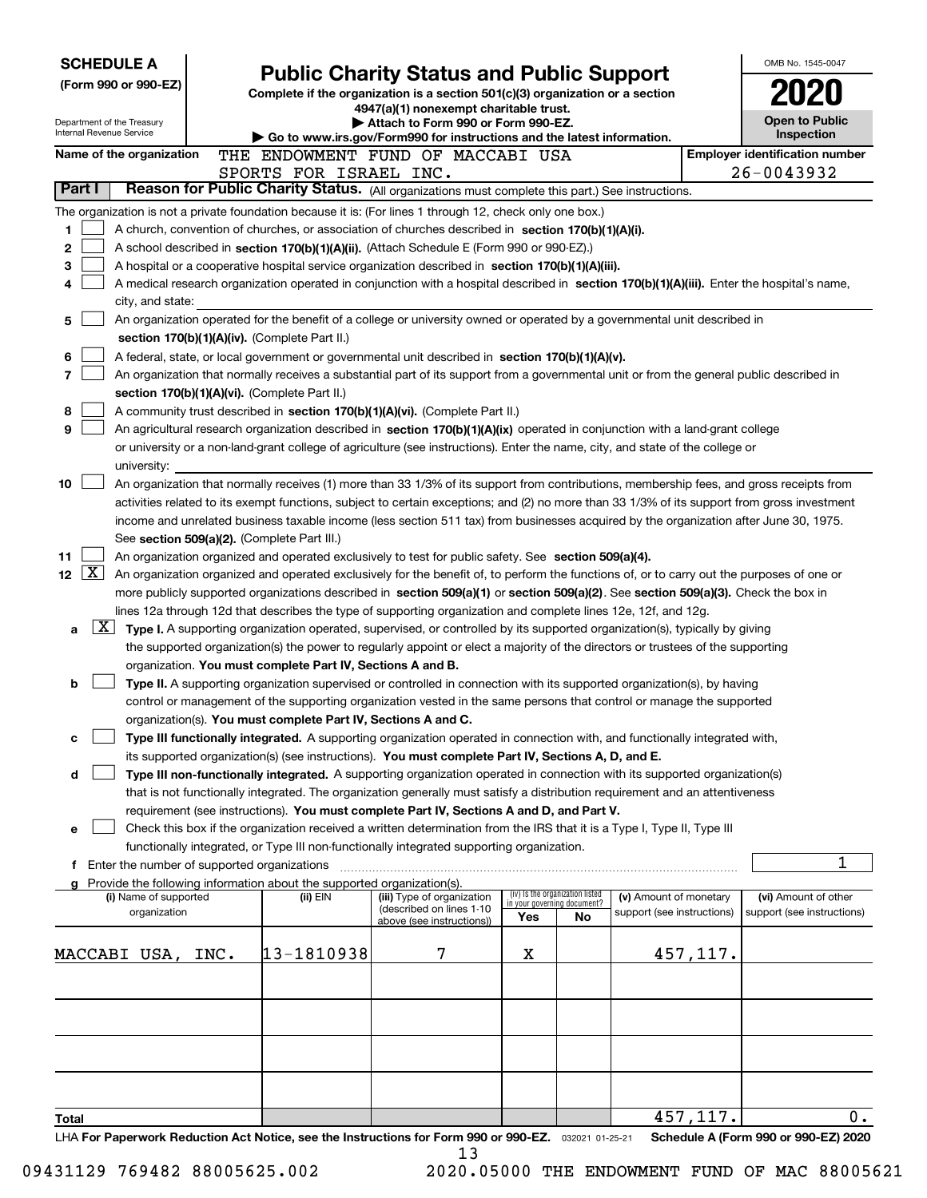**SCHEDULE A**
**(Form 990 or 990-EZ)**

Department of the Treasury
Internal Revenue Service

# Public Charity Status and Public Support

**Complete if the organization is a section 501(c)(3) organization or a section 4947(a)(1) nonexempt charitable trust.**
**▶ Attach to Form 990 or Form 990-EZ.**
**▶ Go to www.irs.gov/Form990 for instructions and the latest information.**

OMB No. 1545-0047

**2020**

**Open to Public Inspection**

**Name of the organization:** THE ENDOWMENT FUND OF MACCABI USA SPORTS FOR ISRAEL INC.

**Employer identification number:** 26-0043932

## Part I — Reason for Public Charity Status. (All organizations must complete this part.) See instructions.

The organization is not a private foundation because it is: (For lines 1 through 12, check only one box.)

1. [ ] A church, convention of churches, or association of churches described in **section 170(b)(1)(A)(i).**
2. [ ] A school described in **section 170(b)(1)(A)(ii).** (Attach Schedule E (Form 990 or 990-EZ).)
3. [ ] A hospital or a cooperative hospital service organization described in **section 170(b)(1)(A)(iii).**
4. [ ] A medical research organization operated in conjunction with a hospital described in **section 170(b)(1)(A)(iii).** Enter the hospital's name, city, and state:
5. [ ] An organization operated for the benefit of a college or university owned or operated by a governmental unit described in **section 170(b)(1)(A)(iv).** (Complete Part II.)
6. [ ] A federal, state, or local government or governmental unit described in **section 170(b)(1)(A)(v).**
7. [ ] An organization that normally receives a substantial part of its support from a governmental unit or from the general public described in **section 170(b)(1)(A)(vi).** (Complete Part II.)
8. [ ] A community trust described in **section 170(b)(1)(A)(vi).** (Complete Part II.)
9. [ ] An agricultural research organization described in **section 170(b)(1)(A)(ix)** operated in conjunction with a land-grant college or university or a non-land-grant college of agriculture (see instructions). Enter the name, city, and state of the college or university:
10. [ ] An organization that normally receives (1) more than 33 1/3% of its support from contributions, membership fees, and gross receipts from activities related to its exempt functions, subject to certain exceptions; and (2) no more than 33 1/3% of its support from gross investment income and unrelated business taxable income (less section 511 tax) from businesses acquired by the organization after June 30, 1975. See **section 509(a)(2).** (Complete Part III.)
11. [ ] An organization organized and operated exclusively to test for public safety. See **section 509(a)(4).**
12. [X] An organization organized and operated exclusively for the benefit of, to perform the functions of, or to carry out the purposes of one or more publicly supported organizations described in **section 509(a)(1)** or **section 509(a)(2)**. See **section 509(a)(3).** Check the box in lines 12a through 12d that describes the type of supporting organization and complete lines 12e, 12f, and 12g.
   - **a** [X] **Type I.** A supporting organization operated, supervised, or controlled by its supported organization(s), typically by giving the supported organization(s) the power to regularly appoint or elect a majority of the directors or trustees of the supporting organization. **You must complete Part IV, Sections A and B.**
   - **b** [ ] **Type II.** A supporting organization supervised or controlled in connection with its supported organization(s), by having control or management of the supporting organization vested in the same persons that control or manage the supported organization(s). **You must complete Part IV, Sections A and C.**
   - **c** [ ] **Type III functionally integrated.** A supporting organization operated in connection with, and functionally integrated with, its supported organization(s) (see instructions). **You must complete Part IV, Sections A, D, and E.**
   - **d** [ ] **Type III non-functionally integrated.** A supporting organization operated in connection with its supported organization(s) that is not functionally integrated. The organization generally must satisfy a distribution requirement and an attentiveness requirement (see instructions). **You must complete Part IV, Sections A and D, and Part V.**
   - **e** [ ] Check this box if the organization received a written determination from the IRS that it is a Type I, Type II, Type III functionally integrated, or Type III non-functionally integrated supporting organization.
   - **f** Enter the number of supported organizations: 1
   - **g** Provide the following information about the supported organization(s).

| (i) Name of supported organization | (ii) EIN | (iii) Type of organization (described on lines 1-10 above (see instructions)) | (iv) Is the organization listed in your governing document? Yes | No | (v) Amount of monetary support (see instructions) | (vi) Amount of other support (see instructions) |
|---|---|---|---|---|---|---|
| MACCABI USA, INC. | 13-1810938 | 7 | X | | 457,117. | |
| | | | | | | |
| | | | | | | |
| | | | | | | |
| | | | | | | |
| **Total** | | | | | 457,117. | 0. |

LHA **For Paperwork Reduction Act Notice, see the Instructions for Form 990 or 990-EZ.** 032021 01-25-21 **Schedule A (Form 990 or 990-EZ) 2020**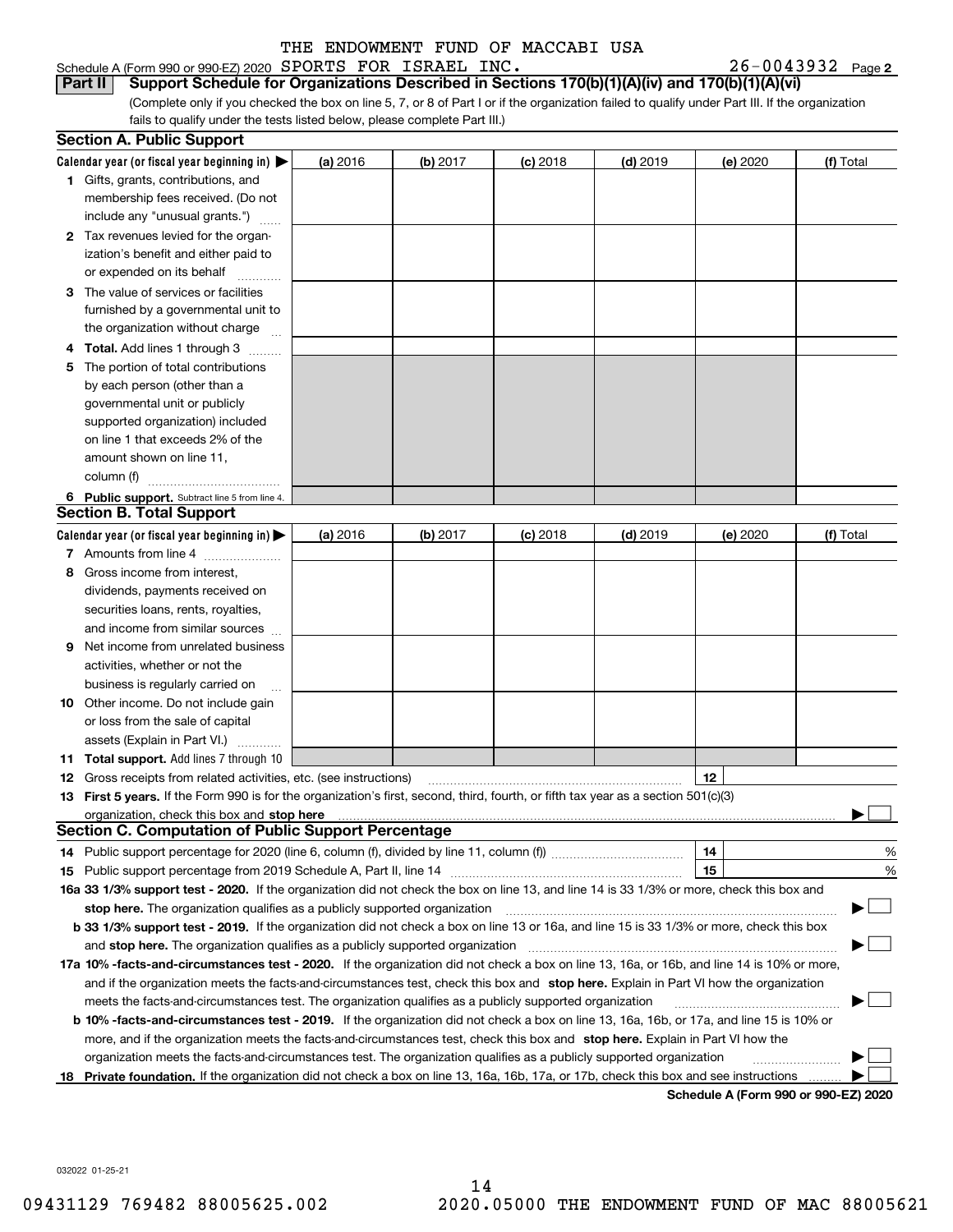THE ENDOWMENT FUND OF MACCABI USA

Schedule A (Form 990 or 990-EZ) 2020 SPORTS FOR ISRAEL INC. 26-0043932 Page 2

**Part II Support Schedule for Organizations Described in Sections 170(b)(1)(A)(iv) and 170(b)(1)(A)(vi)**

(Complete only if you checked the box on line 5, 7, or 8 of Part I or if the organization failed to qualify under Part III. If the organization fails to qualify under the tests listed below, please complete Part III.)

## Section A. Public Support

| Calendar year (or fiscal year beginning in) ▶ | (a) 2016 | (b) 2017 | (c) 2018 | (d) 2019 | (e) 2020 | (f) Total |
|---|---|---|---|---|---|---|
| 1 Gifts, grants, contributions, and membership fees received. (Do not include any "unusual grants.") | | | | | | |
| 2 Tax revenues levied for the organization's benefit and either paid to or expended on its behalf | | | | | | |
| 3 The value of services or facilities furnished by a governmental unit to the organization without charge | | | | | | |
| 4 Total. Add lines 1 through 3 | | | | | | |
| 5 The portion of total contributions by each person (other than a governmental unit or publicly supported organization) included on line 1 that exceeds 2% of the amount shown on line 11, column (f) | | | | | | |
| 6 Public support. Subtract line 5 from line 4. | | | | | | |

## Section B. Total Support

| Calendar year (or fiscal year beginning in) ▶ | (a) 2016 | (b) 2017 | (c) 2018 | (d) 2019 | (e) 2020 | (f) Total |
|---|---|---|---|---|---|---|
| 7 Amounts from line 4 | | | | | | |
| 8 Gross income from interest, dividends, payments received on securities loans, rents, royalties, and income from similar sources | | | | | | |
| 9 Net income from unrelated business activities, whether or not the business is regularly carried on | | | | | | |
| 10 Other income. Do not include gain or loss from the sale of capital assets (Explain in Part VI.) | | | | | | |
| 11 Total support. Add lines 7 through 10 | | | | | | |

12 Gross receipts from related activities, etc. (see instructions) | 12 |

13 **First 5 years.** If the Form 990 is for the organization's first, second, third, fourth, or fifth tax year as a section 501(c)(3) organization, check this box and **stop here** ▶ ☐

## Section C. Computation of Public Support Percentage

14 Public support percentage for 2020 (line 6, column (f), divided by line 11, column (f)) | 14 | %

15 Public support percentage from 2019 Schedule A, Part II, line 14 | 15 | %

16a **33 1/3% support test - 2020.** If the organization did not check the box on line 13, and line 14 is 33 1/3% or more, check this box and **stop here.** The organization qualifies as a publicly supported organization ▶ ☐

b **33 1/3% support test - 2019.** If the organization did not check a box on line 13 or 16a, and line 15 is 33 1/3% or more, check this box and **stop here.** The organization qualifies as a publicly supported organization ▶ ☐

17a **10% -facts-and-circumstances test - 2020.** If the organization did not check a box on line 13, 16a, or 16b, and line 14 is 10% or more, and if the organization meets the facts-and-circumstances test, check this box and **stop here.** Explain in Part VI how the organization meets the facts-and-circumstances test. The organization qualifies as a publicly supported organization ▶ ☐

b **10% -facts-and-circumstances test - 2019.** If the organization did not check a box on line 13, 16a, 16b, or 17a, and line 15 is 10% or more, and if the organization meets the facts-and-circumstances test, check this box and **stop here.** Explain in Part VI how the organization meets the facts-and-circumstances test. The organization qualifies as a publicly supported organization ▶ ☐

18 **Private foundation.** If the organization did not check a box on line 13, 16a, 16b, 17a, or 17b, check this box and see instructions ▶ ☐

**Schedule A (Form 990 or 990-EZ) 2020**

032022 01-25-21

09431129 769482 88005625.002 2020.05000 THE ENDOWMENT FUND OF MAC 88005621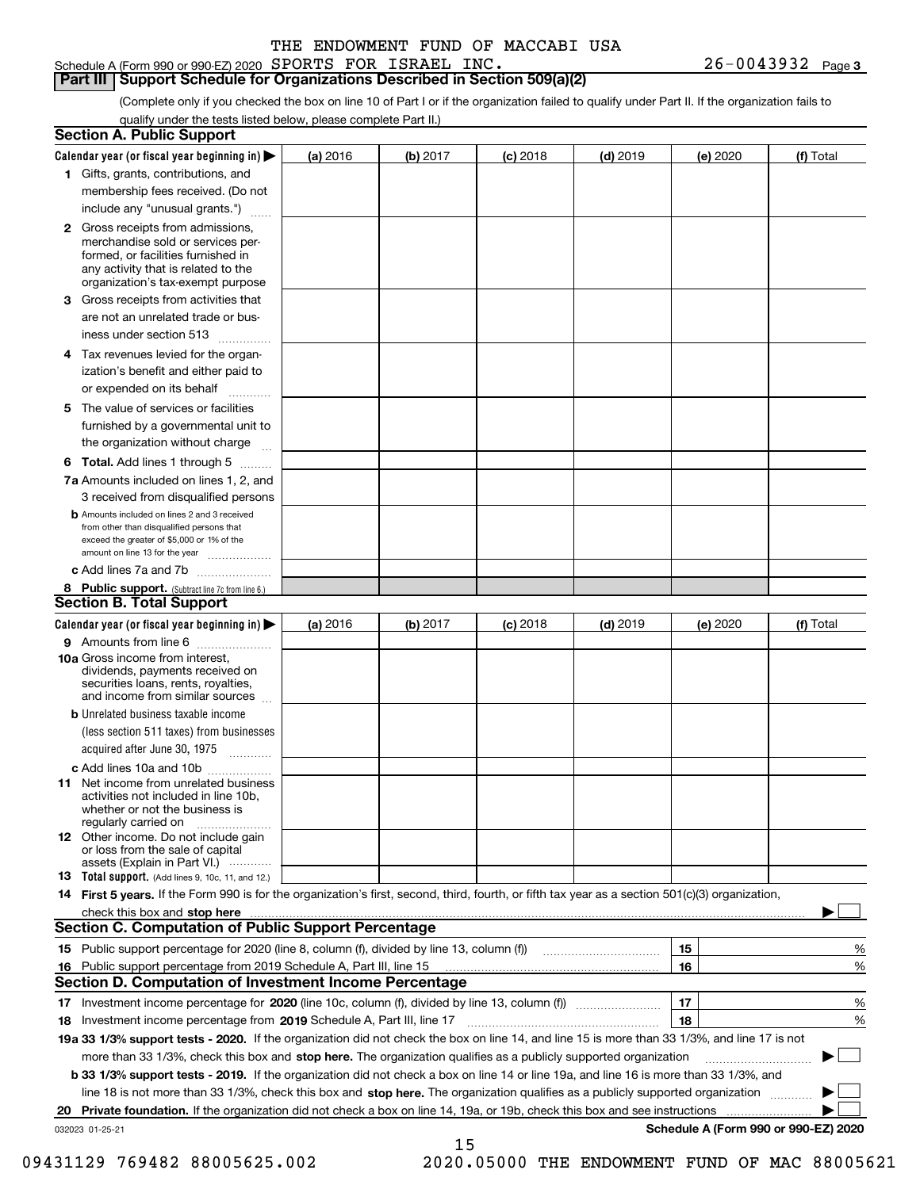THE ENDOWMENT FUND OF MACCABI USA

Schedule A (Form 990 or 990-EZ) 2020 SPORTS FOR ISRAEL INC. 26-0043932 Page 3

## Part III Support Schedule for Organizations Described in Section 509(a)(2)

(Complete only if you checked the box on line 10 of Part I or if the organization failed to qualify under Part II. If the organization fails to qualify under the tests listed below, please complete Part II.)

### Section A. Public Support

| Calendar year (or fiscal year beginning in) | (a) 2016 | (b) 2017 | (c) 2018 | (d) 2019 | (e) 2020 | (f) Total |
|---|---|---|---|---|---|---|
| 1 Gifts, grants, contributions, and membership fees received. (Do not include any "unusual grants.") | | | | | | |
| 2 Gross receipts from admissions, merchandise sold or services performed, or facilities furnished in any activity that is related to the organization's tax-exempt purpose | | | | | | |
| 3 Gross receipts from activities that are not an unrelated trade or business under section 513 | | | | | | |
| 4 Tax revenues levied for the organization's benefit and either paid to or expended on its behalf | | | | | | |
| 5 The value of services or facilities furnished by a governmental unit to the organization without charge | | | | | | |
| 6 **Total.** Add lines 1 through 5 | | | | | | |
| 7a Amounts included on lines 1, 2, and 3 received from disqualified persons | | | | | | |
| b Amounts included on lines 2 and 3 received from other than disqualified persons that exceed the greater of $5,000 or 1% of the amount on line 13 for the year | | | | | | |
| c Add lines 7a and 7b | | | | | | |
| 8 **Public support.** (Subtract line 7c from line 6.) | | | | | | |

### Section B. Total Support

| Calendar year (or fiscal year beginning in) | (a) 2016 | (b) 2017 | (c) 2018 | (d) 2019 | (e) 2020 | (f) Total |
|---|---|---|---|---|---|---|
| 9 Amounts from line 6 | | | | | | |
| 10a Gross income from interest, dividends, payments received on securities loans, rents, royalties, and income from similar sources | | | | | | |
| b Unrelated business taxable income (less section 511 taxes) from businesses acquired after June 30, 1975 | | | | | | |
| c Add lines 10a and 10b | | | | | | |
| 11 Net income from unrelated business activities not included in line 10b, whether or not the business is regularly carried on | | | | | | |
| 12 Other income. Do not include gain or loss from the sale of capital assets (Explain in Part VI.) | | | | | | |
| 13 **Total support.** (Add lines 9, 10c, 11, and 12.) | | | | | | |

14 **First 5 years.** If the Form 990 is for the organization's first, second, third, fourth, or fifth tax year as a section 501(c)(3) organization, check this box and **stop here** ☐

### Section C. Computation of Public Support Percentage

| | | | |
|---|---|---|---|
| 15 | Public support percentage for 2020 (line 8, column (f), divided by line 13, column (f)) | 15 | % |
| 16 | Public support percentage from 2019 Schedule A, Part III, line 15 | 16 | % |

### Section D. Computation of Investment Income Percentage

| | | | |
|---|---|---|---|
| 17 | Investment income percentage for **2020** (line 10c, column (f), divided by line 13, column (f)) | 17 | % |
| 18 | Investment income percentage from **2019** Schedule A, Part III, line 17 | 18 | % |

**19a 33 1/3% support tests - 2020.** If the organization did not check the box on line 14, and line 15 is more than 33 1/3%, and line 17 is not more than 33 1/3%, check this box and **stop here.** The organization qualifies as a publicly supported organization ☐

**b 33 1/3% support tests - 2019.** If the organization did not check a box on line 14 or line 19a, and line 16 is more than 33 1/3%, and line 18 is not more than 33 1/3%, check this box and **stop here.** The organization qualifies as a publicly supported organization ☐

**20 Private foundation.** If the organization did not check a box on line 14, 19a, or 19b, check this box and see instructions ☐

032023 01-25-21 **Schedule A (Form 990 or 990-EZ) 2020**

09431129 769482 88005625.002 2020.05000 THE ENDOWMENT FUND OF MAC 88005621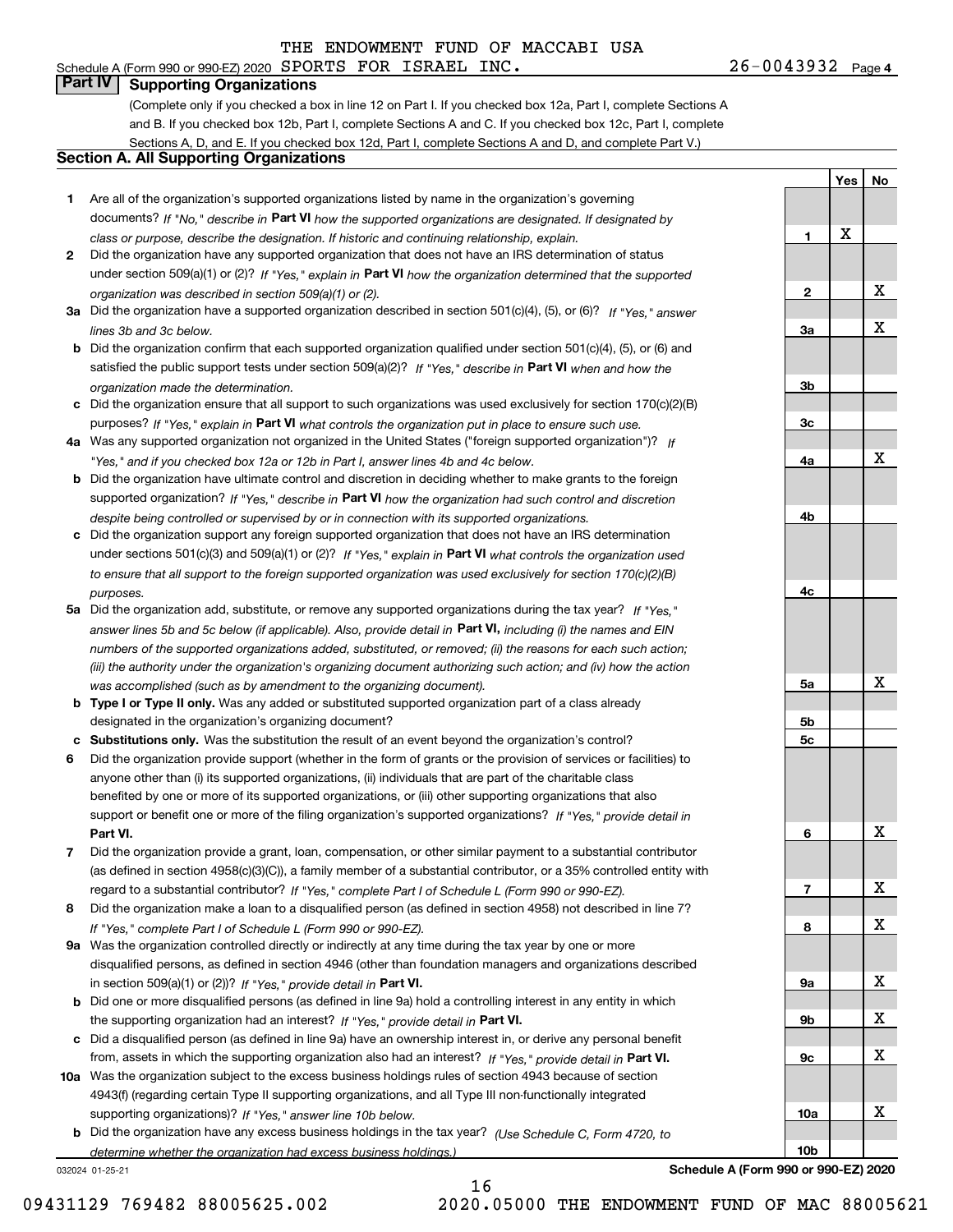THE ENDOWMENT FUND OF MACCABI USA

Schedule A (Form 990 or 990-EZ) 2020 SPORTS FOR ISRAEL INC. 26-0043932 Page 4

## Part IV Supporting Organizations

(Complete only if you checked a box in line 12 on Part I. If you checked box 12a, Part I, complete Sections A and B. If you checked box 12b, Part I, complete Sections A and C. If you checked box 12c, Part I, complete Sections A, D, and E. If you checked box 12d, Part I, complete Sections A and D, and complete Part V.)

### Section A. All Supporting Organizations

| | | Line | Yes | No |
|---|---|---|---|---|
| **1** | Are all of the organization's supported organizations listed by name in the organization's governing documents? *If "No," describe in* **Part VI** *how the supported organizations are designated. If designated by class or purpose, describe the designation. If historic and continuing relationship, explain.* | **1** | X | |
| **2** | Did the organization have any supported organization that does not have an IRS determination of status under section 509(a)(1) or (2)? *If "Yes," explain in* **Part VI** *how the organization determined that the supported organization was described in section 509(a)(1) or (2).* | **2** | | X |
| **3a** | Did the organization have a supported organization described in section 501(c)(4), (5), or (6)? *If "Yes," answer lines 3b and 3c below.* | **3a** | | X |
| **b** | Did the organization confirm that each supported organization qualified under section 501(c)(4), (5), or (6) and satisfied the public support tests under section 509(a)(2)? *If "Yes," describe in* **Part VI** *when and how the organization made the determination.* | **3b** | | |
| **c** | Did the organization ensure that all support to such organizations was used exclusively for section 170(c)(2)(B) purposes? *If "Yes," explain in* **Part VI** *what controls the organization put in place to ensure such use.* | **3c** | | |
| **4a** | Was any supported organization not organized in the United States ("foreign supported organization")? *If "Yes," and if you checked box 12a or 12b in Part I, answer lines 4b and 4c below.* | **4a** | | X |
| **b** | Did the organization have ultimate control and discretion in deciding whether to make grants to the foreign supported organization? *If "Yes," describe in* **Part VI** *how the organization had such control and discretion despite being controlled or supervised by or in connection with its supported organizations.* | **4b** | | |
| **c** | Did the organization support any foreign supported organization that does not have an IRS determination under sections 501(c)(3) and 509(a)(1) or (2)? *If "Yes," explain in* **Part VI** *what controls the organization used to ensure that all support to the foreign supported organization was used exclusively for section 170(c)(2)(B) purposes.* | **4c** | | |
| **5a** | Did the organization add, substitute, or remove any supported organizations during the tax year? *If "Yes," answer lines 5b and 5c below (if applicable). Also, provide detail in* **Part VI,** *including (i) the names and EIN numbers of the supported organizations added, substituted, or removed; (ii) the reasons for each such action; (iii) the authority under the organization's organizing document authorizing such action; and (iv) how the action was accomplished (such as by amendment to the organizing document).* | **5a** | | X |
| **b** | **Type I or Type II only.** Was any added or substituted supported organization part of a class already designated in the organization's organizing document? | **5b** | | |
| **c** | **Substitutions only.** Was the substitution the result of an event beyond the organization's control? | **5c** | | |
| **6** | Did the organization provide support (whether in the form of grants or the provision of services or facilities) to anyone other than (i) its supported organizations, (ii) individuals that are part of the charitable class benefited by one or more of its supported organizations, or (iii) other supporting organizations that also support or benefit one or more of the filing organization's supported organizations? *If "Yes," provide detail in* **Part VI.** | **6** | | X |
| **7** | Did the organization provide a grant, loan, compensation, or other similar payment to a substantial contributor (as defined in section 4958(c)(3)(C)), a family member of a substantial contributor, or a 35% controlled entity with regard to a substantial contributor? *If "Yes," complete Part I of Schedule L (Form 990 or 990-EZ).* | **7** | | X |
| **8** | Did the organization make a loan to a disqualified person (as defined in section 4958) not described in line 7? *If "Yes," complete Part I of Schedule L (Form 990 or 990-EZ).* | **8** | | X |
| **9a** | Was the organization controlled directly or indirectly at any time during the tax year by one or more disqualified persons, as defined in section 4946 (other than foundation managers and organizations described in section 509(a)(1) or (2))? *If "Yes," provide detail in* **Part VI.** | **9a** | | X |
| **b** | Did one or more disqualified persons (as defined in line 9a) hold a controlling interest in any entity in which the supporting organization had an interest? *If "Yes," provide detail in* **Part VI.** | **9b** | | X |
| **c** | Did a disqualified person (as defined in line 9a) have an ownership interest in, or derive any personal benefit from, assets in which the supporting organization also had an interest? *If "Yes," provide detail in* **Part VI.** | **9c** | | X |
| **10a** | Was the organization subject to the excess business holdings rules of section 4943 because of section 4943(f) (regarding certain Type II supporting organizations, and all Type III non-functionally integrated supporting organizations)? *If "Yes," answer line 10b below.* | **10a** | | X |
| **b** | Did the organization have any excess business holdings in the tax year? *(Use Schedule C, Form 4720, to determine whether the organization had excess business holdings.)* | **10b** | | |

032024 01-25-21 **Schedule A (Form 990 or 990-EZ) 2020**

09431129 769482 88005625.002 2020.05000 THE ENDOWMENT FUND OF MAC 88005621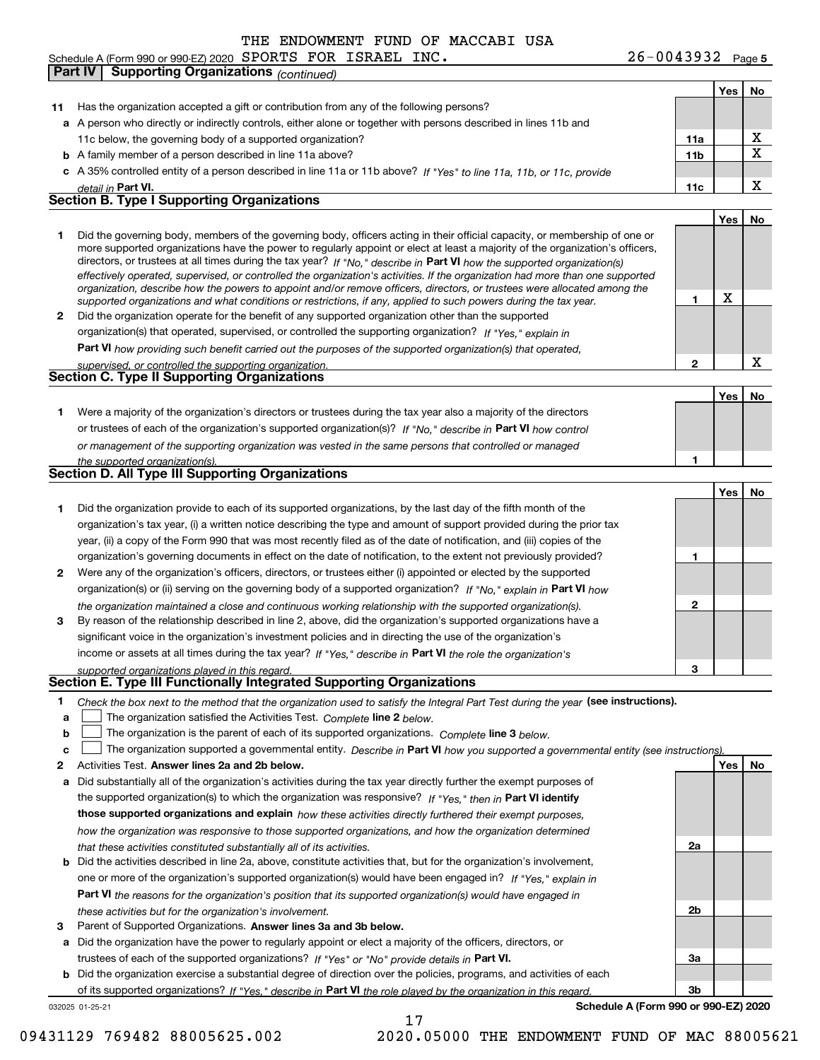THE ENDOWMENT FUND OF MACCABI USA

Schedule A (Form 990 or 990-EZ) 2020 SPORTS FOR ISRAEL INC. 26-0043932 Page 5

**Part IV | Supporting Organizations** *(continued)*

| | | | Yes | No |
|---|---|---|---|---|
| **11** | Has the organization accepted a gift or contribution from any of the following persons? | | | |
| **a** | A person who directly or indirectly controls, either alone or together with persons described in lines 11b and 11c below, the governing body of a supported organization? | 11a | | X |
| **b** | A family member of a person described in line 11a above? | 11b | | X |
| **c** | A 35% controlled entity of a person described in line 11a or 11b above? *If "Yes" to line 11a, 11b, or 11c, provide detail in* **Part VI.** | 11c | | X |

**Section B. Type I Supporting Organizations**

| | | | Yes | No |
|---|---|---|---|---|
| **1** | Did the governing body, members of the governing body, officers acting in their official capacity, or membership of one or more supported organizations have the power to regularly appoint or elect at least a majority of the organization's officers, directors, or trustees at all times during the tax year? *If "No," describe in* **Part VI** *how the supported organization(s) effectively operated, supervised, or controlled the organization's activities. If the organization had more than one supported organization, describe how the powers to appoint and/or remove officers, directors, or trustees were allocated among the supported organizations and what conditions or restrictions, if any, applied to such powers during the tax year.* | 1 | X | |
| **2** | Did the organization operate for the benefit of any supported organization other than the supported organization(s) that operated, supervised, or controlled the supporting organization? *If "Yes," explain in* **Part VI** *how providing such benefit carried out the purposes of the supported organization(s) that operated, supervised, or controlled the supporting organization.* | 2 | | X |

**Section C. Type II Supporting Organizations**

| | | | Yes | No |
|---|---|---|---|---|
| **1** | Were a majority of the organization's directors or trustees during the tax year also a majority of the directors or trustees of each of the organization's supported organization(s)? *If "No," describe in* **Part VI** *how control or management of the supporting organization was vested in the same persons that controlled or managed the supported organization(s).* | 1 | | |

**Section D. All Type III Supporting Organizations**

| | | | Yes | No |
|---|---|---|---|---|
| **1** | Did the organization provide to each of its supported organizations, by the last day of the fifth month of the organization's tax year, (i) a written notice describing the type and amount of support provided during the prior tax year, (ii) a copy of the Form 990 that was most recently filed as of the date of notification, and (iii) copies of the organization's governing documents in effect on the date of notification, to the extent not previously provided? | 1 | | |
| **2** | Were any of the organization's officers, directors, or trustees either (i) appointed or elected by the supported organization(s) or (ii) serving on the governing body of a supported organization? *If "No," explain in* **Part VI** *how the organization maintained a close and continuous working relationship with the supported organization(s).* | 2 | | |
| **3** | By reason of the relationship described in line 2, above, did the organization's supported organizations have a significant voice in the organization's investment policies and in directing the use of the organization's income or assets at all times during the tax year? *If "Yes," describe in* **Part VI** *the role the organization's supported organizations played in this regard.* | 3 | | |

**Section E. Type III Functionally Integrated Supporting Organizations**

**1** *Check the box next to the method that the organization used to satisfy the Integral Part Test during the year* **(see instructions).**

**a** ☐ The organization satisfied the Activities Test. *Complete* **line 2** *below.*

**b** ☐ The organization is the parent of each of its supported organizations. *Complete* **line 3** *below.*

**c** ☐ The organization supported a governmental entity. *Describe in* **Part VI** *how you supported a governmental entity (see instructions).*

| | | | Yes | No |
|---|---|---|---|---|
| **2** | Activities Test. **Answer lines 2a and 2b below.** | | | |
| **a** | Did substantially all of the organization's activities during the tax year directly further the exempt purposes of the supported organization(s) to which the organization was responsive? *If "Yes," then in* **Part VI identify those supported organizations and explain** *how these activities directly furthered their exempt purposes, how the organization was responsive to those supported organizations, and how the organization determined that these activities constituted substantially all of its activities.* | 2a | | |
| **b** | Did the activities described in line 2a, above, constitute activities that, but for the organization's involvement, one or more of the organization's supported organization(s) would have been engaged in? *If "Yes," explain in* **Part VI** *the reasons for the organization's position that its supported organization(s) would have engaged in these activities but for the organization's involvement.* | 2b | | |
| **3** | Parent of Supported Organizations. **Answer lines 3a and 3b below.** | | | |
| **a** | Did the organization have the power to regularly appoint or elect a majority of the officers, directors, or trustees of each of the supported organizations? *If "Yes" or "No" provide details in* **Part VI.** | 3a | | |
| **b** | Did the organization exercise a substantial degree of direction over the policies, programs, and activities of each of its supported organizations? *If "Yes," describe in* **Part VI** *the role played by the organization in this regard.* | 3b | | |

032025 01-25-21 **Schedule A (Form 990 or 990-EZ) 2020**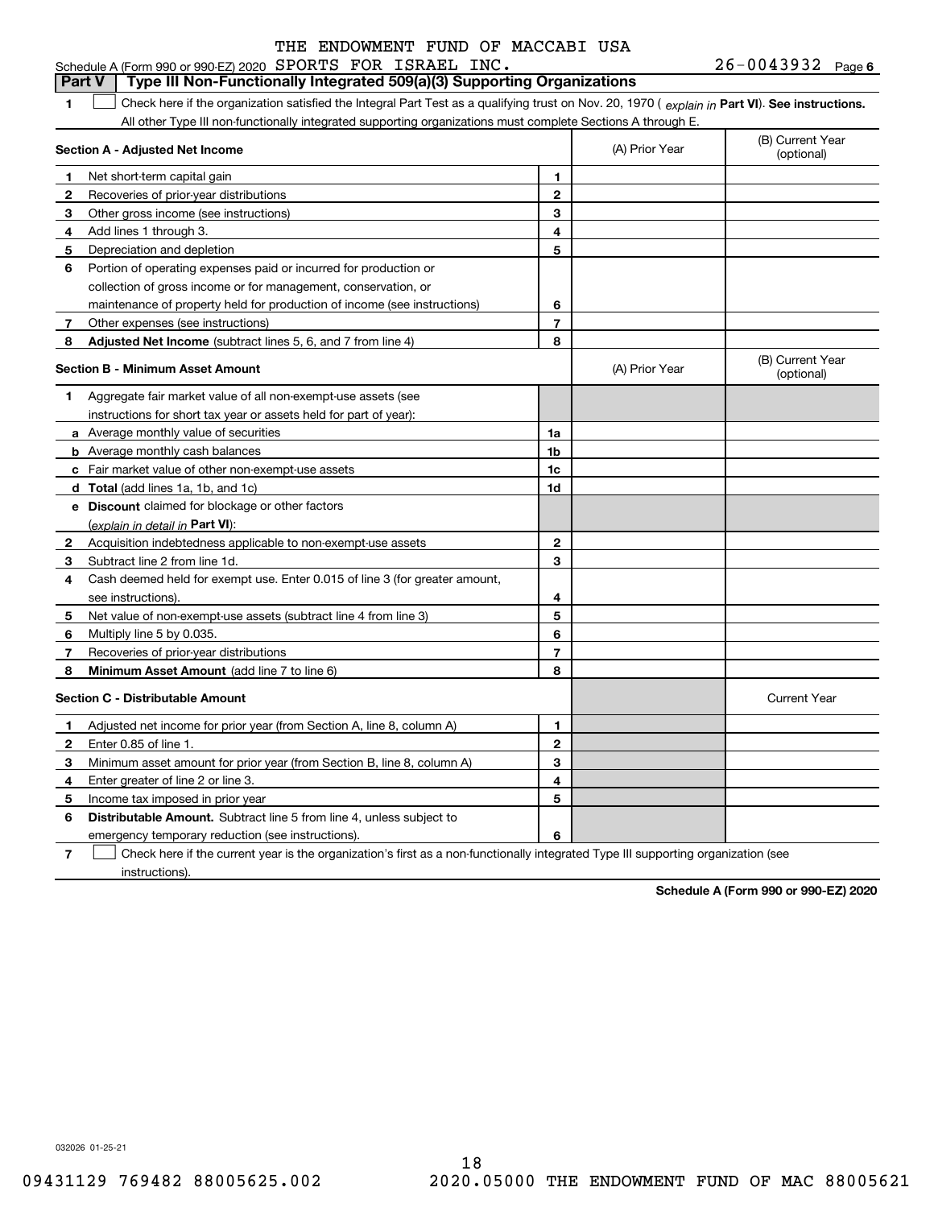THE ENDOWMENT FUND OF MACCABI USA

Schedule A (Form 990 or 990-EZ) 2020 SPORTS FOR ISRAEL INC. 26-0043932 Page 6

## Part V | Type III Non-Functionally Integrated 509(a)(3) Supporting Organizations

**1** ☐ Check here if the organization satisfied the Integral Part Test as a qualifying trust on Nov. 20, 1970 ( *explain in* **Part VI**). **See instructions.** All other Type III non-functionally integrated supporting organizations must complete Sections A through E.

| **Section A - Adjusted Net Income** | | | (A) Prior Year | (B) Current Year (optional) |
|---|---|---|---|---|
| **1** | Net short-term capital gain | **1** | | |
| **2** | Recoveries of prior-year distributions | **2** | | |
| **3** | Other gross income (see instructions) | **3** | | |
| **4** | Add lines 1 through 3. | **4** | | |
| **5** | Depreciation and depletion | **5** | | |
| **6** | Portion of operating expenses paid or incurred for production or collection of gross income or for management, conservation, or maintenance of property held for production of income (see instructions) | **6** | | |
| **7** | Other expenses (see instructions) | **7** | | |
| **8** | **Adjusted Net Income** (subtract lines 5, 6, and 7 from line 4) | **8** | | |

| **Section B - Minimum Asset Amount** | | | (A) Prior Year | (B) Current Year (optional) |
|---|---|---|---|---|
| **1** | Aggregate fair market value of all non-exempt-use assets (see instructions for short tax year or assets held for part of year): | | | |
| **a** | Average monthly value of securities | **1a** | | |
| **b** | Average monthly cash balances | **1b** | | |
| **c** | Fair market value of other non-exempt-use assets | **1c** | | |
| **d** | **Total** (add lines 1a, 1b, and 1c) | **1d** | | |
| **e** | **Discount** claimed for blockage or other factors (*explain in detail in* **Part VI**): | | | |
| **2** | Acquisition indebtedness applicable to non-exempt-use assets | **2** | | |
| **3** | Subtract line 2 from line 1d. | **3** | | |
| **4** | Cash deemed held for exempt use. Enter 0.015 of line 3 (for greater amount, see instructions). | **4** | | |
| **5** | Net value of non-exempt-use assets (subtract line 4 from line 3) | **5** | | |
| **6** | Multiply line 5 by 0.035. | **6** | | |
| **7** | Recoveries of prior-year distributions | **7** | | |
| **8** | **Minimum Asset Amount** (add line 7 to line 6) | **8** | | |

| **Section C - Distributable Amount** | | | | Current Year |
|---|---|---|---|---|
| **1** | Adjusted net income for prior year (from Section A, line 8, column A) | **1** | | |
| **2** | Enter 0.85 of line 1. | **2** | | |
| **3** | Minimum asset amount for prior year (from Section B, line 8, column A) | **3** | | |
| **4** | Enter greater of line 2 or line 3. | **4** | | |
| **5** | Income tax imposed in prior year | **5** | | |
| **6** | **Distributable Amount.** Subtract line 5 from line 4, unless subject to emergency temporary reduction (see instructions). | **6** | | |

**7** ☐ Check here if the current year is the organization's first as a non-functionally integrated Type III supporting organization (see instructions).

**Schedule A (Form 990 or 990-EZ) 2020**

032026 01-25-21

09431129 769482 88005625.002 2020.05000 THE ENDOWMENT FUND OF MAC 88005621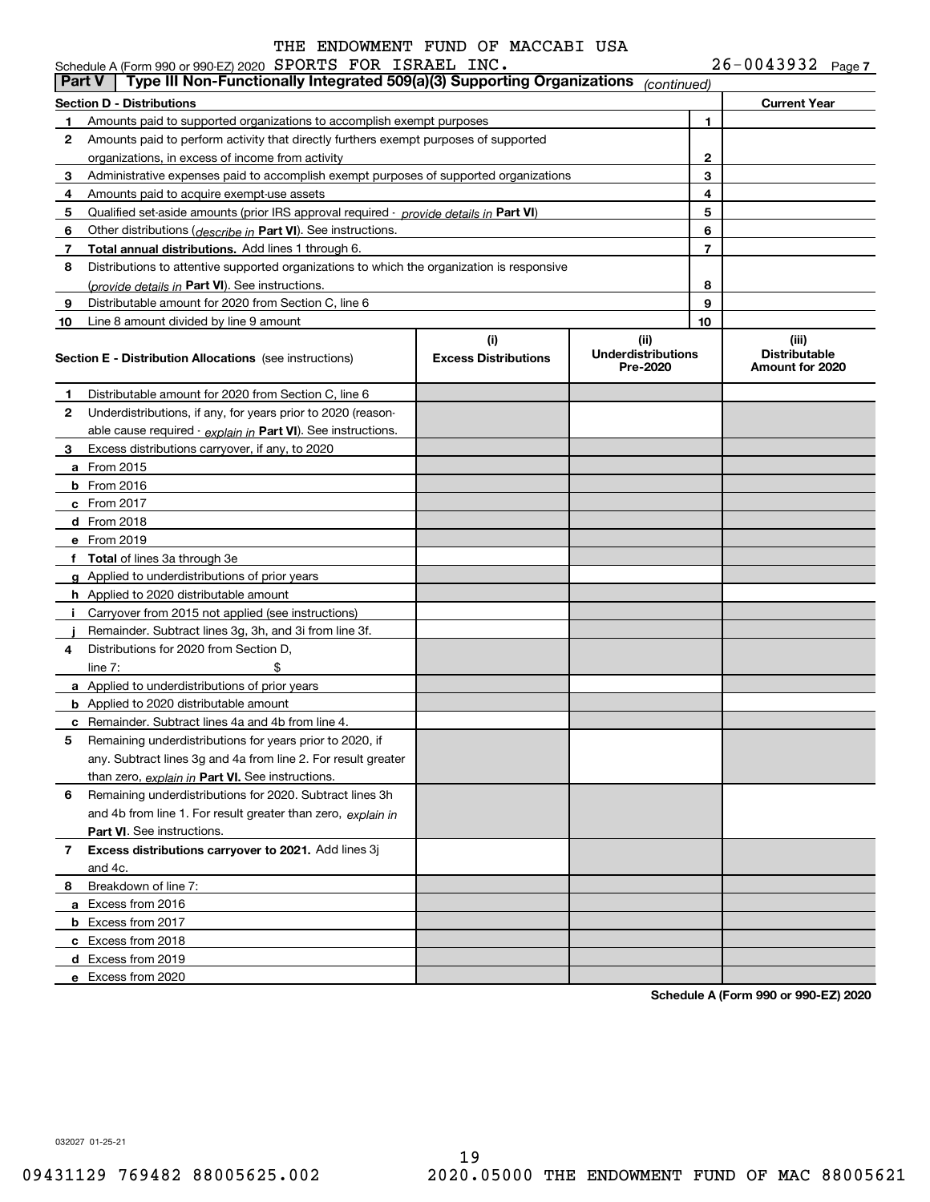THE ENDOWMENT FUND OF MACCABI USA

Schedule A (Form 990 or 990-EZ) 2020 SPORTS FOR ISRAEL INC. 26-0043932 Page 7

**Part V | Type III Non-Functionally Integrated 509(a)(3) Supporting Organizations** *(continued)*

| **Section D - Distributions** | | | **Current Year** |
|---|---|---|---|
| 1 | Amounts paid to supported organizations to accomplish exempt purposes | 1 | |
| 2 | Amounts paid to perform activity that directly furthers exempt purposes of supported organizations, in excess of income from activity | 2 | |
| 3 | Administrative expenses paid to accomplish exempt purposes of supported organizations | 3 | |
| 4 | Amounts paid to acquire exempt-use assets | 4 | |
| 5 | Qualified set-aside amounts (prior IRS approval required - *provide details in* **Part VI**) | 5 | |
| 6 | Other distributions (*describe in* **Part VI**). See instructions. | 6 | |
| 7 | **Total annual distributions.** Add lines 1 through 6. | 7 | |
| 8 | Distributions to attentive supported organizations to which the organization is responsive (*provide details in* **Part VI**). See instructions. | 8 | |
| 9 | Distributable amount for 2020 from Section C, line 6 | 9 | |
| 10 | Line 8 amount divided by line 9 amount | 10 | |

| **Section E - Distribution Allocations** (see instructions) | (i) **Excess Distributions** | (ii) **Underdistributions Pre-2020** | (iii) **Distributable Amount for 2020** |
|---|---|---|---|
| **1** Distributable amount for 2020 from Section C, line 6 | | | |
| **2** Underdistributions, if any, for years prior to 2020 (reasonable cause required - *explain in* **Part VI**). See instructions. | | | |
| **3** Excess distributions carryover, if any, to 2020 | | | |
| **a** From 2015 | | | |
| **b** From 2016 | | | |
| **c** From 2017 | | | |
| **d** From 2018 | | | |
| **e** From 2019 | | | |
| **f** **Total** of lines 3a through 3e | | | |
| **g** Applied to underdistributions of prior years | | | |
| **h** Applied to 2020 distributable amount | | | |
| **i** Carryover from 2015 not applied (see instructions) | | | |
| **j** Remainder. Subtract lines 3g, 3h, and 3i from line 3f. | | | |
| **4** Distributions for 2020 from Section D, line 7: $ | | | |
| **a** Applied to underdistributions of prior years | | | |
| **b** Applied to 2020 distributable amount | | | |
| **c** Remainder. Subtract lines 4a and 4b from line 4. | | | |
| **5** Remaining underdistributions for years prior to 2020, if any. Subtract lines 3g and 4a from line 2. For result greater than zero, *explain in* **Part VI.** See instructions. | | | |
| **6** Remaining underdistributions for 2020. Subtract lines 3h and 4b from line 1. For result greater than zero, *explain in* **Part VI**. See instructions. | | | |
| **7** **Excess distributions carryover to 2021.** Add lines 3j and 4c. | | | |
| **8** Breakdown of line 7: | | | |
| **a** Excess from 2016 | | | |
| **b** Excess from 2017 | | | |
| **c** Excess from 2018 | | | |
| **d** Excess from 2019 | | | |
| **e** Excess from 2020 | | | |

**Schedule A (Form 990 or 990-EZ) 2020**

032027 01-25-21

09431129 769482 88005625.002 2020.05000 THE ENDOWMENT FUND OF MAC 88005621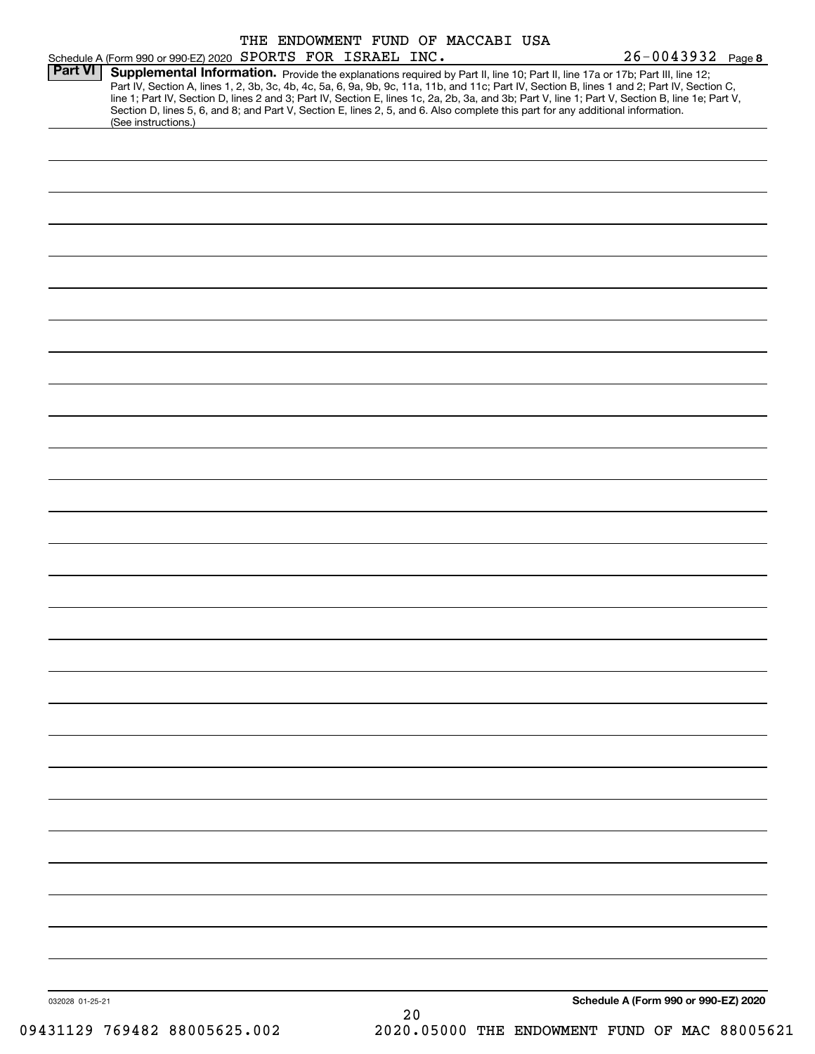THE ENDOWMENT FUND OF MACCABI USA

Schedule A (Form 990 or 990-EZ) 2020 SPORTS FOR ISRAEL INC. 26-0043932 Page 8

**Part VI** **Supplemental Information.** Provide the explanations required by Part II, line 10; Part II, line 17a or 17b; Part III, line 12; Part IV, Section A, lines 1, 2, 3b, 3c, 4b, 4c, 5a, 6, 9a, 9b, 9c, 11a, 11b, and 11c; Part IV, Section B, lines 1 and 2; Part IV, Section C, line 1; Part IV, Section D, lines 2 and 3; Part IV, Section E, lines 1c, 2a, 2b, 3a, and 3b; Part V, line 1; Part V, Section B, line 1e; Part V, Section D, lines 5, 6, and 8; and Part V, Section E, lines 2, 5, and 6. Also complete this part for any additional information. (See instructions.)

032028 01-25-21

**Schedule A (Form 990 or 990-EZ) 2020**

09431129 769482 88005625.002 2020.05000 THE ENDOWMENT FUND OF MAC 88005621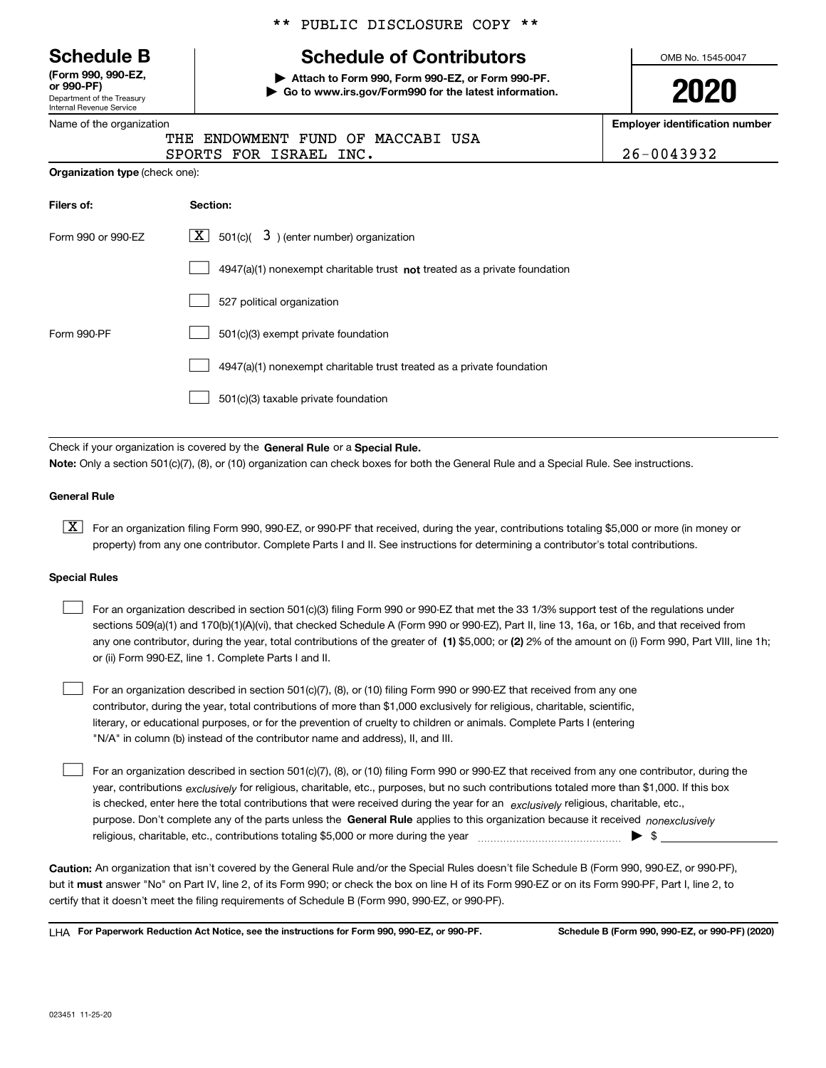** PUBLIC DISCLOSURE COPY **

**Schedule B**
**(Form 990, 990-EZ, or 990-PF)**
Department of the Treasury
Internal Revenue Service

# Schedule of Contributors

▶ **Attach to Form 990, Form 990-EZ, or Form 990-PF.**
▶ **Go to www.irs.gov/Form990 for the latest information.**

OMB No. 1545-0047

**2020**

Name of the organization
THE ENDOWMENT FUND OF MACCABI USA
SPORTS FOR ISRAEL INC.

**Employer identification number**
26-0043932

**Organization type** (check one):

| **Filers of:** | **Section:** |
|---|---|
| Form 990 or 990-EZ | [X] 501(c)( 3 ) (enter number) organization |
| | [ ] 4947(a)(1) nonexempt charitable trust **not** treated as a private foundation |
| | [ ] 527 political organization |
| Form 990-PF | [ ] 501(c)(3) exempt private foundation |
| | [ ] 4947(a)(1) nonexempt charitable trust treated as a private foundation |
| | [ ] 501(c)(3) taxable private foundation |

Check if your organization is covered by the **General Rule** or a **Special Rule.**
**Note:** Only a section 501(c)(7), (8), or (10) organization can check boxes for both the General Rule and a Special Rule. See instructions.

**General Rule**

[X] For an organization filing Form 990, 990-EZ, or 990-PF that received, during the year, contributions totaling $5,000 or more (in money or property) from any one contributor. Complete Parts I and II. See instructions for determining a contributor's total contributions.

**Special Rules**

[ ] For an organization described in section 501(c)(3) filing Form 990 or 990-EZ that met the 33 1/3% support test of the regulations under sections 509(a)(1) and 170(b)(1)(A)(vi), that checked Schedule A (Form 990 or 990-EZ), Part II, line 13, 16a, or 16b, and that received from any one contributor, during the year, total contributions of the greater of **(1)** $5,000; or **(2)** 2% of the amount on (i) Form 990, Part VIII, line 1h; or (ii) Form 990-EZ, line 1. Complete Parts I and II.

[ ] For an organization described in section 501(c)(7), (8), or (10) filing Form 990 or 990-EZ that received from any one contributor, during the year, total contributions of more than $1,000 exclusively for religious, charitable, scientific, literary, or educational purposes, or for the prevention of cruelty to children or animals. Complete Parts I (entering "N/A" in column (b) instead of the contributor name and address), II, and III.

[ ] For an organization described in section 501(c)(7), (8), or (10) filing Form 990 or 990-EZ that received from any one contributor, during the year, contributions *exclusively* for religious, charitable, etc., purposes, but no such contributions totaled more than $1,000. If this box is checked, enter here the total contributions that were received during the year for an *exclusively* religious, charitable, etc., purpose. Don't complete any of the parts unless the **General Rule** applies to this organization because it received *nonexclusively* religious, charitable, etc., contributions totaling $5,000 or more during the year ▶ $

**Caution:** An organization that isn't covered by the General Rule and/or the Special Rules doesn't file Schedule B (Form 990, 990-EZ, or 990-PF), but it **must** answer "No" on Part IV, line 2, of its Form 990; or check the box on line H of its Form 990-EZ or on its Form 990-PF, Part I, line 2, to certify that it doesn't meet the filing requirements of Schedule B (Form 990, 990-EZ, or 990-PF).

LHA **For Paperwork Reduction Act Notice, see the instructions for Form 990, 990-EZ, or 990-PF.** **Schedule B (Form 990, 990-EZ, or 990-PF) (2020)**

023451 11-25-20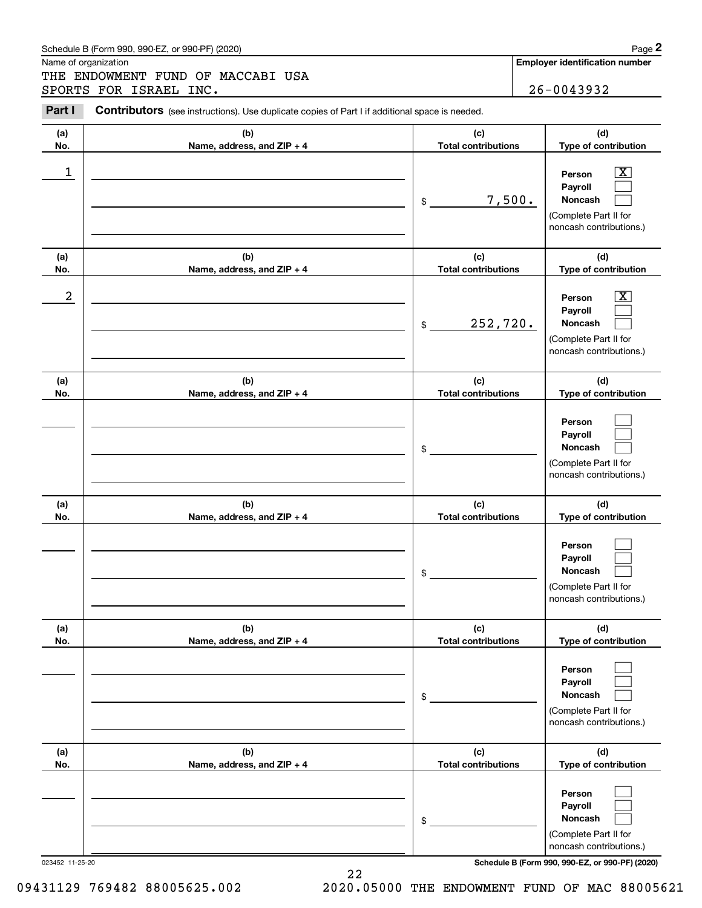Schedule B (Form 990, 990-EZ, or 990-PF) (2020)

Name of organization

THE ENDOWMENT FUND OF MACCABI USA SPORTS FOR ISRAEL INC.

**Employer identification number**

26-0043932

**Part I** **Contributors** (see instructions). Use duplicate copies of Part I if additional space is needed.

| (a) No. | (b) Name, address, and ZIP + 4 | (c) Total contributions | (d) Type of contribution |
|---|---|---|---|
| 1 | | $ 7,500. | Person [X] Payroll [ ] Noncash [ ] (Complete Part II for noncash contributions.) |
| 2 | | $ 252,720. | Person [X] Payroll [ ] Noncash [ ] (Complete Part II for noncash contributions.) |
| | | $ | Person [ ] Payroll [ ] Noncash [ ] (Complete Part II for noncash contributions.) |
| | | $ | Person [ ] Payroll [ ] Noncash [ ] (Complete Part II for noncash contributions.) |
| | | $ | Person [ ] Payroll [ ] Noncash [ ] (Complete Part II for noncash contributions.) |
| | | $ | Person [ ] Payroll [ ] Noncash [ ] (Complete Part II for noncash contributions.) |

023452 11-25-20

**Schedule B (Form 990, 990-EZ, or 990-PF) (2020)**

09431129 769482 88005625.002 2020.05000 THE ENDOWMENT FUND OF MAC 88005621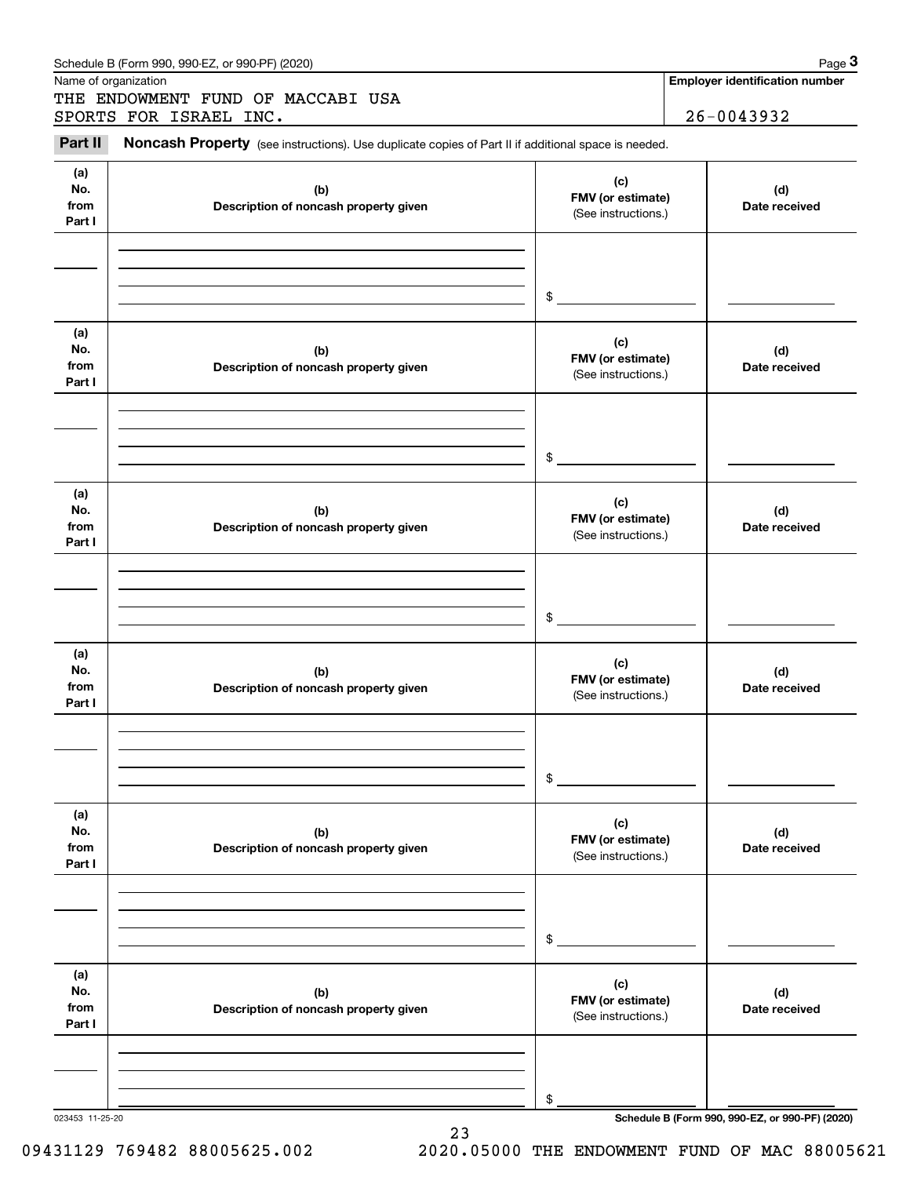Schedule B (Form 990, 990-EZ, or 990-PF) (2020)

Name of organization

THE ENDOWMENT FUND OF MACCABI USA SPORTS FOR ISRAEL INC.

**Employer identification number**

26-0043932

**Part II** **Noncash Property** (see instructions). Use duplicate copies of Part II if additional space is needed.

| (a) No. from Part I | (b) Description of noncash property given | (c) FMV (or estimate) (See instructions.) | (d) Date received |
|---|---|---|---|
| | | $ | |

| (a) No. from Part I | (b) Description of noncash property given | (c) FMV (or estimate) (See instructions.) | (d) Date received |
|---|---|---|---|
| | | $ | |

| (a) No. from Part I | (b) Description of noncash property given | (c) FMV (or estimate) (See instructions.) | (d) Date received |
|---|---|---|---|
| | | $ | |

| (a) No. from Part I | (b) Description of noncash property given | (c) FMV (or estimate) (See instructions.) | (d) Date received |
|---|---|---|---|
| | | $ | |

| (a) No. from Part I | (b) Description of noncash property given | (c) FMV (or estimate) (See instructions.) | (d) Date received |
|---|---|---|---|
| | | $ | |

| (a) No. from Part I | (b) Description of noncash property given | (c) FMV (or estimate) (See instructions.) | (d) Date received |
|---|---|---|---|
| | | $ | |

023453 11-25-20

**Schedule B (Form 990, 990-EZ, or 990-PF) (2020)**

09431129 769482 88005625.002 2020.05000 THE ENDOWMENT FUND OF MAC 88005621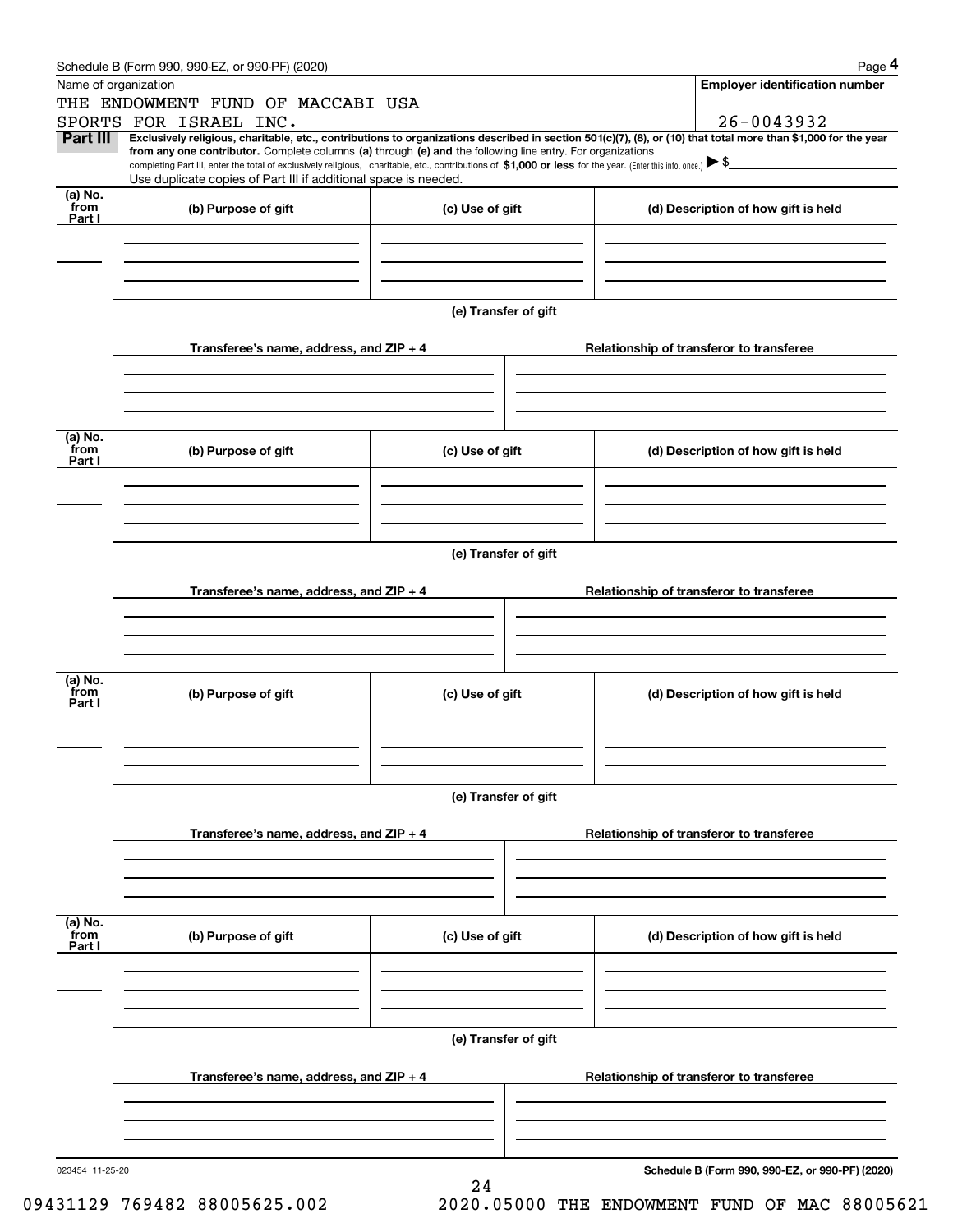Name of organization

THE ENDOWMENT FUND OF MACCABI USA SPORTS FOR ISRAEL INC.

**Employer identification number**

26-0043932

**Part III** **Exclusively religious, charitable, etc., contributions to organizations described in section 501(c)(7), (8), or (10) that total more than $1,000 for the year from any one contributor.** Complete columns **(a)** through **(e)** and the following line entry. For organizations completing Part III, enter the total of exclusively religious, charitable, etc., contributions of **$1,000 or less** for the year. (Enter this info. once.) ▶ $

Use duplicate copies of Part III if additional space is needed.

| (a) No. from Part I | (b) Purpose of gift | (c) Use of gift | (d) Description of how gift is held |
|---|---|---|---|
| | | | |

**(e) Transfer of gift**

| Transferee's name, address, and ZIP + 4 | Relationship of transferor to transferee |
|---|---|
| | |

| (a) No. from Part I | (b) Purpose of gift | (c) Use of gift | (d) Description of how gift is held |
|---|---|---|---|
| | | | |

**(e) Transfer of gift**

| Transferee's name, address, and ZIP + 4 | Relationship of transferor to transferee |
|---|---|
| | |

| (a) No. from Part I | (b) Purpose of gift | (c) Use of gift | (d) Description of how gift is held |
|---|---|---|---|
| | | | |

**(e) Transfer of gift**

| Transferee's name, address, and ZIP + 4 | Relationship of transferor to transferee |
|---|---|
| | |

| (a) No. from Part I | (b) Purpose of gift | (c) Use of gift | (d) Description of how gift is held |
|---|---|---|---|
| | | | |

**(e) Transfer of gift**

| Transferee's name, address, and ZIP + 4 | Relationship of transferor to transferee |
|---|---|
| | |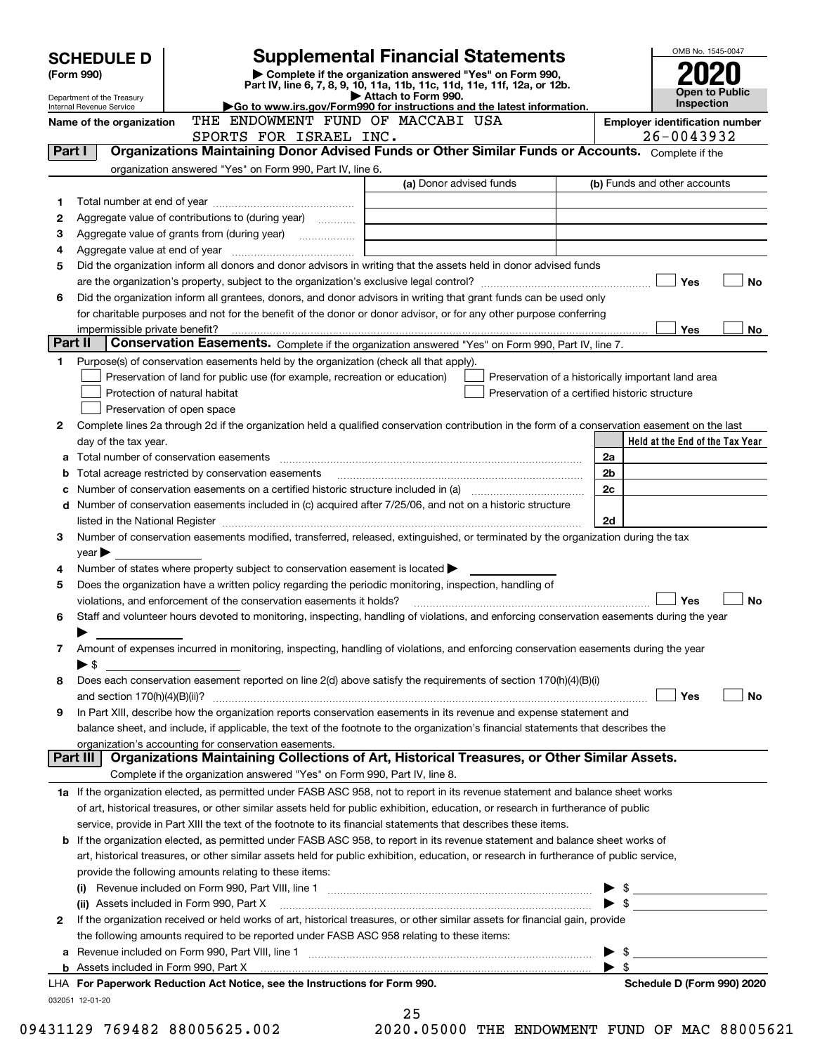**SCHEDULE D**
**(Form 990)**

Department of the Treasury
Internal Revenue Service

# Supplemental Financial Statements

▶ Complete if the organization answered "Yes" on Form 990, Part IV, line 6, 7, 8, 9, 10, 11a, 11b, 11c, 11d, 11e, 11f, 12a, or 12b.
▶ Attach to Form 990.
▶Go to www.irs.gov/Form990 for instructions and the latest information.

OMB No. 1545-0047
**2020**
**Open to Public Inspection**

Name of the organization: THE ENDOWMENT FUND OF MACCABI USA SPORTS FOR ISRAEL INC.

Employer identification number: 26-0043932

## Part I — Organizations Maintaining Donor Advised Funds or Other Similar Funds or Accounts.
Complete if the organization answered "Yes" on Form 990, Part IV, line 6.

| | | (a) Donor advised funds | (b) Funds and other accounts |
|---|---|---|---|
| 1 | Total number at end of year | | |
| 2 | Aggregate value of contributions to (during year) | | |
| 3 | Aggregate value of grants from (during year) | | |
| 4 | Aggregate value at end of year | | |

5 Did the organization inform all donors and donor advisors in writing that the assets held in donor advised funds are the organization's property, subject to the organization's exclusive legal control? ☐ Yes ☐ No

6 Did the organization inform all grantees, donors, and donor advisors in writing that grant funds can be used only for charitable purposes and not for the benefit of the donor or donor advisor, or for any other purpose conferring impermissible private benefit? ☐ Yes ☐ No

## Part II — Conservation Easements.
Complete if the organization answered "Yes" on Form 990, Part IV, line 7.

1 Purpose(s) of conservation easements held by the organization (check all that apply).
- ☐ Preservation of land for public use (for example, recreation or education)
- ☐ Protection of natural habitat
- ☐ Preservation of open space
- ☐ Preservation of a historically important land area
- ☐ Preservation of a certified historic structure

2 Complete lines 2a through 2d if the organization held a qualified conservation contribution in the form of a conservation easement on the last day of the tax year.

| | | | Held at the End of the Tax Year |
|---|---|---|---|
| a | Total number of conservation easements | 2a | |
| b | Total acreage restricted by conservation easements | 2b | |
| c | Number of conservation easements on a certified historic structure included in (a) | 2c | |
| d | Number of conservation easements included in (c) acquired after 7/25/06, and not on a historic structure listed in the National Register | 2d | |

3 Number of conservation easements modified, transferred, released, extinguished, or terminated by the organization during the tax year ▶

4 Number of states where property subject to conservation easement is located ▶

5 Does the organization have a written policy regarding the periodic monitoring, inspection, handling of violations, and enforcement of the conservation easements it holds? ☐ Yes ☐ No

6 Staff and volunteer hours devoted to monitoring, inspecting, handling of violations, and enforcing conservation easements during the year ▶

7 Amount of expenses incurred in monitoring, inspecting, handling of violations, and enforcing conservation easements during the year ▶ $

8 Does each conservation easement reported on line 2(d) above satisfy the requirements of section 170(h)(4)(B)(i) and section 170(h)(4)(B)(ii)? ☐ Yes ☐ No

9 In Part XIII, describe how the organization reports conservation easements in its revenue and expense statement and balance sheet, and include, if applicable, the text of the footnote to the organization's financial statements that describes the organization's accounting for conservation easements.

## Part III — Organizations Maintaining Collections of Art, Historical Treasures, or Other Similar Assets.
Complete if the organization answered "Yes" on Form 990, Part IV, line 8.

1a If the organization elected, as permitted under FASB ASC 958, not to report in its revenue statement and balance sheet works of art, historical treasures, or other similar assets held for public exhibition, education, or research in furtherance of public service, provide in Part XIII the text of the footnote to its financial statements that describes these items.

b If the organization elected, as permitted under FASB ASC 958, to report in its revenue statement and balance sheet works of art, historical treasures, or other similar assets held for public exhibition, education, or research in furtherance of public service, provide the following amounts relating to these items:

(i) Revenue included on Form 990, Part VIII, line 1 ▶ $

(ii) Assets included in Form 990, Part X ▶ $

2 If the organization received or held works of art, historical treasures, or other similar assets for financial gain, provide the following amounts required to be reported under FASB ASC 958 relating to these items:

a Revenue included on Form 990, Part VIII, line 1 ▶ $

b Assets included in Form 990, Part X ▶ $

LHA For Paperwork Reduction Act Notice, see the Instructions for Form 990. Schedule D (Form 990) 2020

032051 12-01-20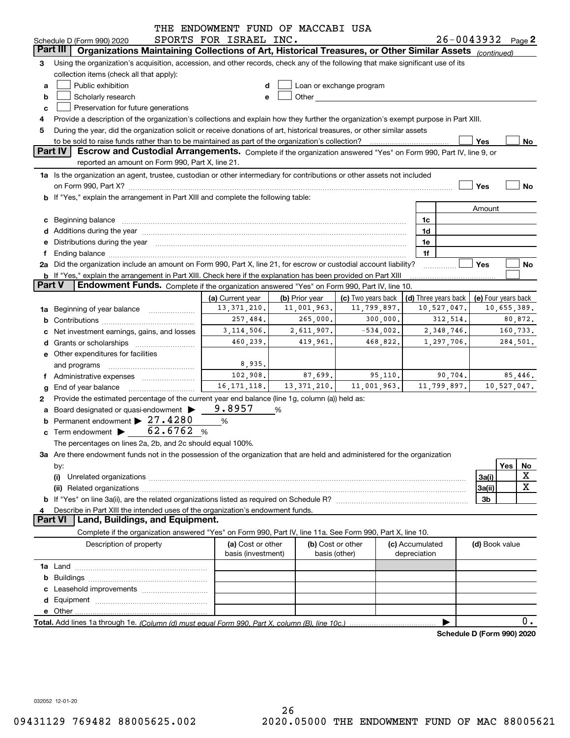THE ENDOWMENT FUND OF MACCABI USA SPORTS FOR ISRAEL INC.

Schedule D (Form 990) 2020 26-0043932 Page 2

## Part III Organizations Maintaining Collections of Art, Historical Treasures, or Other Similar Assets *(continued)*

**3** Using the organization's acquisition, accession, and other records, check any of the following that make significant use of its collection items (check all that apply):

- **a** ☐ Public exhibition
- **b** ☐ Scholarly research
- **c** ☐ Preservation for future generations
- **d** ☐ Loan or exchange program
- **e** ☐ Other

**4** Provide a description of the organization's collections and explain how they further the organization's exempt purpose in Part XIII.

**5** During the year, did the organization solicit or receive donations of art, historical treasures, or other similar assets to be sold to raise funds rather than to be maintained as part of the organization's collection? ☐ Yes ☐ No

## Part IV Escrow and Custodial Arrangements.

Complete if the organization answered "Yes" on Form 990, Part IV, line 9, or reported an amount on Form 990, Part X, line 21.

**1a** Is the organization an agent, trustee, custodian or other intermediary for contributions or other assets not included on Form 990, Part X? ☐ Yes ☐ No

**b** If "Yes," explain the arrangement in Part XIII and complete the following table:

| | | Amount |
|---|---|---|
| **c** Beginning balance | 1c | |
| **d** Additions during the year | 1d | |
| **e** Distributions during the year | 1e | |
| **f** Ending balance | 1f | |

**2a** Did the organization include an amount on Form 990, Part X, line 21, for escrow or custodial account liability? ☐ Yes ☐ No

**b** If "Yes," explain the arrangement in Part XIII. Check here if the explanation has been provided on Part XIII ☐

## Part V Endowment Funds.

Complete if the organization answered "Yes" on Form 990, Part IV, line 10.

| | (a) Current year | (b) Prior year | (c) Two years back | (d) Three years back | (e) Four years back |
|---|---|---|---|---|---|
| **1a** Beginning of year balance | 13,371,210. | 11,001,963. | 11,799,897. | 10,527,047. | 10,655,389. |
| **b** Contributions | 257,484. | 265,000. | 300,000. | 312,514. | 80,872. |
| **c** Net investment earnings, gains, and losses | 3,114,506. | 2,611,907. | -534,002. | 2,348,746. | 160,733. |
| **d** Grants or scholarships | 460,239. | 419,961. | 468,822. | 1,297,706. | 284,501. |
| **e** Other expenditures for facilities and programs | 8,935. | | | | |
| **f** Administrative expenses | 102,908. | 87,699. | 95,110. | 90,704. | 85,446. |
| **g** End of year balance | 16,171,118. | 13,371,210. | 11,001,963. | 11,799,897. | 10,527,047. |

**2** Provide the estimated percentage of the current year end balance (line 1g, column (a)) held as:

- **a** Board designated or quasi-endowment ▶ 9.8957 %
- **b** Permanent endowment ▶ 27.4280 %
- **c** Term endowment ▶ 62.6762 %

The percentages on lines 2a, 2b, and 2c should equal 100%.

**3a** Are there endowment funds not in the possession of the organization that are held and administered for the organization by:

| | | Yes | No |
|---|---|---|---|
| **(i)** Unrelated organizations | 3a(i) | | X |
| **(ii)** Related organizations | 3a(ii) | | X |
| **b** If "Yes" on line 3a(ii), are the related organizations listed as required on Schedule R? | 3b | | |

**4** Describe in Part XIII the intended uses of the organization's endowment funds.

## Part VI Land, Buildings, and Equipment.

Complete if the organization answered "Yes" on Form 990, Part IV, line 11a. See Form 990, Part X, line 10.

| Description of property | (a) Cost or other basis (investment) | (b) Cost or other basis (other) | (c) Accumulated depreciation | (d) Book value |
|---|---|---|---|---|
| **1a** Land | | | | |
| **b** Buildings | | | | |
| **c** Leasehold improvements | | | | |
| **d** Equipment | | | | |
| **e** Other | | | | |
| **Total.** Add lines 1a through 1e. *(Column (d) must equal Form 990, Part X, column (B), line 10c.)* ▶ | | | | 0. |

**Schedule D (Form 990) 2020**

032052 12-01-20

09431129 769482 88005625.002 2020.05000 THE ENDOWMENT FUND OF MAC 88005621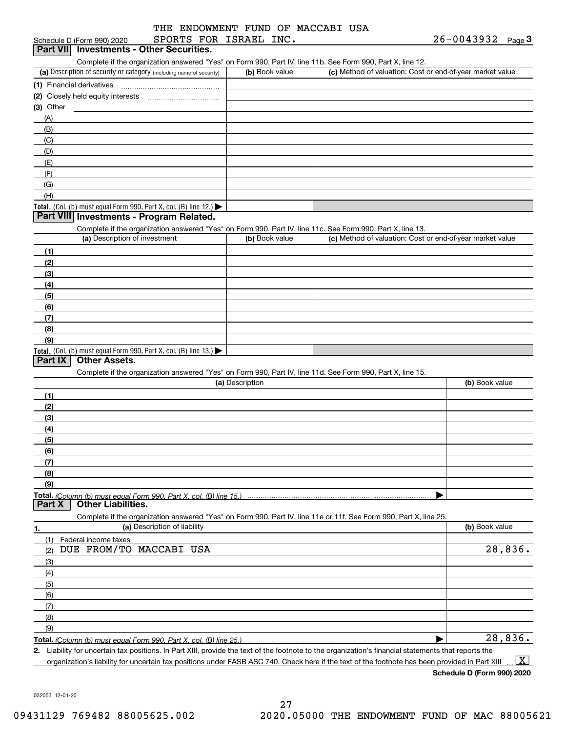THE ENDOWMENT FUND OF MACCABI USA SPORTS FOR ISRAEL INC.

Schedule D (Form 990) 2020 — 26-0043932 Page 3

## Part VII Investments - Other Securities.

Complete if the organization answered "Yes" on Form 990, Part IV, line 11b. See Form 990, Part X, line 12.

| (a) Description of security or category (including name of security) | (b) Book value | (c) Method of valuation: Cost or end-of-year market value |
|---|---|---|
| (1) Financial derivatives | | |
| (2) Closely held equity interests | | |
| (3) Other | | |
| (A) | | |
| (B) | | |
| (C) | | |
| (D) | | |
| (E) | | |
| (F) | | |
| (G) | | |
| (H) | | |
| **Total.** (Col. (b) must equal Form 990, Part X, col. (B) line 12.) ▶ | | |

## Part VIII Investments - Program Related.

Complete if the organization answered "Yes" on Form 990, Part IV, line 11c. See Form 990, Part X, line 13.

| (a) Description of investment | (b) Book value | (c) Method of valuation: Cost or end-of-year market value |
|---|---|---|
| (1) | | |
| (2) | | |
| (3) | | |
| (4) | | |
| (5) | | |
| (6) | | |
| (7) | | |
| (8) | | |
| (9) | | |
| **Total.** (Col. (b) must equal Form 990, Part X, col. (B) line 13.) ▶ | | |

## Part IX Other Assets.

Complete if the organization answered "Yes" on Form 990, Part IV, line 11d. See Form 990, Part X, line 15.

| (a) Description | (b) Book value |
|---|---|
| (1) | |
| (2) | |
| (3) | |
| (4) | |
| (5) | |
| (6) | |
| (7) | |
| (8) | |
| (9) | |
| **Total.** *(Column (b) must equal Form 990, Part X, col. (B) line 15.)* ▶ | |

## Part X Other Liabilities.

Complete if the organization answered "Yes" on Form 990, Part IV, line 11e or 11f. See Form 990, Part X, line 25.

| 1. (a) Description of liability | (b) Book value |
|---|---|
| (1) Federal income taxes | |
| (2) DUE FROM/TO MACCABI USA | 28,836. |
| (3) | |
| (4) | |
| (5) | |
| (6) | |
| (7) | |
| (8) | |
| (9) | |
| **Total.** *(Column (b) must equal Form 990, Part X, col. (B) line 25.)* ▶ | 28,836. |

**2.** Liability for uncertain tax positions. In Part XIII, provide the text of the footnote to the organization's financial statements that reports the organization's liability for uncertain tax positions under FASB ASC 740. Check here if the text of the footnote has been provided in Part XIII ... [X]

**Schedule D (Form 990) 2020**

032053 12-01-20

09431129 769482 88005625.002 2020.05000 THE ENDOWMENT FUND OF MAC 88005621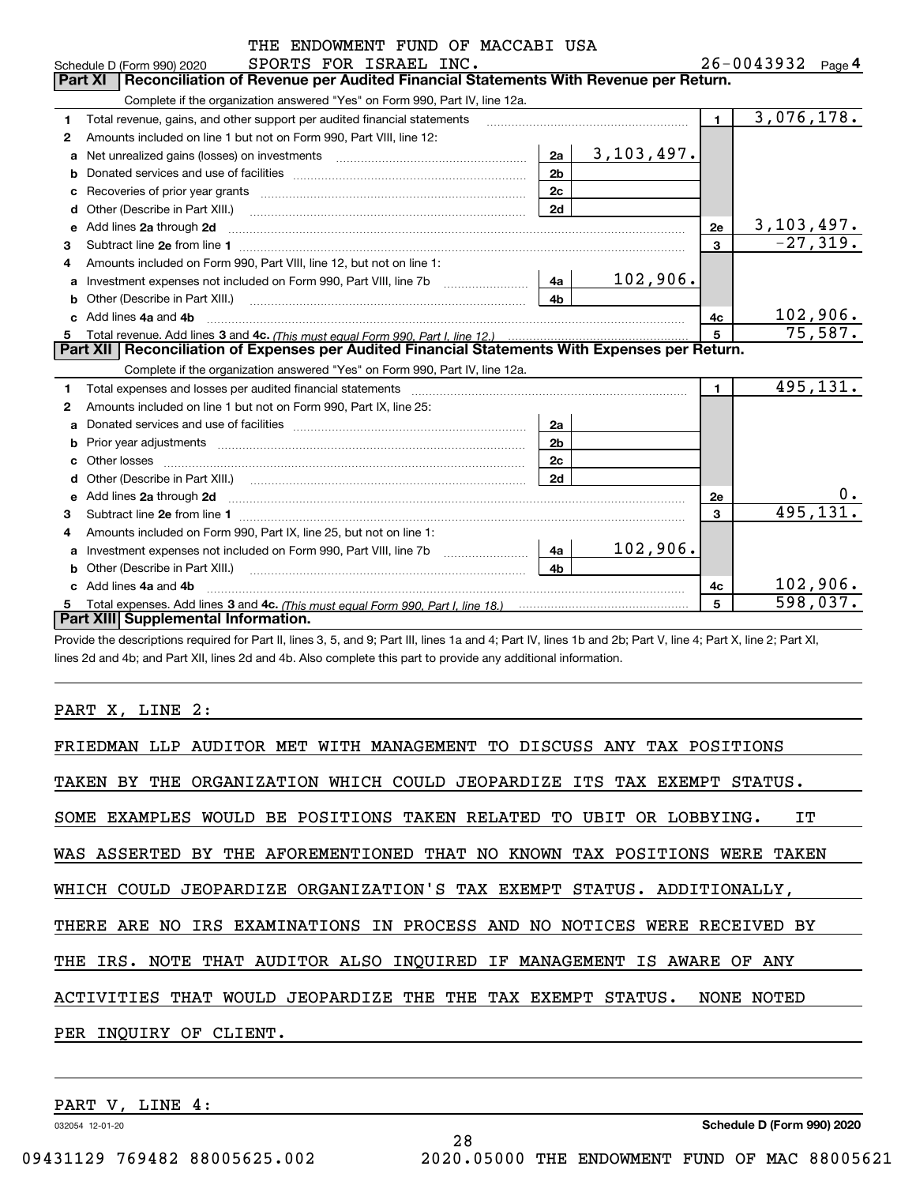THE ENDOWMENT FUND OF MACCABI USA

Schedule D (Form 990) 2020 SPORTS FOR ISRAEL INC. 26-0043932 Page 4

## Part XI Reconciliation of Revenue per Audited Financial Statements With Revenue per Return.

Complete if the organization answered "Yes" on Form 990, Part IV, line 12a.

| | | | | | |
|---|---|---|---|---|---|
| 1 | Total revenue, gains, and other support per audited financial statements | | | 1 | 3,076,178. |
| 2 | Amounts included on line 1 but not on Form 990, Part VIII, line 12: | | | | |
| a | Net unrealized gains (losses) on investments | 2a | 3,103,497. | | |
| b | Donated services and use of facilities | 2b | | | |
| c | Recoveries of prior year grants | 2c | | | |
| d | Other (Describe in Part XIII.) | 2d | | | |
| e | Add lines 2a through 2d | | | 2e | 3,103,497. |
| 3 | Subtract line 2e from line 1 | | | 3 | -27,319. |
| 4 | Amounts included on Form 990, Part VIII, line 12, but not on line 1: | | | | |
| a | Investment expenses not included on Form 990, Part VIII, line 7b | 4a | 102,906. | | |
| b | Other (Describe in Part XIII.) | 4b | | | |
| c | Add lines 4a and 4b | | | 4c | 102,906. |
| 5 | Total revenue. Add lines 3 and 4c. *(This must equal Form 990, Part I, line 12.)* | | | 5 | 75,587. |

## Part XII Reconciliation of Expenses per Audited Financial Statements With Expenses per Return.

Complete if the organization answered "Yes" on Form 990, Part IV, line 12a.

| | | | | | |
|---|---|---|---|---|---|
| 1 | Total expenses and losses per audited financial statements | | | 1 | 495,131. |
| 2 | Amounts included on line 1 but not on Form 990, Part IX, line 25: | | | | |
| a | Donated services and use of facilities | 2a | | | |
| b | Prior year adjustments | 2b | | | |
| c | Other losses | 2c | | | |
| d | Other (Describe in Part XIII.) | 2d | | | |
| e | Add lines 2a through 2d | | | 2e | 0. |
| 3 | Subtract line 2e from line 1 | | | 3 | 495,131. |
| 4 | Amounts included on Form 990, Part IX, line 25, but not on line 1: | | | | |
| a | Investment expenses not included on Form 990, Part VIII, line 7b | 4a | 102,906. | | |
| b | Other (Describe in Part XIII.) | 4b | | | |
| c | Add lines 4a and 4b | | | 4c | 102,906. |
| 5 | Total expenses. Add lines 3 and 4c. *(This must equal Form 990, Part I, line 18.)* | | | 5 | 598,037. |

## Part XIII Supplemental Information.

Provide the descriptions required for Part II, lines 3, 5, and 9; Part III, lines 1a and 4; Part IV, lines 1b and 2b; Part V, line 4; Part X, line 2; Part XI, lines 2d and 4b; and Part XII, lines 2d and 4b. Also complete this part to provide any additional information.

PART X, LINE 2:

FRIEDMAN LLP AUDITOR MET WITH MANAGEMENT TO DISCUSS ANY TAX POSITIONS TAKEN BY THE ORGANIZATION WHICH COULD JEOPARDIZE ITS TAX EXEMPT STATUS. SOME EXAMPLES WOULD BE POSITIONS TAKEN RELATED TO UBIT OR LOBBYING. IT WAS ASSERTED BY THE AFOREMENTIONED THAT NO KNOWN TAX POSITIONS WERE TAKEN WHICH COULD JEOPARDIZE ORGANIZATION'S TAX EXEMPT STATUS. ADDITIONALLY, THERE ARE NO IRS EXAMINATIONS IN PROCESS AND NO NOTICES WERE RECEIVED BY THE IRS. NOTE THAT AUDITOR ALSO INQUIRED IF MANAGEMENT IS AWARE OF ANY ACTIVITIES THAT WOULD JEOPARDIZE THE THE TAX EXEMPT STATUS. NONE NOTED PER INQUIRY OF CLIENT.

PART V, LINE 4:

032054 12-01-20 Schedule D (Form 990) 2020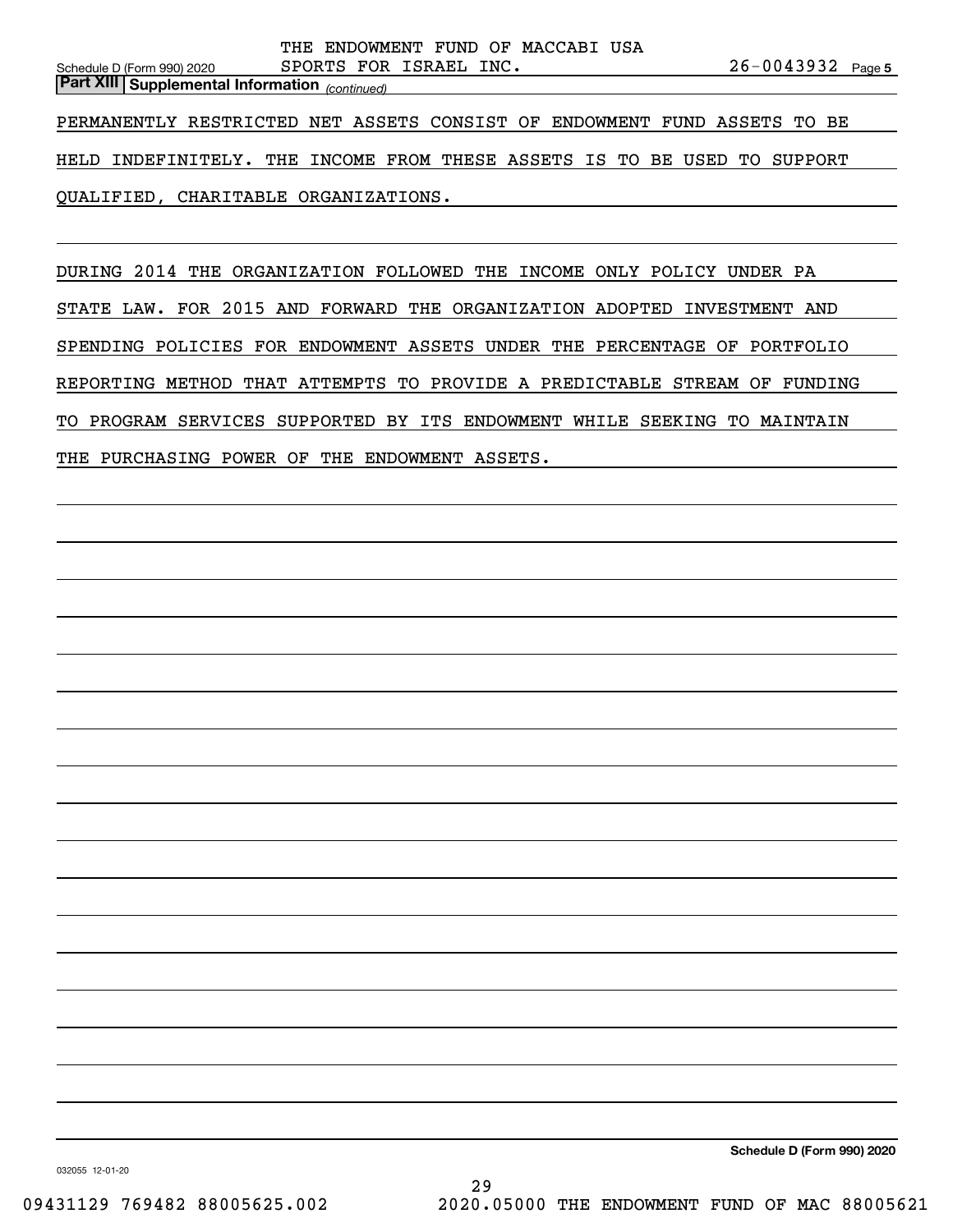THE ENDOWMENT FUND OF MACCABI USA SPORTS FOR ISRAEL INC. 26-0043932

**Part XIII Supplemental Information** *(continued)*

PERMANENTLY RESTRICTED NET ASSETS CONSIST OF ENDOWMENT FUND ASSETS TO BE HELD INDEFINITELY. THE INCOME FROM THESE ASSETS IS TO BE USED TO SUPPORT QUALIFIED, CHARITABLE ORGANIZATIONS.

DURING 2014 THE ORGANIZATION FOLLOWED THE INCOME ONLY POLICY UNDER PA STATE LAW. FOR 2015 AND FORWARD THE ORGANIZATION ADOPTED INVESTMENT AND SPENDING POLICIES FOR ENDOWMENT ASSETS UNDER THE PERCENTAGE OF PORTFOLIO REPORTING METHOD THAT ATTEMPTS TO PROVIDE A PREDICTABLE STREAM OF FUNDING TO PROGRAM SERVICES SUPPORTED BY ITS ENDOWMENT WHILE SEEKING TO MAINTAIN THE PURCHASING POWER OF THE ENDOWMENT ASSETS.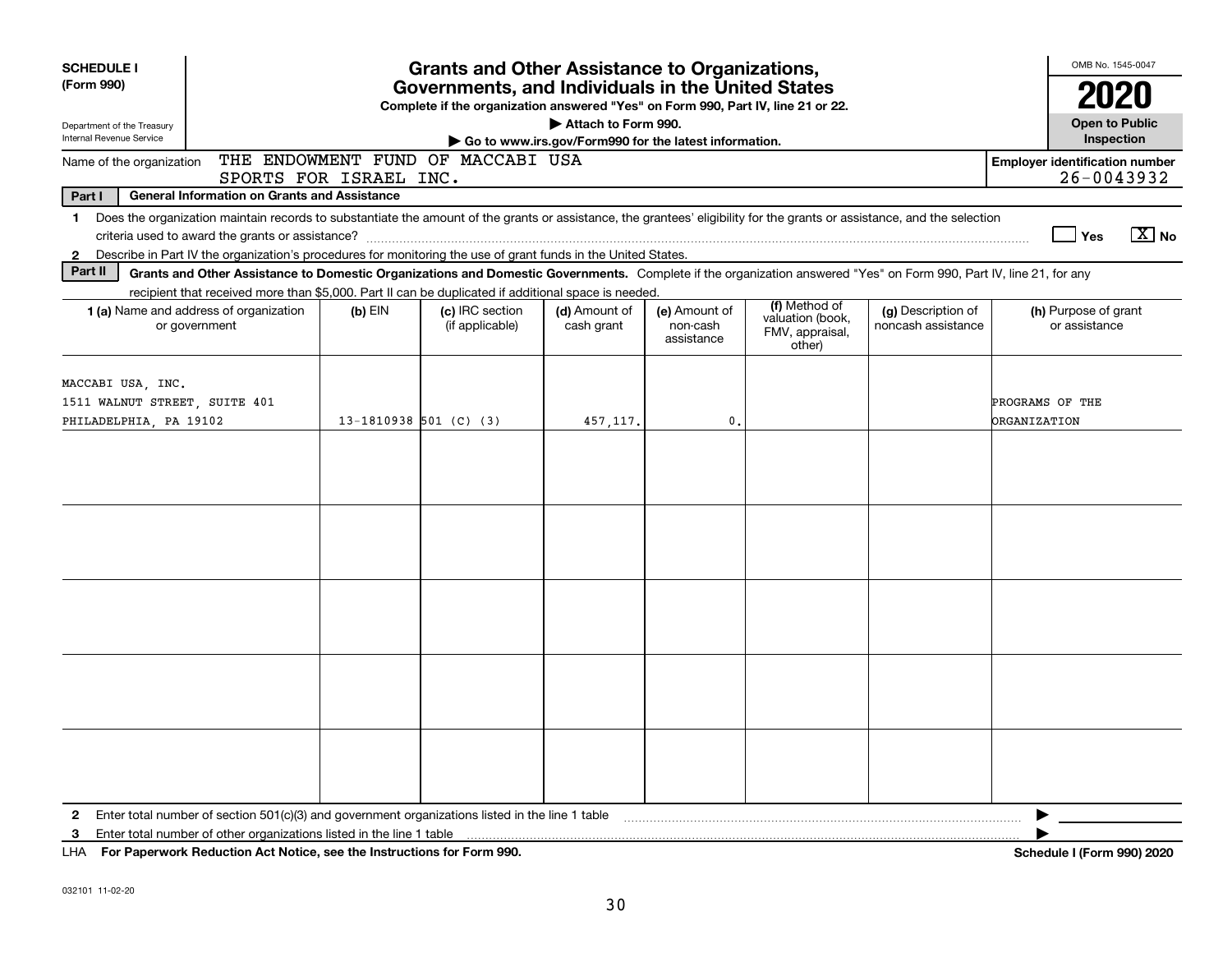**SCHEDULE I (Form 990)**

Department of the Treasury
Internal Revenue Service

# Grants and Other Assistance to Organizations, Governments, and Individuals in the United States

**Complete if the organization answered "Yes" on Form 990, Part IV, line 21 or 22.**

▶ Attach to Form 990.

▶ Go to www.irs.gov/Form990 for the latest information.

OMB No. 1545-0047

**2020**

**Open to Public Inspection**

Name of the organization: THE ENDOWMENT FUND OF MACCABI USA SPORTS FOR ISRAEL INC.

**Employer identification number** 26-0043932

**Part I General Information on Grants and Assistance**

1 Does the organization maintain records to substantiate the amount of the grants or assistance, the grantees' eligibility for the grants or assistance, and the selection criteria used to award the grants or assistance? ☐ Yes ☒ No

2 Describe in Part IV the organization's procedures for monitoring the use of grant funds in the United States.

**Part II Grants and Other Assistance to Domestic Organizations and Domestic Governments.** Complete if the organization answered "Yes" on Form 990, Part IV, line 21, for any recipient that received more than $5,000. Part II can be duplicated if additional space is needed.

| 1 (a) Name and address of organization or government | (b) EIN | (c) IRC section (if applicable) | (d) Amount of cash grant | (e) Amount of non-cash assistance | (f) Method of valuation (book, FMV, appraisal, other) | (g) Description of noncash assistance | (h) Purpose of grant or assistance |
|---|---|---|---|---|---|---|---|
| MACCABI USA, INC.<br>1511 WALNUT STREET, SUITE 401<br>PHILADELPHIA, PA 19102 | 13-1810938 | 501 (C) (3) | 457,117. | 0. | | | PROGRAMS OF THE ORGANIZATION |
| | | | | | | | |
| | | | | | | | |
| | | | | | | | |
| | | | | | | | |
| | | | | | | | |

2 Enter total number of section 501(c)(3) and government organizations listed in the line 1 table ▶

3 Enter total number of other organizations listed in the line 1 table ▶

LHA **For Paperwork Reduction Act Notice, see the Instructions for Form 990.** **Schedule I (Form 990) 2020**

032101 11-02-20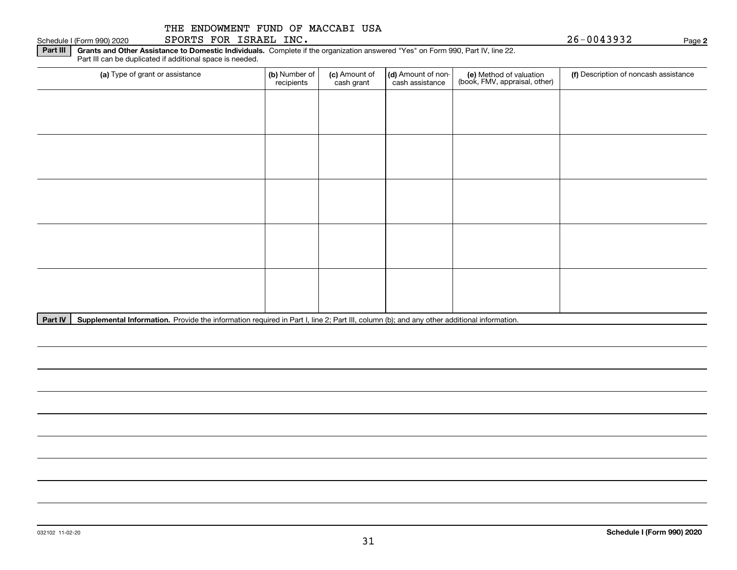THE ENDOWMENT FUND OF MACCABI USA SPORTS FOR ISRAEL INC.

Schedule I (Form 990) 2020 — 26-0043932 — Page **2**

**Part III** **Grants and Other Assistance to Domestic Individuals.** Complete if the organization answered "Yes" on Form 990, Part IV, line 22. Part III can be duplicated if additional space is needed.

| (a) Type of grant or assistance | (b) Number of recipients | (c) Amount of cash grant | (d) Amount of non-cash assistance | (e) Method of valuation (book, FMV, appraisal, other) | (f) Description of noncash assistance |
|---|---|---|---|---|---|
| | | | | | |
| | | | | | |
| | | | | | |
| | | | | | |
| | | | | | |

**Part IV** **Supplemental Information.** Provide the information required in Part I, line 2; Part III, column (b); and any other additional information.

032102 11-02-20

**Schedule I (Form 990) 2020**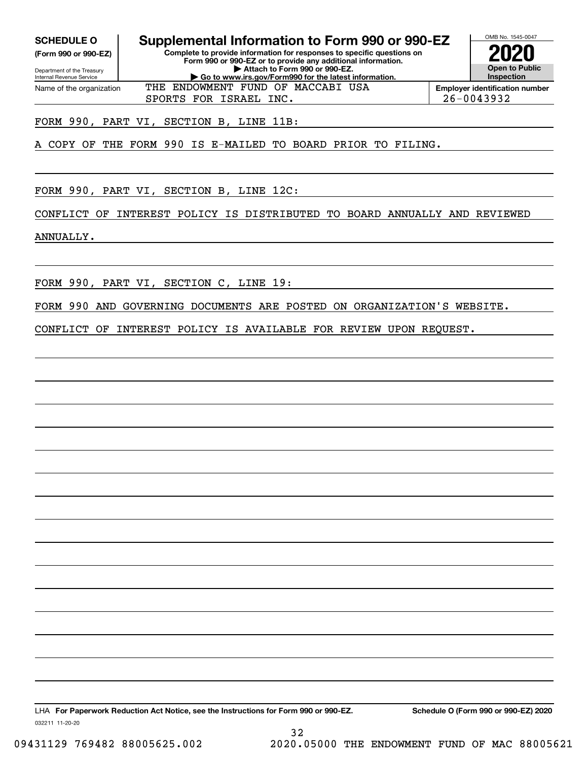**SCHEDULE O**
**(Form 990 or 990-EZ)**

Department of the Treasury
Internal Revenue Service

# Supplemental Information to Form 990 or 990-EZ

**Complete to provide information for responses to specific questions on Form 990 or 990-EZ or to provide any additional information.**
**▶ Attach to Form 990 or 990-EZ.**
**▶ Go to www.irs.gov/Form990 for the latest information.**

OMB No. 1545-0047

**2020**

**Open to Public Inspection**

Name of the organization: THE ENDOWMENT FUND OF MACCABI USA SPORTS FOR ISRAEL INC.

**Employer identification number:** 26-0043932

FORM 990, PART VI, SECTION B, LINE 11B:

A COPY OF THE FORM 990 IS E-MAILED TO BOARD PRIOR TO FILING.

FORM 990, PART VI, SECTION B, LINE 12C:

CONFLICT OF INTEREST POLICY IS DISTRIBUTED TO BOARD ANNUALLY AND REVIEWED ANNUALLY.

FORM 990, PART VI, SECTION C, LINE 19:

FORM 990 AND GOVERNING DOCUMENTS ARE POSTED ON ORGANIZATION'S WEBSITE.

CONFLICT OF INTEREST POLICY IS AVAILABLE FOR REVIEW UPON REQUEST.

LHA **For Paperwork Reduction Act Notice, see the Instructions for Form 990 or 990-EZ.** **Schedule O (Form 990 or 990-EZ) 2020**

032211 11-20-20

09431129 769482 88005625.002 2020.05000 THE ENDOWMENT FUND OF MAC 88005621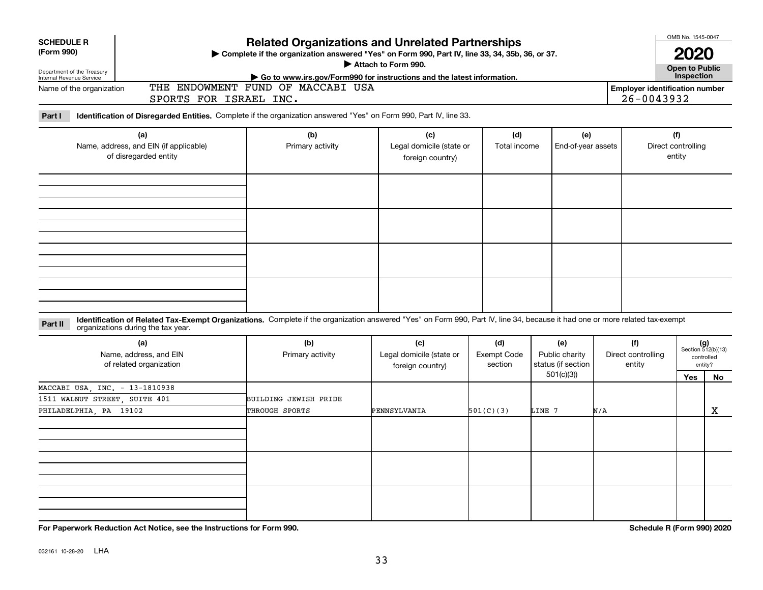**SCHEDULE R**
**(Form 990)**

Department of the Treasury
Internal Revenue Service

# Related Organizations and Unrelated Partnerships

▶ Complete if the organization answered "Yes" on Form 990, Part IV, line 33, 34, 35b, 36, or 37.
▶ Attach to Form 990.
▶ Go to www.irs.gov/Form990 for instructions and the latest information.

OMB No. 1545-0047

**2020**

**Open to Public Inspection**

Name of the organization: THE ENDOWMENT FUND OF MACCABI USA SPORTS FOR ISRAEL INC.

Employer identification number: 26-0043932

**Part I — Identification of Disregarded Entities.** Complete if the organization answered "Yes" on Form 990, Part IV, line 33.

| (a) Name, address, and EIN (if applicable) of disregarded entity | (b) Primary activity | (c) Legal domicile (state or foreign country) | (d) Total income | (e) End-of-year assets | (f) Direct controlling entity |
|---|---|---|---|---|---|
| | | | | | |
| | | | | | |
| | | | | | |
| | | | | | |

**Part II — Identification of Related Tax-Exempt Organizations.** Complete if the organization answered "Yes" on Form 990, Part IV, line 34, because it had one or more related tax-exempt organizations during the tax year.

| (a) Name, address, and EIN of related organization | (b) Primary activity | (c) Legal domicile (state or foreign country) | (d) Exempt Code section | (e) Public charity status (if section 501(c)(3)) | (f) Direct controlling entity | (g) Section 512(b)(13) controlled entity? Yes | No |
|---|---|---|---|---|---|---|---|
| MACCABI USA, INC. - 13-1810938<br>1511 WALNUT STREET, SUITE 401<br>PHILADELPHIA, PA 19102 | BUILDING JEWISH PRIDE THROUGH SPORTS | PENNSYLVANIA | 501(C)(3) | LINE 7 | N/A | | X |
| | | | | | | | |
| | | | | | | | |
| | | | | | | | |

**For Paperwork Reduction Act Notice, see the Instructions for Form 990.**

**Schedule R (Form 990) 2020**

032161 10-28-20 LHA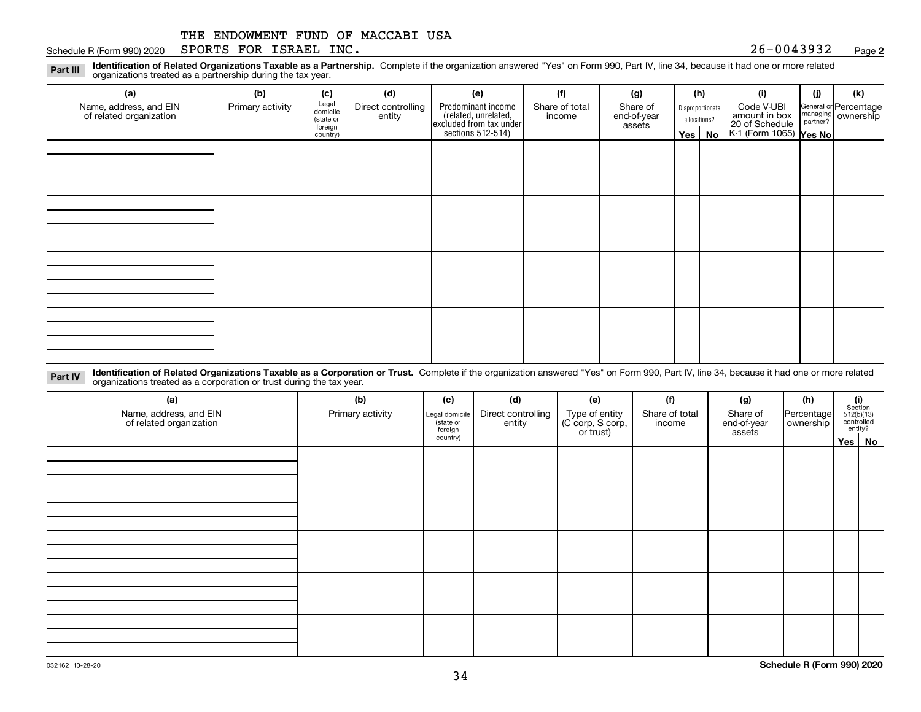THE ENDOWMENT FUND OF MACCABI USA SPORTS FOR ISRAEL INC.

Schedule R (Form 990) 2020 — 26-0043932 — Page **2**

**Part III** **Identification of Related Organizations Taxable as a Partnership.** Complete if the organization answered "Yes" on Form 990, Part IV, line 34, because it had one or more related organizations treated as a partnership during the tax year.

| (a) Name, address, and EIN of related organization | (b) Primary activity | (c) Legal domicile (state or foreign country) | (d) Direct controlling entity | (e) Predominant income (related, unrelated, excluded from tax under sections 512-514) | (f) Share of total income | (g) Share of end-of-year assets | (h) Disproportionate allocations? Yes | (h) No | (i) Code V-UBI amount in box 20 of Schedule K-1 (Form 1065) | (j) General or managing partner? Yes | (j) No | (k) Percentage ownership |
|---|---|---|---|---|---|---|---|---|---|---|---|---|
| | | | | | | | | | | | | |
| | | | | | | | | | | | | |
| | | | | | | | | | | | | |
| | | | | | | | | | | | | |

**Part IV** **Identification of Related Organizations Taxable as a Corporation or Trust.** Complete if the organization answered "Yes" on Form 990, Part IV, line 34, because it had one or more related organizations treated as a corporation or trust during the tax year.

| (a) Name, address, and EIN of related organization | (b) Primary activity | (c) Legal domicile (state or foreign country) | (d) Direct controlling entity | (e) Type of entity (C corp, S corp, or trust) | (f) Share of total income | (g) Share of end-of-year assets | (h) Percentage ownership | (i) Section 512(b)(13) controlled entity? Yes | (i) No |
|---|---|---|---|---|---|---|---|---|---|
| | | | | | | | | | |
| | | | | | | | | | |
| | | | | | | | | | |
| | | | | | | | | | |
| | | | | | | | | | |

032162 10-28-20

**Schedule R (Form 990) 2020**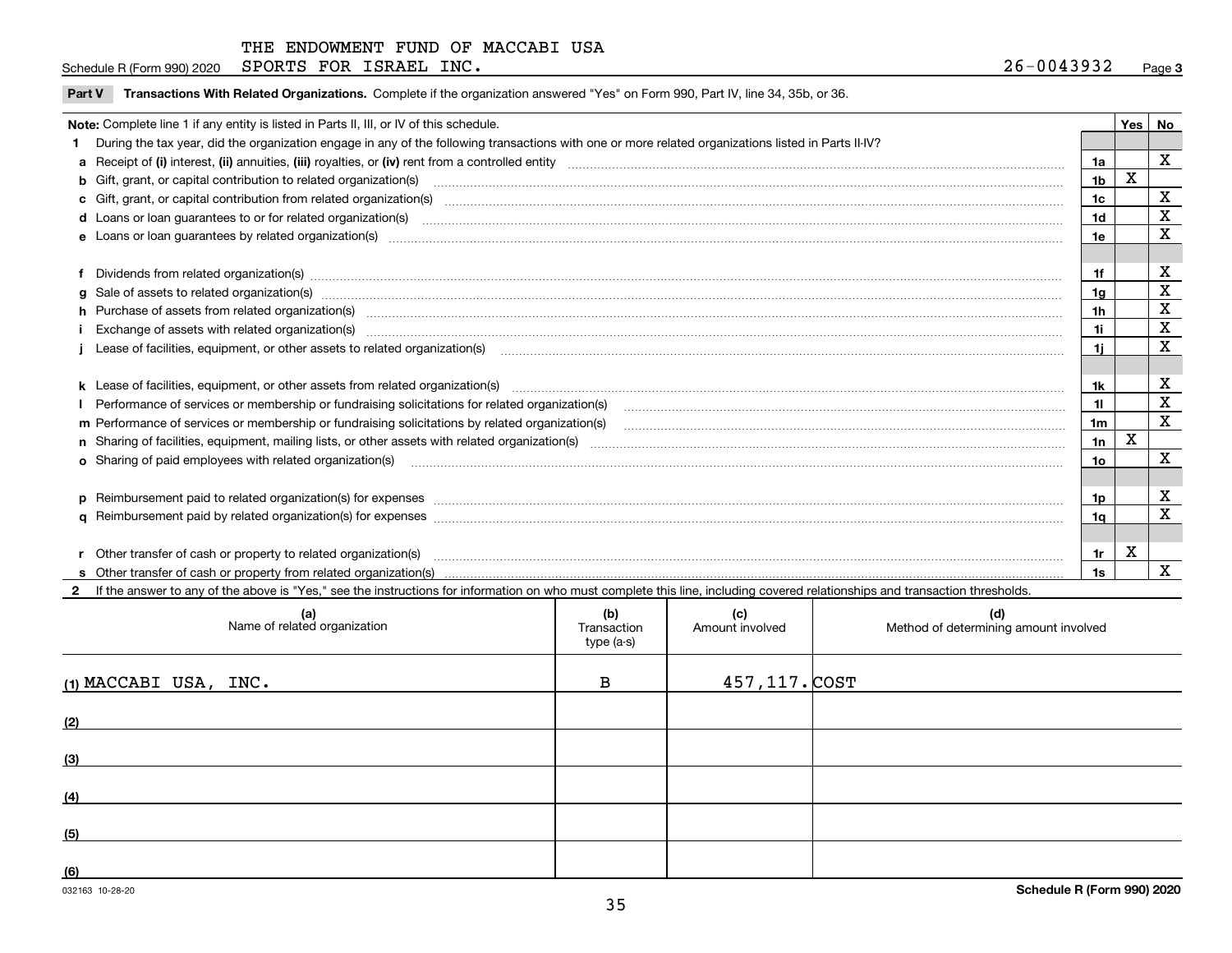THE ENDOWMENT FUND OF MACCABI USA

Schedule R (Form 990) 2020 SPORTS FOR ISRAEL INC. 26-0043932 Page **3**

**Part V** **Transactions With Related Organizations.** Complete if the organization answered "Yes" on Form 990, Part IV, line 34, 35b, or 36.

| Note: Complete line 1 if any entity is listed in Parts II, III, or IV of this schedule. | | Yes | No |
|---|---|---|---|
| **1** During the tax year, did the organization engage in any of the following transactions with one or more related organizations listed in Parts II-IV? | | | |
| **a** Receipt of **(i)** interest, **(ii)** annuities, **(iii)** royalties, or **(iv)** rent from a controlled entity | **1a** | | X |
| **b** Gift, grant, or capital contribution to related organization(s) | **1b** | X | |
| **c** Gift, grant, or capital contribution from related organization(s) | **1c** | | X |
| **d** Loans or loan guarantees to or for related organization(s) | **1d** | | X |
| **e** Loans or loan guarantees by related organization(s) | **1e** | | X |
| **f** Dividends from related organization(s) | **1f** | | X |
| **g** Sale of assets to related organization(s) | **1g** | | X |
| **h** Purchase of assets from related organization(s) | **1h** | | X |
| **i** Exchange of assets with related organization(s) | **1i** | | X |
| **j** Lease of facilities, equipment, or other assets to related organization(s) | **1j** | | X |
| **k** Lease of facilities, equipment, or other assets from related organization(s) | **1k** | | X |
| **l** Performance of services or membership or fundraising solicitations for related organization(s) | **1l** | | X |
| **m** Performance of services or membership or fundraising solicitations by related organization(s) | **1m** | | X |
| **n** Sharing of facilities, equipment, mailing lists, or other assets with related organization(s) | **1n** | X | |
| **o** Sharing of paid employees with related organization(s) | **1o** | | X |
| **p** Reimbursement paid to related organization(s) for expenses | **1p** | | X |
| **q** Reimbursement paid by related organization(s) for expenses | **1q** | | X |
| **r** Other transfer of cash or property to related organization(s) | **1r** | X | |
| **s** Other transfer of cash or property from related organization(s) | **1s** | | X |

**2** If the answer to any of the above is "Yes," see the instructions for information on who must complete this line, including covered relationships and transaction thresholds.

| (a) Name of related organization | (b) Transaction type (a-s) | (c) Amount involved | (d) Method of determining amount involved |
|---|---|---|---|
| (1) MACCABI USA, INC. | B | 457,117. | COST |
| (2) | | | |
| (3) | | | |
| (4) | | | |
| (5) | | | |
| (6) | | | |

032163 10-28-20 **Schedule R (Form 990) 2020**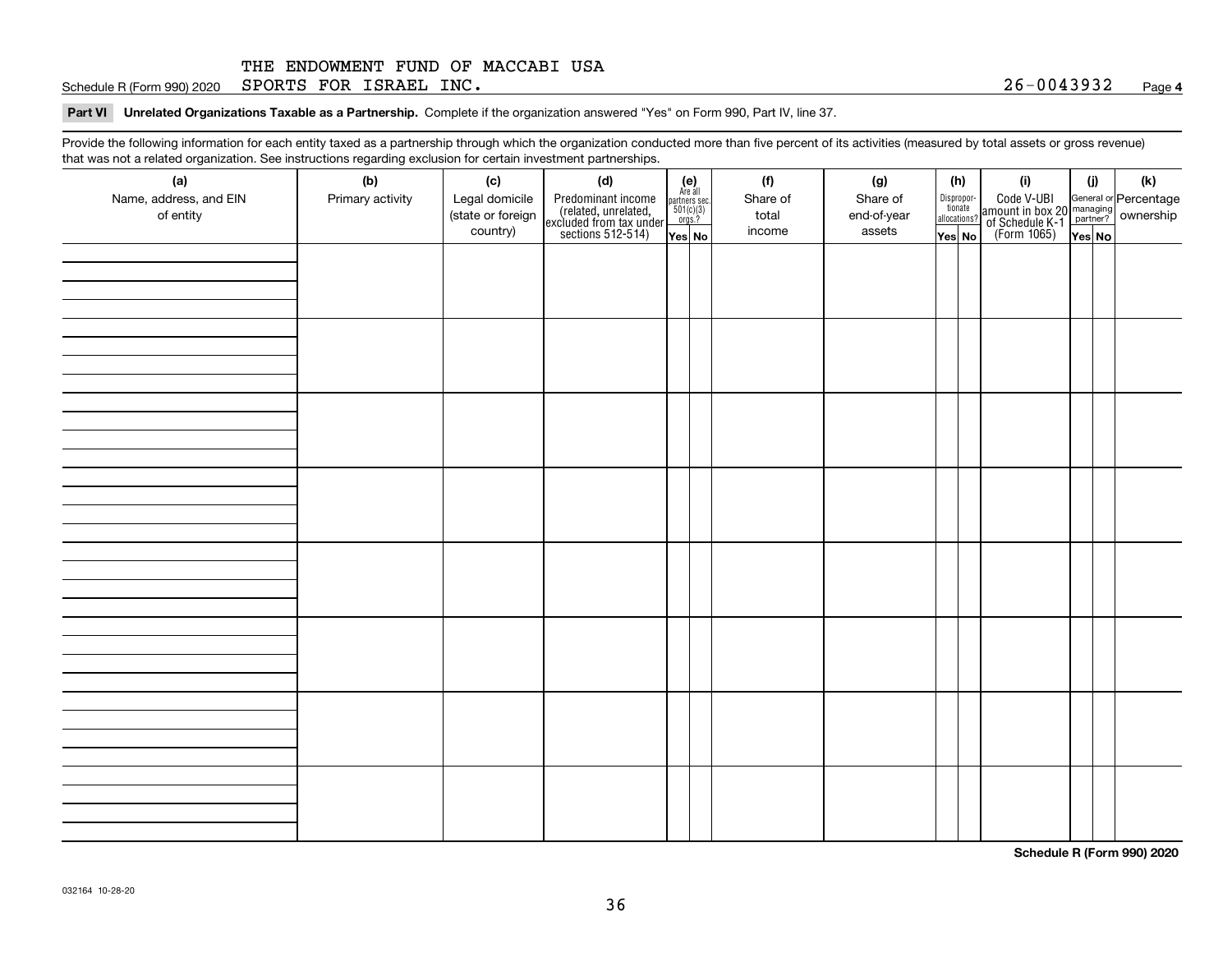THE ENDOWMENT FUND OF MACCABI USA

Schedule R (Form 990) 2020 SPORTS FOR ISRAEL INC. 26-0043932 Page **4**

**Part VI Unrelated Organizations Taxable as a Partnership.** Complete if the organization answered "Yes" on Form 990, Part IV, line 37.

Provide the following information for each entity taxed as a partnership through which the organization conducted more than five percent of its activities (measured by total assets or gross revenue) that was not a related organization. See instructions regarding exclusion for certain investment partnerships.

| (a) Name, address, and EIN of entity | (b) Primary activity | (c) Legal domicile (state or foreign country) | (d) Predominant income (related, unrelated, excluded from tax under sections 512-514) | (e) Are all partners sec. 501(c)(3) orgs.? | | (f) Share of total income | (g) Share of end-of-year assets | (h) Disproportionate allocations? | | (i) Code V-UBI amount in box 20 of Schedule K-1 (Form 1065) | (j) General or managing partner? | | (k) Percentage ownership |
|---|---|---|---|---|---|---|---|---|---|---|---|---|---|
| | | | | Yes | No | | | Yes | No | | Yes | No | |
| | | | | | | | | | | | | | |
| | | | | | | | | | | | | | |
| | | | | | | | | | | | | | |
| | | | | | | | | | | | | | |
| | | | | | | | | | | | | | |
| | | | | | | | | | | | | | |
| | | | | | | | | | | | | | |
| | | | | | | | | | | | | | |

**Schedule R (Form 990) 2020**

032164 10-28-20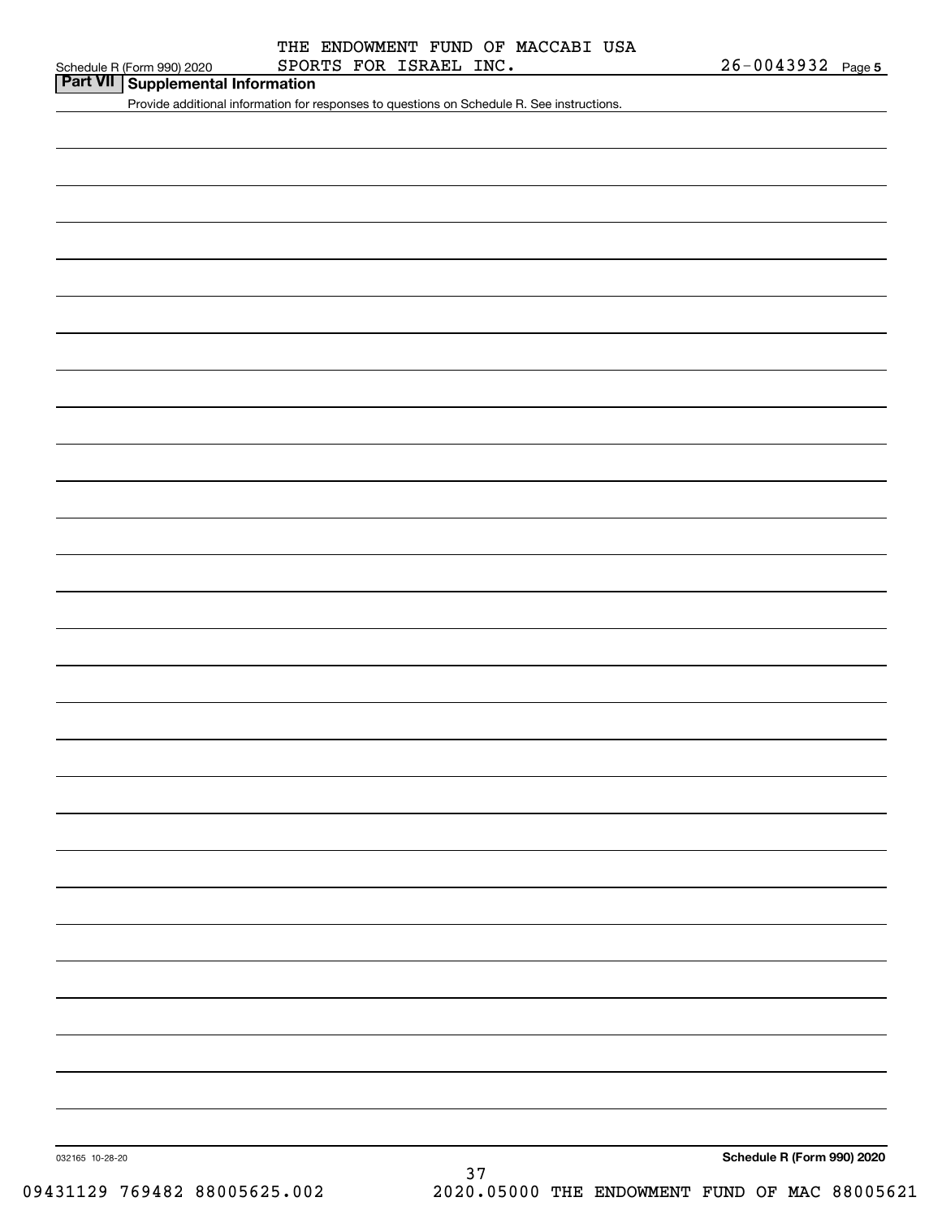THE ENDOWMENT FUND OF MACCABI USA
SPORTS FOR ISRAEL INC.

26-0043932

## Part VII Supplemental Information

Provide additional information for responses to questions on Schedule R. See instructions.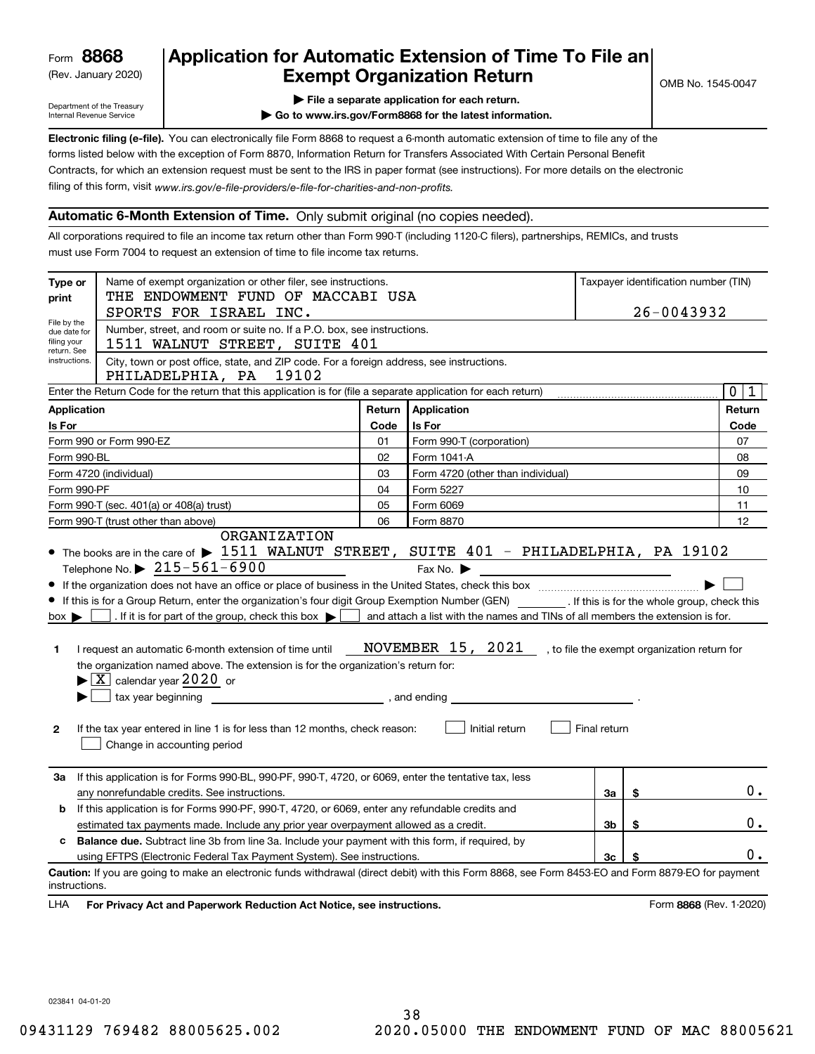Form **8868** (Rev. January 2020)

Department of the Treasury Internal Revenue Service

# Application for Automatic Extension of Time To File an Exempt Organization Return

▶ File a separate application for each return.

▶ Go to www.irs.gov/Form8868 for the latest information.

OMB No. 1545-0047

**Electronic filing (e-file).** You can electronically file Form 8868 to request a 6-month automatic extension of time to file any of the forms listed below with the exception of Form 8870, Information Return for Transfers Associated With Certain Personal Benefit Contracts, for which an extension request must be sent to the IRS in paper format (see instructions). For more details on the electronic filing of this form, visit *www.irs.gov/e-file-providers/e-file-for-charities-and-non-profits.*

## Automatic 6-Month Extension of Time. Only submit original (no copies needed).

All corporations required to file an income tax return other than Form 990-T (including 1120-C filers), partnerships, REMICs, and trusts must use Form 7004 to request an extension of time to file income tax returns.

**Type or print** — File by the due date for filing your return. See instructions.

Name of exempt organization or other filer, see instructions.
THE ENDOWMENT FUND OF MACCABI USA SPORTS FOR ISRAEL INC.

Taxpayer identification number (TIN): 26-0043932

Number, street, and room or suite no. If a P.O. box, see instructions.
1511 WALNUT STREET, SUITE 401

City, town or post office, state, and ZIP code. For a foreign address, see instructions.
PHILADELPHIA, PA 19102

Enter the Return Code for the return that this application is for (file a separate application for each return): 01

| Application Is For | Return Code | Application Is For | Return Code |
|---|---|---|---|
| Form 990 or Form 990-EZ | 01 | Form 990-T (corporation) | 07 |
| Form 990-BL | 02 | Form 1041-A | 08 |
| Form 4720 (individual) | 03 | Form 4720 (other than individual) | 09 |
| Form 990-PF | 04 | Form 5227 | 10 |
| Form 990-T (sec. 401(a) or 408(a) trust) | 05 | Form 6069 | 11 |
| Form 990-T (trust other than above) | 06 | Form 8870 | 12 |

- The books are in the care of ▶ ORGANIZATION 1511 WALNUT STREET, SUITE 401 - PHILADELPHIA, PA 19102
  Telephone No. ▶ 215-561-6900 Fax No. ▶
- If the organization does not have an office or place of business in the United States, check this box ▶ ☐
- If this is for a Group Return, enter the organization's four digit Group Exemption Number (GEN) ______. If this is for the whole group, check this box ▶ ☐. If it is for part of the group, check this box ▶ ☐ and attach a list with the names and TINs of all members the extension is for.

**1** I request an automatic 6-month extension of time until NOVEMBER 15, 2021, to file the exempt organization return for the organization named above. The extension is for the organization's return for:
▶ ☒ calendar year 2020 or
▶ ☐ tax year beginning ____________, and ending ____________.

**2** If the tax year entered in line 1 is for less than 12 months, check reason: ☐ Initial return ☐ Final return ☐ Change in accounting period

| | | | |
|---|---|---|---|
| **3a** | If this application is for Forms 990-BL, 990-PF, 990-T, 4720, or 6069, enter the tentative tax, less any nonrefundable credits. See instructions. | 3a | $ 0. |
| **b** | If this application is for Forms 990-PF, 990-T, 4720, or 6069, enter any refundable credits and estimated tax payments made. Include any prior year overpayment allowed as a credit. | 3b | $ 0. |
| **c** | **Balance due.** Subtract line 3b from line 3a. Include your payment with this form, if required, by using EFTPS (Electronic Federal Tax Payment System). See instructions. | 3c | $ 0. |

**Caution:** If you are going to make an electronic funds withdrawal (direct debit) with this Form 8868, see Form 8453-EO and Form 8879-EO for payment instructions.

LHA **For Privacy Act and Paperwork Reduction Act Notice, see instructions.** Form **8868** (Rev. 1-2020)

023841 04-01-20

09431129 769482 88005625.002 2020.05000 THE ENDOWMENT FUND OF MAC 88005621